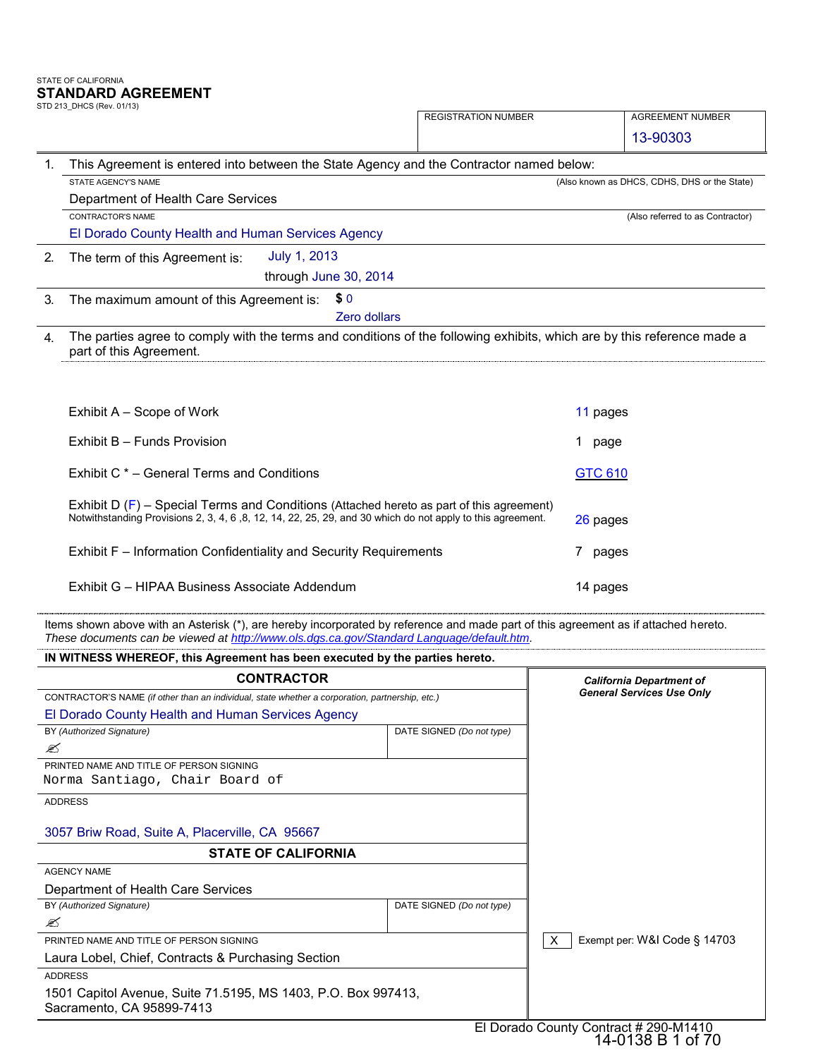STATE OF CALIFORNIA
**STANDARD AGREEMENT**
STD 213_DHCS (Rev. 01/13)

| REGISTRATION NUMBER | AGREEMENT NUMBER |
|---|---|
| | 13-90303 |

1. This Agreement is entered into between the State Agency and the Contractor named below:

STATE AGENCY'S NAME (Also known as DHCS, CDHS, DHS or the State)
Department of Health Care Services

CONTRACTOR'S NAME (Also referred to as Contractor)
El Dorado County Health and Human Services Agency

2. The term of this Agreement is: July 1, 2013 through June 30, 2014

3. The maximum amount of this Agreement is: $ 0
Zero dollars

4. The parties agree to comply with the terms and conditions of the following exhibits, which are by this reference made a part of this Agreement.

| Exhibit | Pages |
|---|---|
| Exhibit A – Scope of Work | 11 pages |
| Exhibit B – Funds Provision | 1 page |
| Exhibit C * – General Terms and Conditions | GTC 610 |
| Exhibit D (F) – Special Terms and Conditions (Attached hereto as part of this agreement) Notwithstanding Provisions 2, 3, 4, 6 ,8, 12, 14, 22, 25, 29, and 30 which do not apply to this agreement. | 26 pages |
| Exhibit F – Information Confidentiality and Security Requirements | 7 pages |
| Exhibit G – HIPAA Business Associate Addendum | 14 pages |

Items shown above with an Asterisk (*), are hereby incorporated by reference and made part of this agreement as if attached hereto.
*These documents can be viewed at [http://www.ols.dgs.ca.gov/Standard Language/default.htm](http://www.ols.dgs.ca.gov/Standard Language/default.htm).*

**IN WITNESS WHEREOF, this Agreement has been executed by the parties hereto.**

**CONTRACTOR**

CONTRACTOR'S NAME *(if other than an individual, state whether a corporation, partnership, etc.)*
El Dorado County Health and Human Services Agency

| BY *(Authorized Signature)* | DATE SIGNED *(Do not type)* |
|---|---|
| ✍ | |

PRINTED NAME AND TITLE OF PERSON SIGNING
Norma Santiago, Chair Board of

ADDRESS
3057 Briw Road, Suite A, Placerville, CA 95667

**STATE OF CALIFORNIA**

AGENCY NAME
Department of Health Care Services

| BY *(Authorized Signature)* | DATE SIGNED *(Do not type)* |
|---|---|
| ✍ | |

PRINTED NAME AND TITLE OF PERSON SIGNING
Laura Lobel, Chief, Contracts & Purchasing Section

ADDRESS
1501 Capitol Avenue, Suite 71.5195, MS 1403, P.O. Box 997413, Sacramento, CA 95899-7413

***California Department of General Services Use Only***

[X] Exempt per: W&I Code § 14703

El Dorado County Contract # 290-M1410
14-0138 B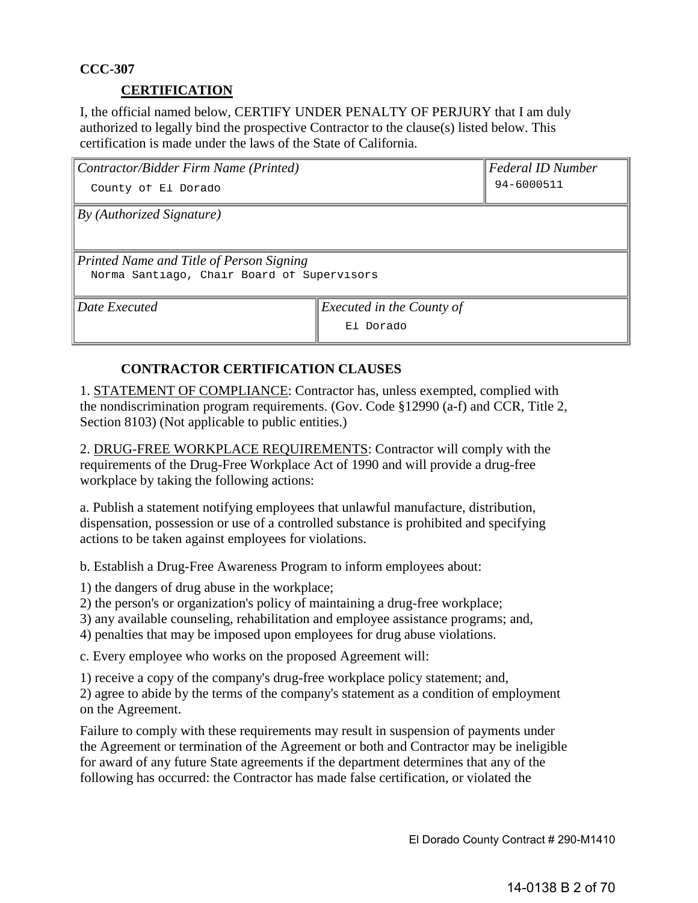**CCC-307**

## CERTIFICATION

I, the official named below, CERTIFY UNDER PENALTY OF PERJURY that I am duly authorized to legally bind the prospective Contractor to the clause(s) listed below. This certification is made under the laws of the State of California.

| *Contractor/Bidder Firm Name (Printed)* | | *Federal ID Number* |
|---|---|---|
| County of El Dorado | | 94-6000511 |
| *By (Authorized Signature)* | | |
| | | |
| *Printed Name and Title of Person Signing* | | |
| Norma Santiago, Chair Board of Supervisors | | |
| *Date Executed* | *Executed in the County of* | |
| | El Dorado | |

## CONTRACTOR CERTIFICATION CLAUSES

1. STATEMENT OF COMPLIANCE: Contractor has, unless exempted, complied with the nondiscrimination program requirements. (Gov. Code §12990 (a-f) and CCR, Title 2, Section 8103) (Not applicable to public entities.)

2. DRUG-FREE WORKPLACE REQUIREMENTS: Contractor will comply with the requirements of the Drug-Free Workplace Act of 1990 and will provide a drug-free workplace by taking the following actions:

a. Publish a statement notifying employees that unlawful manufacture, distribution, dispensation, possession or use of a controlled substance is prohibited and specifying actions to be taken against employees for violations.

b. Establish a Drug-Free Awareness Program to inform employees about:

1) the dangers of drug abuse in the workplace;
2) the person's or organization's policy of maintaining a drug-free workplace;
3) any available counseling, rehabilitation and employee assistance programs; and,
4) penalties that may be imposed upon employees for drug abuse violations.

c. Every employee who works on the proposed Agreement will:

1) receive a copy of the company's drug-free workplace policy statement; and,
2) agree to abide by the terms of the company's statement as a condition of employment on the Agreement.

Failure to comply with these requirements may result in suspension of payments under the Agreement or termination of the Agreement or both and Contractor may be ineligible for award of any future State agreements if the department determines that any of the following has occurred: the Contractor has made false certification, or violated the

El Dorado County Contract # 290-M1410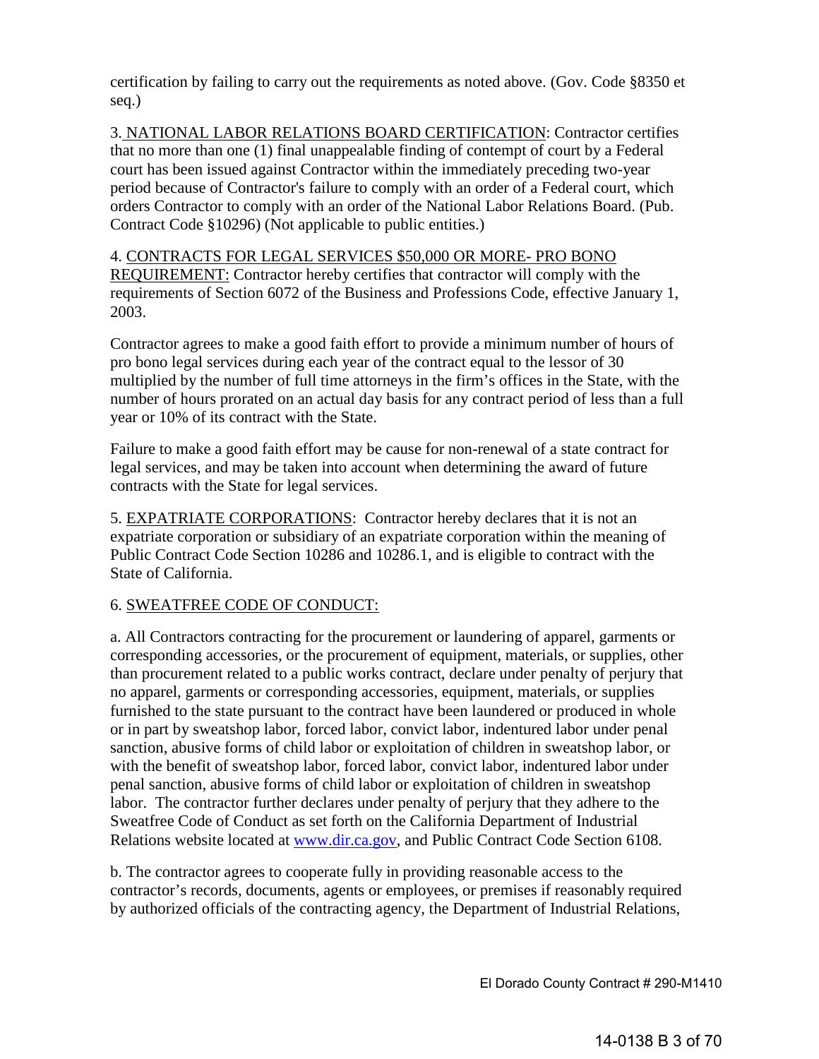certification by failing to carry out the requirements as noted above. (Gov. Code §8350 et seq.)

3. NATIONAL LABOR RELATIONS BOARD CERTIFICATION: Contractor certifies that no more than one (1) final unappealable finding of contempt of court by a Federal court has been issued against Contractor within the immediately preceding two-year period because of Contractor's failure to comply with an order of a Federal court, which orders Contractor to comply with an order of the National Labor Relations Board. (Pub. Contract Code §10296) (Not applicable to public entities.)

4. CONTRACTS FOR LEGAL SERVICES $50,000 OR MORE- PRO BONO REQUIREMENT: Contractor hereby certifies that contractor will comply with the requirements of Section 6072 of the Business and Professions Code, effective January 1, 2003.

Contractor agrees to make a good faith effort to provide a minimum number of hours of pro bono legal services during each year of the contract equal to the lessor of 30 multiplied by the number of full time attorneys in the firm's offices in the State, with the number of hours prorated on an actual day basis for any contract period of less than a full year or 10% of its contract with the State.

Failure to make a good faith effort may be cause for non-renewal of a state contract for legal services, and may be taken into account when determining the award of future contracts with the State for legal services.

5. EXPATRIATE CORPORATIONS: Contractor hereby declares that it is not an expatriate corporation or subsidiary of an expatriate corporation within the meaning of Public Contract Code Section 10286 and 10286.1, and is eligible to contract with the State of California.

6. SWEATFREE CODE OF CONDUCT:

a. All Contractors contracting for the procurement or laundering of apparel, garments or corresponding accessories, or the procurement of equipment, materials, or supplies, other than procurement related to a public works contract, declare under penalty of perjury that no apparel, garments or corresponding accessories, equipment, materials, or supplies furnished to the state pursuant to the contract have been laundered or produced in whole or in part by sweatshop labor, forced labor, convict labor, indentured labor under penal sanction, abusive forms of child labor or exploitation of children in sweatshop labor, or with the benefit of sweatshop labor, forced labor, convict labor, indentured labor under penal sanction, abusive forms of child labor or exploitation of children in sweatshop labor. The contractor further declares under penalty of perjury that they adhere to the Sweatfree Code of Conduct as set forth on the California Department of Industrial Relations website located at www.dir.ca.gov, and Public Contract Code Section 6108.

b. The contractor agrees to cooperate fully in providing reasonable access to the contractor's records, documents, agents or employees, or premises if reasonably required by authorized officials of the contracting agency, the Department of Industrial Relations,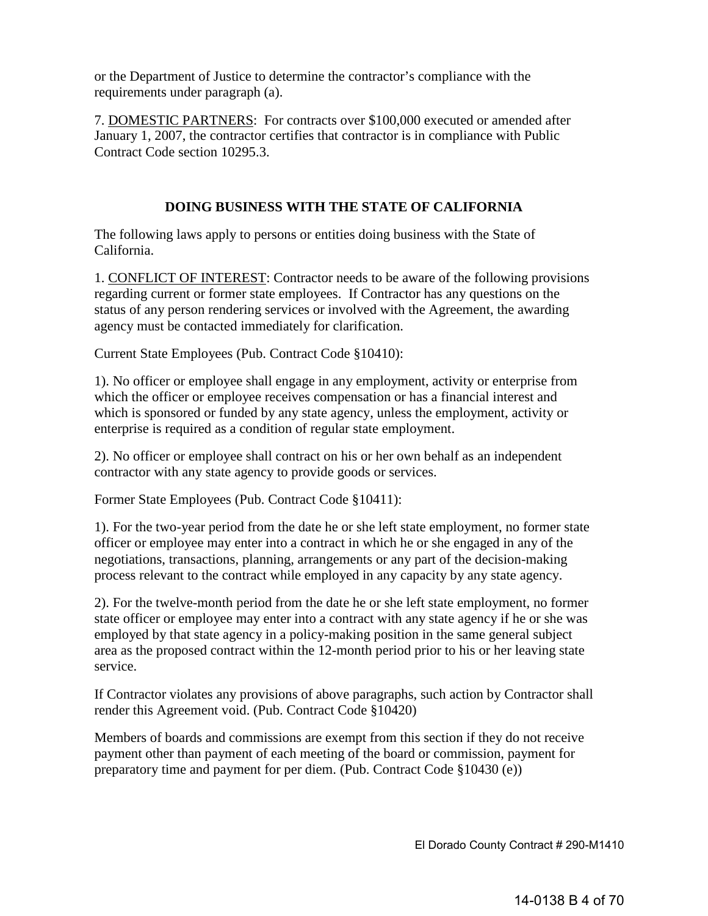or the Department of Justice to determine the contractor's compliance with the requirements under paragraph (a).

7. <u>DOMESTIC PARTNERS</u>: For contracts over $100,000 executed or amended after January 1, 2007, the contractor certifies that contractor is in compliance with Public Contract Code section 10295.3.

## DOING BUSINESS WITH THE STATE OF CALIFORNIA

The following laws apply to persons or entities doing business with the State of California.

1. <u>CONFLICT OF INTEREST</u>: Contractor needs to be aware of the following provisions regarding current or former state employees. If Contractor has any questions on the status of any person rendering services or involved with the Agreement, the awarding agency must be contacted immediately for clarification.

Current State Employees (Pub. Contract Code §10410):

1). No officer or employee shall engage in any employment, activity or enterprise from which the officer or employee receives compensation or has a financial interest and which is sponsored or funded by any state agency, unless the employment, activity or enterprise is required as a condition of regular state employment.

2). No officer or employee shall contract on his or her own behalf as an independent contractor with any state agency to provide goods or services.

Former State Employees (Pub. Contract Code §10411):

1). For the two-year period from the date he or she left state employment, no former state officer or employee may enter into a contract in which he or she engaged in any of the negotiations, transactions, planning, arrangements or any part of the decision-making process relevant to the contract while employed in any capacity by any state agency.

2). For the twelve-month period from the date he or she left state employment, no former state officer or employee may enter into a contract with any state agency if he or she was employed by that state agency in a policy-making position in the same general subject area as the proposed contract within the 12-month period prior to his or her leaving state service.

If Contractor violates any provisions of above paragraphs, such action by Contractor shall render this Agreement void. (Pub. Contract Code §10420)

Members of boards and commissions are exempt from this section if they do not receive payment other than payment of each meeting of the board or commission, payment for preparatory time and payment for per diem. (Pub. Contract Code §10430 (e))

El Dorado County Contract # 290-M1410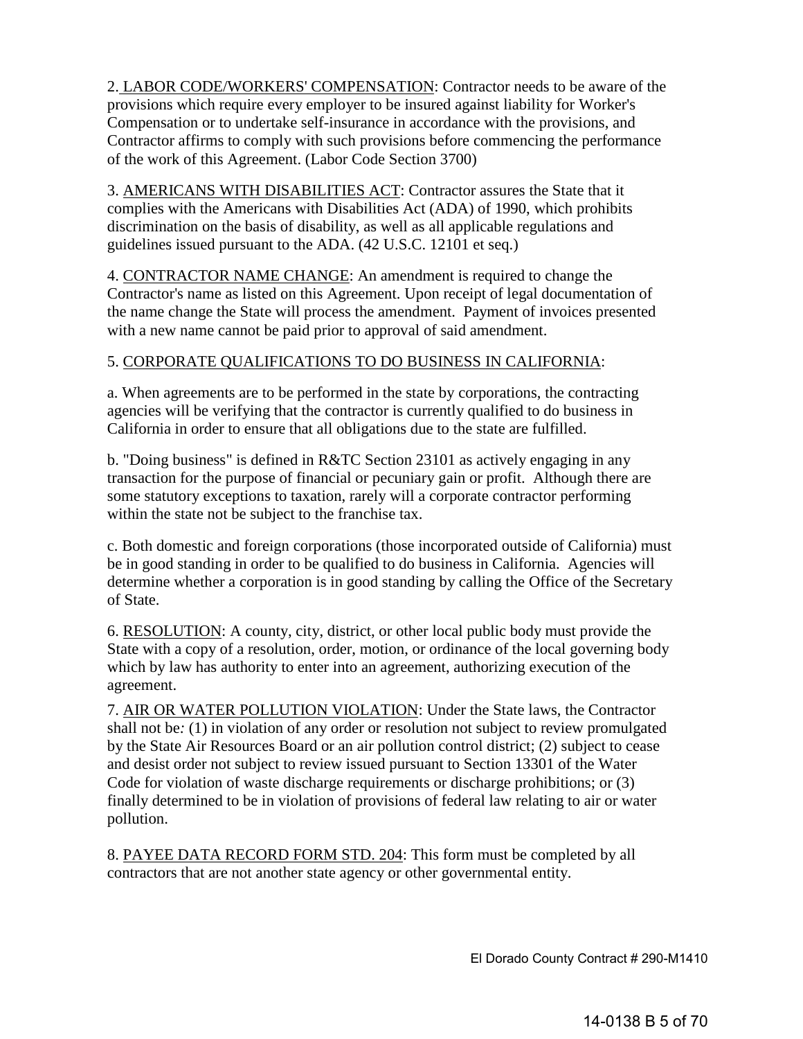2. <u>LABOR CODE/WORKERS' COMPENSATION</u>: Contractor needs to be aware of the provisions which require every employer to be insured against liability for Worker's Compensation or to undertake self-insurance in accordance with the provisions, and Contractor affirms to comply with such provisions before commencing the performance of the work of this Agreement. (Labor Code Section 3700)

3. <u>AMERICANS WITH DISABILITIES ACT</u>: Contractor assures the State that it complies with the Americans with Disabilities Act (ADA) of 1990, which prohibits discrimination on the basis of disability, as well as all applicable regulations and guidelines issued pursuant to the ADA. (42 U.S.C. 12101 et seq.)

4. <u>CONTRACTOR NAME CHANGE</u>: An amendment is required to change the Contractor's name as listed on this Agreement. Upon receipt of legal documentation of the name change the State will process the amendment. Payment of invoices presented with a new name cannot be paid prior to approval of said amendment.

5. <u>CORPORATE QUALIFICATIONS TO DO BUSINESS IN CALIFORNIA</u>:

a. When agreements are to be performed in the state by corporations, the contracting agencies will be verifying that the contractor is currently qualified to do business in California in order to ensure that all obligations due to the state are fulfilled.

b. "Doing business" is defined in R&TC Section 23101 as actively engaging in any transaction for the purpose of financial or pecuniary gain or profit. Although there are some statutory exceptions to taxation, rarely will a corporate contractor performing within the state not be subject to the franchise tax.

c. Both domestic and foreign corporations (those incorporated outside of California) must be in good standing in order to be qualified to do business in California. Agencies will determine whether a corporation is in good standing by calling the Office of the Secretary of State.

6. <u>RESOLUTION</u>: A county, city, district, or other local public body must provide the State with a copy of a resolution, order, motion, or ordinance of the local governing body which by law has authority to enter into an agreement, authorizing execution of the agreement.

7. <u>AIR OR WATER POLLUTION VIOLATION</u>: Under the State laws, the Contractor shall not be*:* (1) in violation of any order or resolution not subject to review promulgated by the State Air Resources Board or an air pollution control district; (2) subject to cease and desist order not subject to review issued pursuant to Section 13301 of the Water Code for violation of waste discharge requirements or discharge prohibitions; or (3) finally determined to be in violation of provisions of federal law relating to air or water pollution.

8. <u>PAYEE DATA RECORD FORM STD. 204</u>: This form must be completed by all contractors that are not another state agency or other governmental entity.

El Dorado County Contract # 290-M1410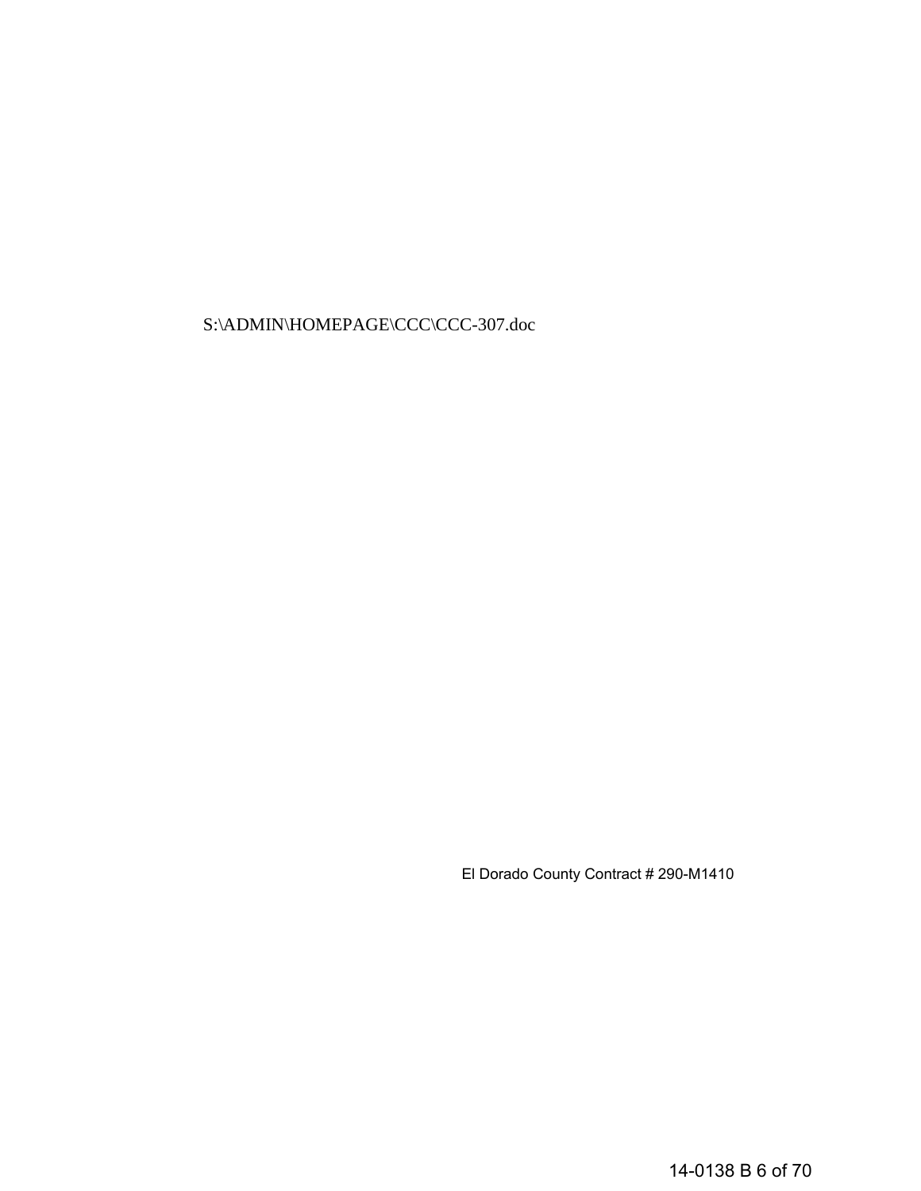S:\ADMIN\HOMEPAGE\CCC\CCC-307.doc

El Dorado County Contract # 290-M1410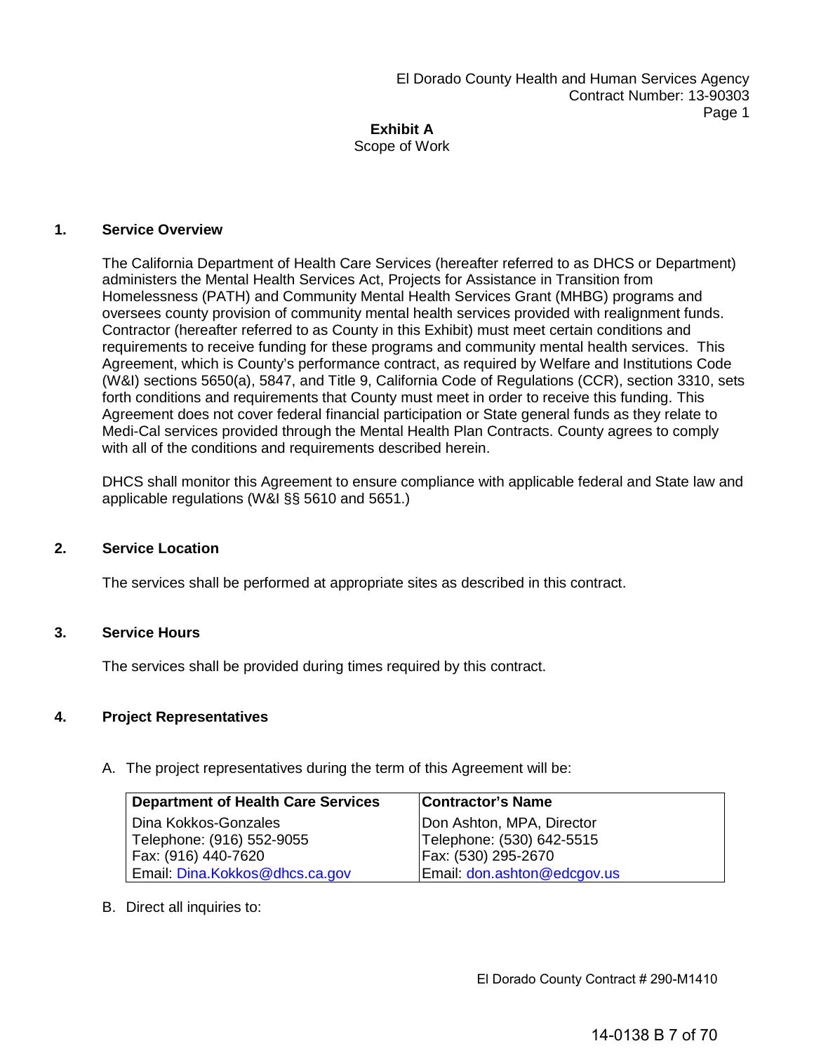# Exhibit A

Scope of Work

## 1. Service Overview

The California Department of Health Care Services (hereafter referred to as DHCS or Department) administers the Mental Health Services Act, Projects for Assistance in Transition from Homelessness (PATH) and Community Mental Health Services Grant (MHBG) programs and oversees county provision of community mental health services provided with realignment funds. Contractor (hereafter referred to as County in this Exhibit) must meet certain conditions and requirements to receive funding for these programs and community mental health services. This Agreement, which is County's performance contract, as required by Welfare and Institutions Code (W&I) sections 5650(a), 5847, and Title 9, California Code of Regulations (CCR), section 3310, sets forth conditions and requirements that County must meet in order to receive this funding. This Agreement does not cover federal financial participation or State general funds as they relate to Medi-Cal services provided through the Mental Health Plan Contracts. County agrees to comply with all of the conditions and requirements described herein.

DHCS shall monitor this Agreement to ensure compliance with applicable federal and State law and applicable regulations (W&I §§ 5610 and 5651.)

## 2. Service Location

The services shall be performed at appropriate sites as described in this contract.

## 3. Service Hours

The services shall be provided during times required by this contract.

## 4. Project Representatives

A. The project representatives during the term of this Agreement will be:

| Department of Health Care Services | Contractor's Name |
|---|---|
| Dina Kokkos-Gonzales<br>Telephone: (916) 552-9055<br>Fax: (916) 440-7620<br>Email: Dina.Kokkos@dhcs.ca.gov | Don Ashton, MPA, Director<br>Telephone: (530) 642-5515<br>Fax: (530) 295-2670<br>Email: don.ashton@edcgov.us |

B. Direct all inquiries to: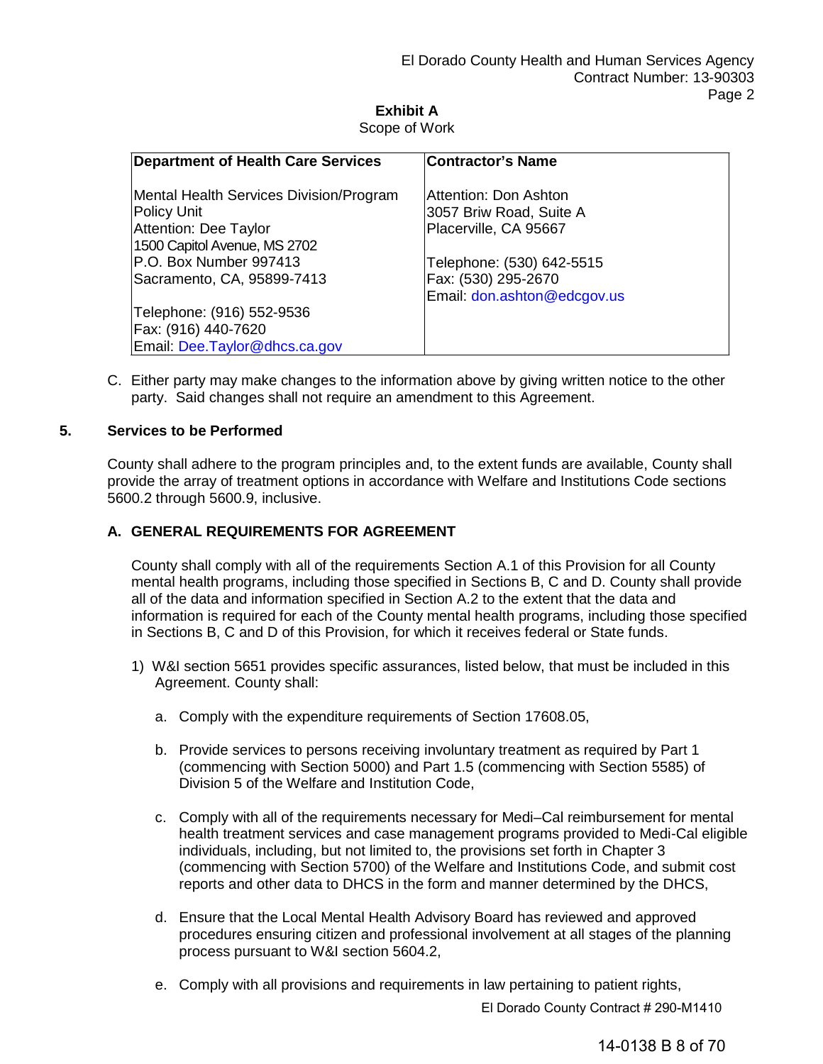**Exhibit A**
Scope of Work

| Department of Health Care Services | Contractor's Name |
|---|---|
| Mental Health Services Division/Program Policy Unit<br>Attention: Dee Taylor<br>1500 Capitol Avenue, MS 2702<br>P.O. Box Number 997413<br>Sacramento, CA, 95899-7413<br><br>Telephone: (916) 552-9536<br>Fax: (916) 440-7620<br>Email: Dee.Taylor@dhcs.ca.gov | Attention: Don Ashton<br>3057 Briw Road, Suite A<br>Placerville, CA 95667<br><br>Telephone: (530) 642-5515<br>Fax: (530) 295-2670<br>Email: don.ashton@edcgov.us |

C. Either party may make changes to the information above by giving written notice to the other party. Said changes shall not require an amendment to this Agreement.

**5. Services to be Performed**

County shall adhere to the program principles and, to the extent funds are available, County shall provide the array of treatment options in accordance with Welfare and Institutions Code sections 5600.2 through 5600.9, inclusive.

**A. GENERAL REQUIREMENTS FOR AGREEMENT**

County shall comply with all of the requirements Section A.1 of this Provision for all County mental health programs, including those specified in Sections B, C and D. County shall provide all of the data and information specified in Section A.2 to the extent that the data and information is required for each of the County mental health programs, including those specified in Sections B, C and D of this Provision, for which it receives federal or State funds.

1) W&I section 5651 provides specific assurances, listed below, that must be included in this Agreement. County shall:

   a. Comply with the expenditure requirements of Section 17608.05,

   b. Provide services to persons receiving involuntary treatment as required by Part 1 (commencing with Section 5000) and Part 1.5 (commencing with Section 5585) of Division 5 of the Welfare and Institution Code,

   c. Comply with all of the requirements necessary for Medi–Cal reimbursement for mental health treatment services and case management programs provided to Medi-Cal eligible individuals, including, but not limited to, the provisions set forth in Chapter 3 (commencing with Section 5700) of the Welfare and Institutions Code, and submit cost reports and other data to DHCS in the form and manner determined by the DHCS,

   d. Ensure that the Local Mental Health Advisory Board has reviewed and approved procedures ensuring citizen and professional involvement at all stages of the planning process pursuant to W&I section 5604.2,

   e. Comply with all provisions and requirements in law pertaining to patient rights,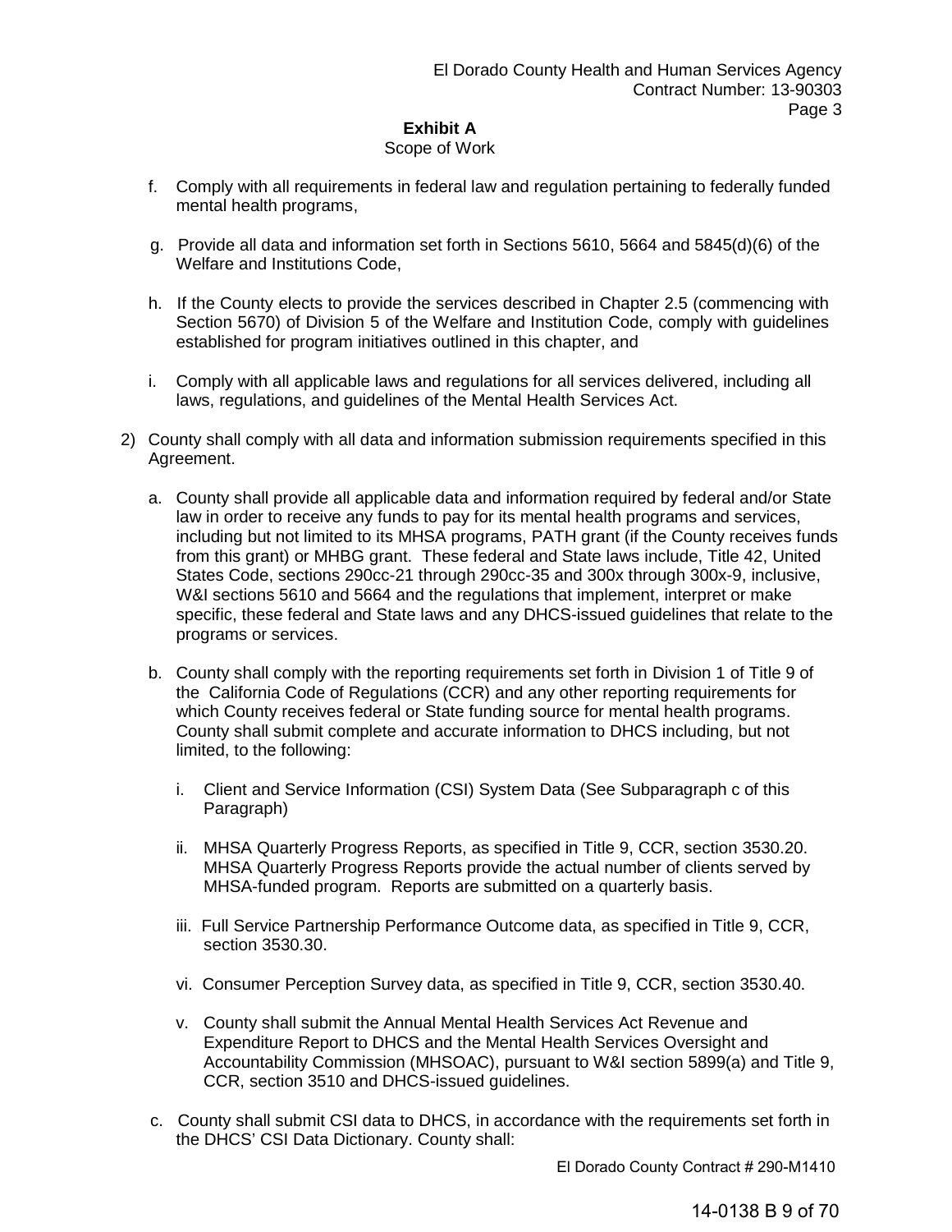**Exhibit A**
Scope of Work

f. Comply with all requirements in federal law and regulation pertaining to federally funded mental health programs,

g. Provide all data and information set forth in Sections 5610, 5664 and 5845(d)(6) of the Welfare and Institutions Code,

h. If the County elects to provide the services described in Chapter 2.5 (commencing with Section 5670) of Division 5 of the Welfare and Institution Code, comply with guidelines established for program initiatives outlined in this chapter, and

i. Comply with all applicable laws and regulations for all services delivered, including all laws, regulations, and guidelines of the Mental Health Services Act.

2) County shall comply with all data and information submission requirements specified in this Agreement.

a. County shall provide all applicable data and information required by federal and/or State law in order to receive any funds to pay for its mental health programs and services, including but not limited to its MHSA programs, PATH grant (if the County receives funds from this grant) or MHBG grant. These federal and State laws include, Title 42, United States Code, sections 290cc-21 through 290cc-35 and 300x through 300x-9, inclusive, W&I sections 5610 and 5664 and the regulations that implement, interpret or make specific, these federal and State laws and any DHCS-issued guidelines that relate to the programs or services.

b. County shall comply with the reporting requirements set forth in Division 1 of Title 9 of the California Code of Regulations (CCR) and any other reporting requirements for which County receives federal or State funding source for mental health programs. County shall submit complete and accurate information to DHCS including, but not limited, to the following:

i. Client and Service Information (CSI) System Data (See Subparagraph c of this Paragraph)

ii. MHSA Quarterly Progress Reports, as specified in Title 9, CCR, section 3530.20. MHSA Quarterly Progress Reports provide the actual number of clients served by MHSA-funded program. Reports are submitted on a quarterly basis.

iii. Full Service Partnership Performance Outcome data, as specified in Title 9, CCR, section 3530.30.

vi. Consumer Perception Survey data, as specified in Title 9, CCR, section 3530.40.

v. County shall submit the Annual Mental Health Services Act Revenue and Expenditure Report to DHCS and the Mental Health Services Oversight and Accountability Commission (MHSOAC), pursuant to W&I section 5899(a) and Title 9, CCR, section 3510 and DHCS-issued guidelines.

c. County shall submit CSI data to DHCS, in accordance with the requirements set forth in the DHCS' CSI Data Dictionary. County shall: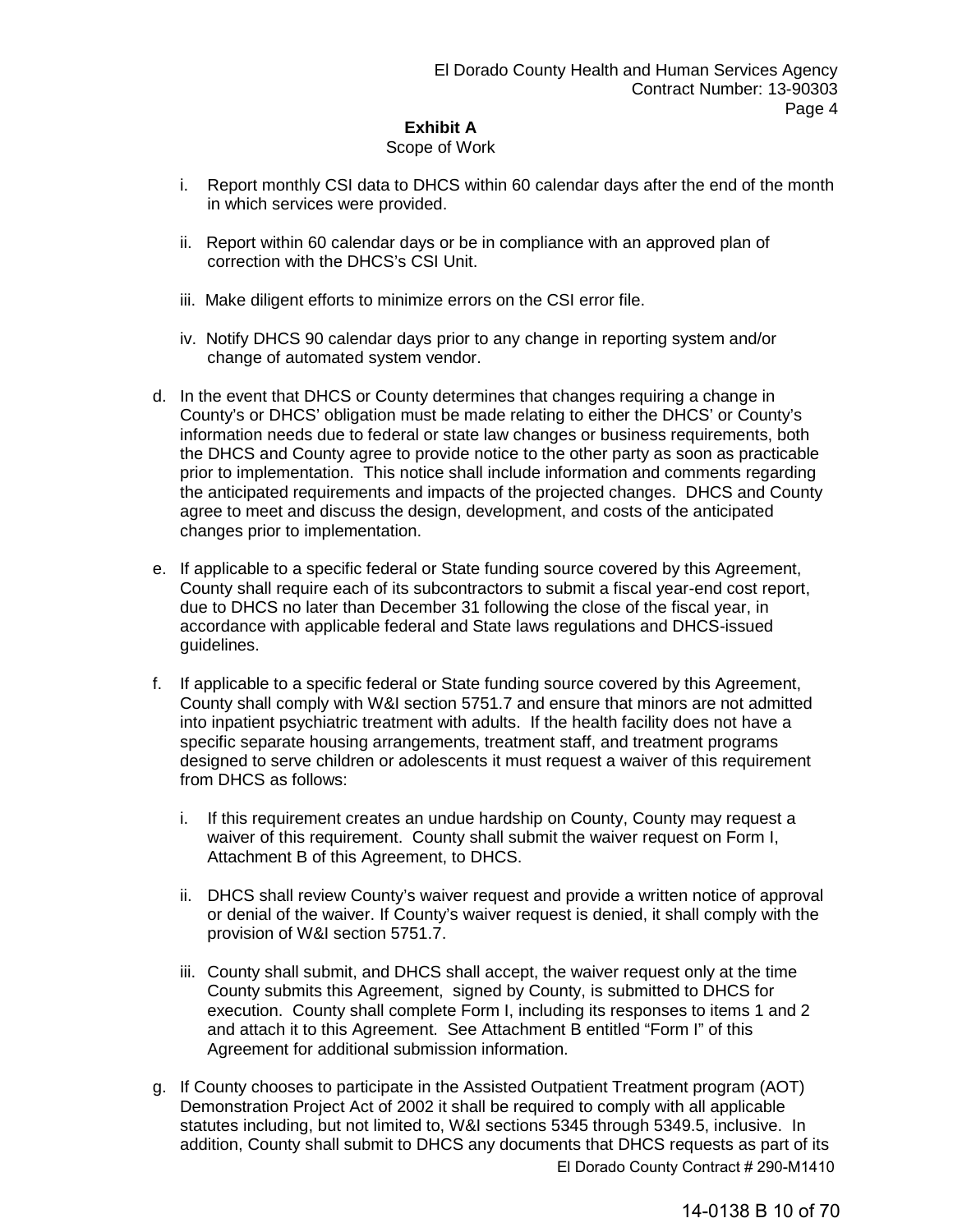**Exhibit A**

Scope of Work

   i. Report monthly CSI data to DHCS within 60 calendar days after the end of the month in which services were provided.

   ii. Report within 60 calendar days or be in compliance with an approved plan of correction with the DHCS's CSI Unit.

   iii. Make diligent efforts to minimize errors on the CSI error file.

   iv. Notify DHCS 90 calendar days prior to any change in reporting system and/or change of automated system vendor.

d. In the event that DHCS or County determines that changes requiring a change in County's or DHCS' obligation must be made relating to either the DHCS' or County's information needs due to federal or state law changes or business requirements, both the DHCS and County agree to provide notice to the other party as soon as practicable prior to implementation. This notice shall include information and comments regarding the anticipated requirements and impacts of the projected changes. DHCS and County agree to meet and discuss the design, development, and costs of the anticipated changes prior to implementation.

e. If applicable to a specific federal or State funding source covered by this Agreement, County shall require each of its subcontractors to submit a fiscal year-end cost report, due to DHCS no later than December 31 following the close of the fiscal year, in accordance with applicable federal and State laws regulations and DHCS-issued guidelines.

f. If applicable to a specific federal or State funding source covered by this Agreement, County shall comply with W&I section 5751.7 and ensure that minors are not admitted into inpatient psychiatric treatment with adults. If the health facility does not have a specific separate housing arrangements, treatment staff, and treatment programs designed to serve children or adolescents it must request a waiver of this requirement from DHCS as follows:

   i. If this requirement creates an undue hardship on County, County may request a waiver of this requirement. County shall submit the waiver request on Form I, Attachment B of this Agreement, to DHCS.

   ii. DHCS shall review County's waiver request and provide a written notice of approval or denial of the waiver. If County's waiver request is denied, it shall comply with the provision of W&I section 5751.7.

   iii. County shall submit, and DHCS shall accept, the waiver request only at the time County submits this Agreement, signed by County, is submitted to DHCS for execution. County shall complete Form I, including its responses to items 1 and 2 and attach it to this Agreement. See Attachment B entitled "Form I" of this Agreement for additional submission information.

g. If County chooses to participate in the Assisted Outpatient Treatment program (AOT) Demonstration Project Act of 2002 it shall be required to comply with all applicable statutes including, but not limited to, W&I sections 5345 through 5349.5, inclusive. In addition, County shall submit to DHCS any documents that DHCS requests as part of its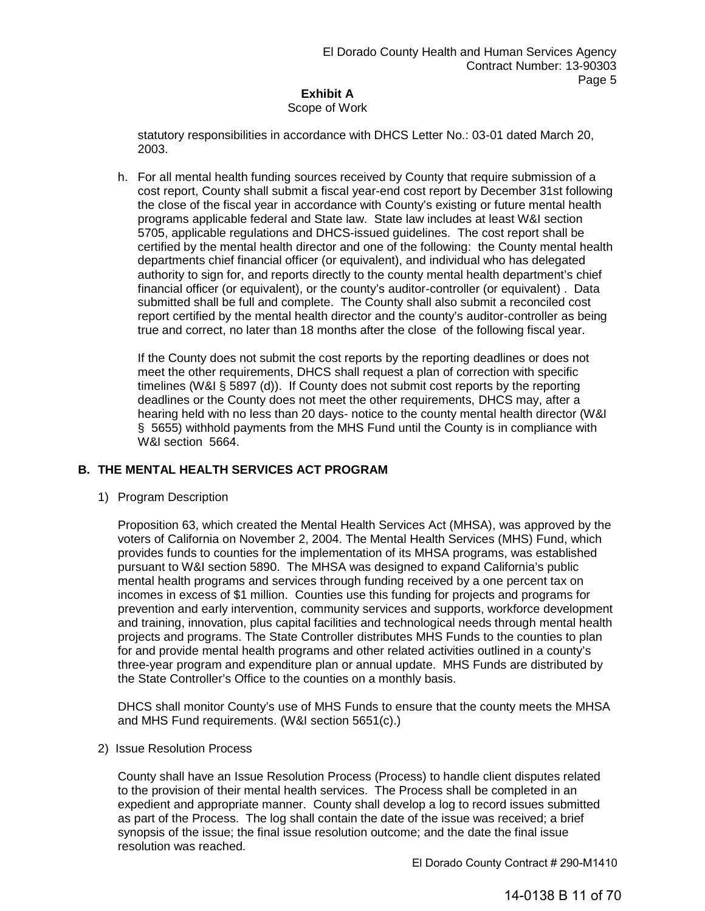**Exhibit A**
Scope of Work

statutory responsibilities in accordance with DHCS Letter No.: 03-01 dated March 20, 2003.

h. For all mental health funding sources received by County that require submission of a cost report, County shall submit a fiscal year-end cost report by December 31st following the close of the fiscal year in accordance with County's existing or future mental health programs applicable federal and State law. State law includes at least W&I section 5705, applicable regulations and DHCS-issued guidelines. The cost report shall be certified by the mental health director and one of the following: the County mental health departments chief financial officer (or equivalent), and individual who has delegated authority to sign for, and reports directly to the county mental health department's chief financial officer (or equivalent), or the county's auditor-controller (or equivalent) . Data submitted shall be full and complete. The County shall also submit a reconciled cost report certified by the mental health director and the county's auditor-controller as being true and correct, no later than 18 months after the close of the following fiscal year.

   If the County does not submit the cost reports by the reporting deadlines or does not meet the other requirements, DHCS shall request a plan of correction with specific timelines (W&I § 5897 (d)). If County does not submit cost reports by the reporting deadlines or the County does not meet the other requirements, DHCS may, after a hearing held with no less than 20 days- notice to the county mental health director (W&I § 5655) withhold payments from the MHS Fund until the County is in compliance with W&I section 5664.

## B. THE MENTAL HEALTH SERVICES ACT PROGRAM

1) Program Description

   Proposition 63, which created the Mental Health Services Act (MHSA), was approved by the voters of California on November 2, 2004. The Mental Health Services (MHS) Fund, which provides funds to counties for the implementation of its MHSA programs, was established pursuant to W&I section 5890. The MHSA was designed to expand California's public mental health programs and services through funding received by a one percent tax on incomes in excess of $1 million. Counties use this funding for projects and programs for prevention and early intervention, community services and supports, workforce development and training, innovation, plus capital facilities and technological needs through mental health projects and programs. The State Controller distributes MHS Funds to the counties to plan for and provide mental health programs and other related activities outlined in a county's three-year program and expenditure plan or annual update. MHS Funds are distributed by the State Controller's Office to the counties on a monthly basis.

   DHCS shall monitor County's use of MHS Funds to ensure that the county meets the MHSA and MHS Fund requirements. (W&I section 5651(c).)

2) Issue Resolution Process

   County shall have an Issue Resolution Process (Process) to handle client disputes related to the provision of their mental health services. The Process shall be completed in an expedient and appropriate manner. County shall develop a log to record issues submitted as part of the Process. The log shall contain the date of the issue was received; a brief synopsis of the issue; the final issue resolution outcome; and the date the final issue resolution was reached.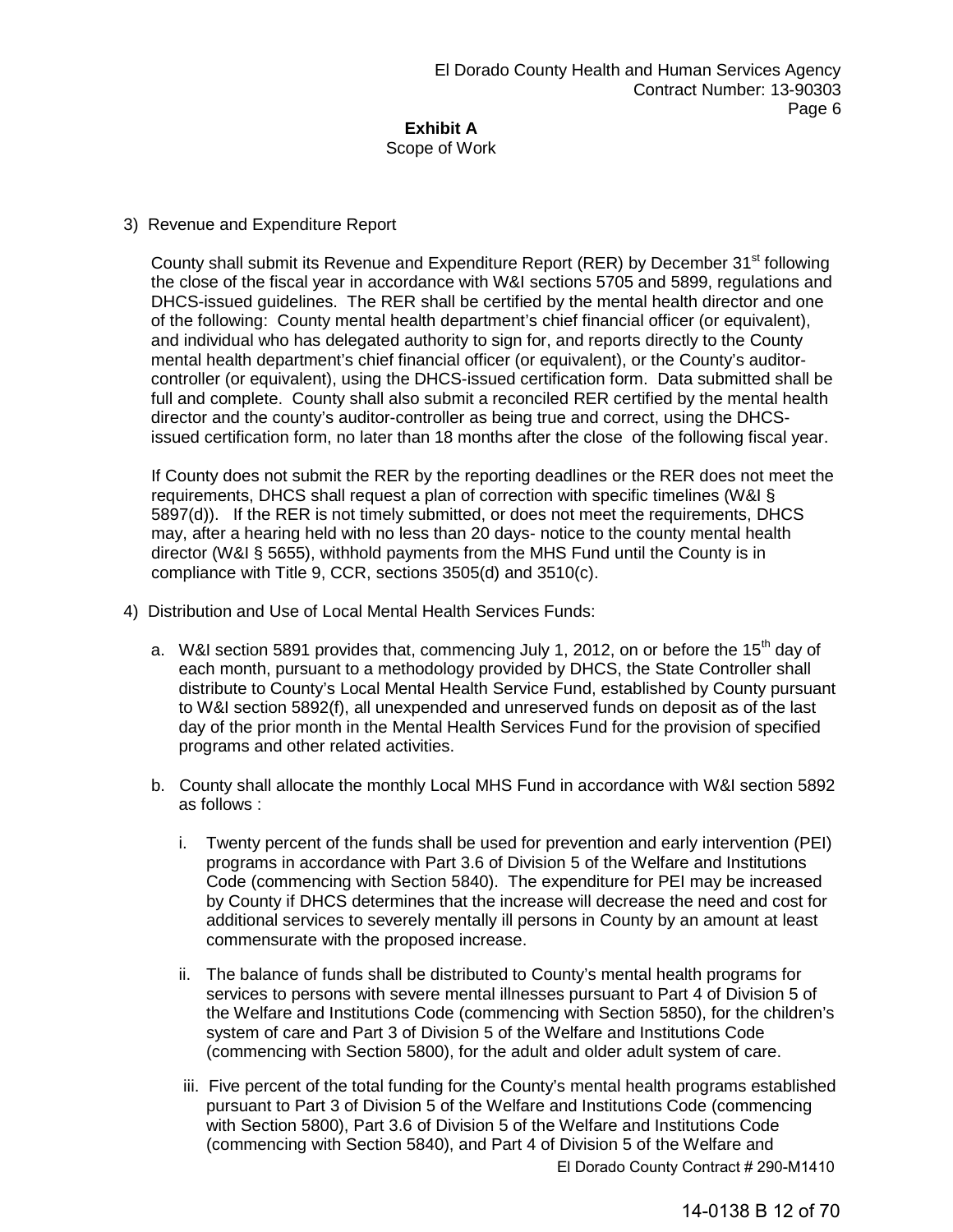**Exhibit A**
Scope of Work

3) Revenue and Expenditure Report

County shall submit its Revenue and Expenditure Report (RER) by December 31st following the close of the fiscal year in accordance with W&I sections 5705 and 5899, regulations and DHCS-issued guidelines. The RER shall be certified by the mental health director and one of the following: County mental health department's chief financial officer (or equivalent), and individual who has delegated authority to sign for, and reports directly to the County mental health department's chief financial officer (or equivalent), or the County's auditor-controller (or equivalent), using the DHCS-issued certification form. Data submitted shall be full and complete. County shall also submit a reconciled RER certified by the mental health director and the county's auditor-controller as being true and correct, using the DHCS-issued certification form, no later than 18 months after the close of the following fiscal year.

If County does not submit the RER by the reporting deadlines or the RER does not meet the requirements, DHCS shall request a plan of correction with specific timelines (W&I § 5897(d)). If the RER is not timely submitted, or does not meet the requirements, DHCS may, after a hearing held with no less than 20 days- notice to the county mental health director (W&I § 5655), withhold payments from the MHS Fund until the County is in compliance with Title 9, CCR, sections 3505(d) and 3510(c).

4) Distribution and Use of Local Mental Health Services Funds:

a. W&I section 5891 provides that, commencing July 1, 2012, on or before the 15th day of each month, pursuant to a methodology provided by DHCS, the State Controller shall distribute to County's Local Mental Health Service Fund, established by County pursuant to W&I section 5892(f), all unexpended and unreserved funds on deposit as of the last day of the prior month in the Mental Health Services Fund for the provision of specified programs and other related activities.

b. County shall allocate the monthly Local MHS Fund in accordance with W&I section 5892 as follows :

   i. Twenty percent of the funds shall be used for prevention and early intervention (PEI) programs in accordance with Part 3.6 of Division 5 of the Welfare and Institutions Code (commencing with Section 5840). The expenditure for PEI may be increased by County if DHCS determines that the increase will decrease the need and cost for additional services to severely mentally ill persons in County by an amount at least commensurate with the proposed increase.

   ii. The balance of funds shall be distributed to County's mental health programs for services to persons with severe mental illnesses pursuant to Part 4 of Division 5 of the Welfare and Institutions Code (commencing with Section 5850), for the children's system of care and Part 3 of Division 5 of the Welfare and Institutions Code (commencing with Section 5800), for the adult and older adult system of care.

   iii. Five percent of the total funding for the County's mental health programs established pursuant to Part 3 of Division 5 of the Welfare and Institutions Code (commencing with Section 5800), Part 3.6 of Division 5 of the Welfare and Institutions Code (commencing with Section 5840), and Part 4 of Division 5 of the Welfare and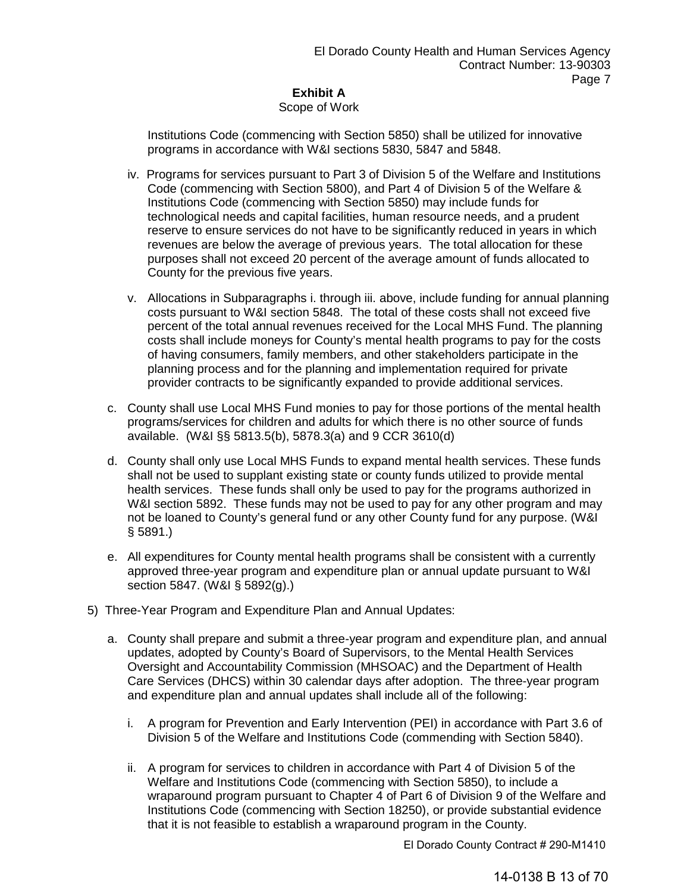## Exhibit A

Scope of Work

Institutions Code (commencing with Section 5850) shall be utilized for innovative programs in accordance with W&I sections 5830, 5847 and 5848.

iv. Programs for services pursuant to Part 3 of Division 5 of the Welfare and Institutions Code (commencing with Section 5800), and Part 4 of Division 5 of the Welfare & Institutions Code (commencing with Section 5850) may include funds for technological needs and capital facilities, human resource needs, and a prudent reserve to ensure services do not have to be significantly reduced in years in which revenues are below the average of previous years. The total allocation for these purposes shall not exceed 20 percent of the average amount of funds allocated to County for the previous five years.

v. Allocations in Subparagraphs i. through iii. above, include funding for annual planning costs pursuant to W&I section 5848. The total of these costs shall not exceed five percent of the total annual revenues received for the Local MHS Fund. The planning costs shall include moneys for County's mental health programs to pay for the costs of having consumers, family members, and other stakeholders participate in the planning process and for the planning and implementation required for private provider contracts to be significantly expanded to provide additional services.

c. County shall use Local MHS Fund monies to pay for those portions of the mental health programs/services for children and adults for which there is no other source of funds available. (W&I §§ 5813.5(b), 5878.3(a) and 9 CCR 3610(d)

d. County shall only use Local MHS Funds to expand mental health services. These funds shall not be used to supplant existing state or county funds utilized to provide mental health services. These funds shall only be used to pay for the programs authorized in W&I section 5892. These funds may not be used to pay for any other program and may not be loaned to County's general fund or any other County fund for any purpose. (W&I § 5891.)

e. All expenditures for County mental health programs shall be consistent with a currently approved three-year program and expenditure plan or annual update pursuant to W&I section 5847. (W&I § 5892(g).)

5) Three-Year Program and Expenditure Plan and Annual Updates:

a. County shall prepare and submit a three-year program and expenditure plan, and annual updates, adopted by County's Board of Supervisors, to the Mental Health Services Oversight and Accountability Commission (MHSOAC) and the Department of Health Care Services (DHCS) within 30 calendar days after adoption. The three-year program and expenditure plan and annual updates shall include all of the following:

i. A program for Prevention and Early Intervention (PEI) in accordance with Part 3.6 of Division 5 of the Welfare and Institutions Code (commending with Section 5840).

ii. A program for services to children in accordance with Part 4 of Division 5 of the Welfare and Institutions Code (commencing with Section 5850), to include a wraparound program pursuant to Chapter 4 of Part 6 of Division 9 of the Welfare and Institutions Code (commencing with Section 18250), or provide substantial evidence that it is not feasible to establish a wraparound program in the County.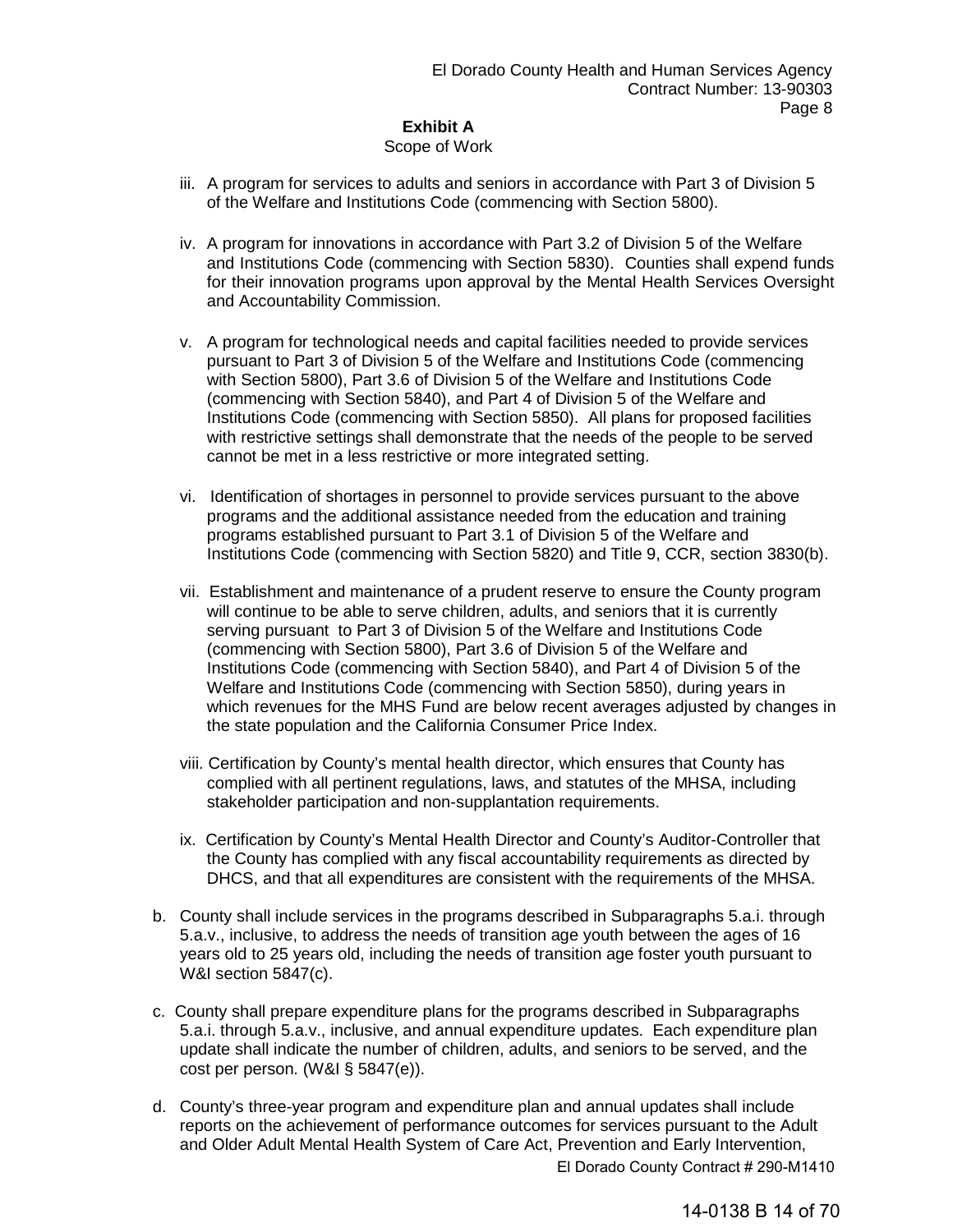**Exhibit A**
Scope of Work

iii. A program for services to adults and seniors in accordance with Part 3 of Division 5 of the Welfare and Institutions Code (commencing with Section 5800).

iv. A program for innovations in accordance with Part 3.2 of Division 5 of the Welfare and Institutions Code (commencing with Section 5830). Counties shall expend funds for their innovation programs upon approval by the Mental Health Services Oversight and Accountability Commission.

v. A program for technological needs and capital facilities needed to provide services pursuant to Part 3 of Division 5 of the Welfare and Institutions Code (commencing with Section 5800), Part 3.6 of Division 5 of the Welfare and Institutions Code (commencing with Section 5840), and Part 4 of Division 5 of the Welfare and Institutions Code (commencing with Section 5850). All plans for proposed facilities with restrictive settings shall demonstrate that the needs of the people to be served cannot be met in a less restrictive or more integrated setting.

vi. Identification of shortages in personnel to provide services pursuant to the above programs and the additional assistance needed from the education and training programs established pursuant to Part 3.1 of Division 5 of the Welfare and Institutions Code (commencing with Section 5820) and Title 9, CCR, section 3830(b).

vii. Establishment and maintenance of a prudent reserve to ensure the County program will continue to be able to serve children, adults, and seniors that it is currently serving pursuant to Part 3 of Division 5 of the Welfare and Institutions Code (commencing with Section 5800), Part 3.6 of Division 5 of the Welfare and Institutions Code (commencing with Section 5840), and Part 4 of Division 5 of the Welfare and Institutions Code (commencing with Section 5850), during years in which revenues for the MHS Fund are below recent averages adjusted by changes in the state population and the California Consumer Price Index.

viii. Certification by County's mental health director, which ensures that County has complied with all pertinent regulations, laws, and statutes of the MHSA, including stakeholder participation and non-supplantation requirements.

ix. Certification by County's Mental Health Director and County's Auditor-Controller that the County has complied with any fiscal accountability requirements as directed by DHCS, and that all expenditures are consistent with the requirements of the MHSA.

b. County shall include services in the programs described in Subparagraphs 5.a.i. through 5.a.v., inclusive, to address the needs of transition age youth between the ages of 16 years old to 25 years old, including the needs of transition age foster youth pursuant to W&I section 5847(c).

c. County shall prepare expenditure plans for the programs described in Subparagraphs 5.a.i. through 5.a.v., inclusive, and annual expenditure updates. Each expenditure plan update shall indicate the number of children, adults, and seniors to be served, and the cost per person. (W&I § 5847(e)).

d. County's three-year program and expenditure plan and annual updates shall include reports on the achievement of performance outcomes for services pursuant to the Adult and Older Adult Mental Health System of Care Act, Prevention and Early Intervention,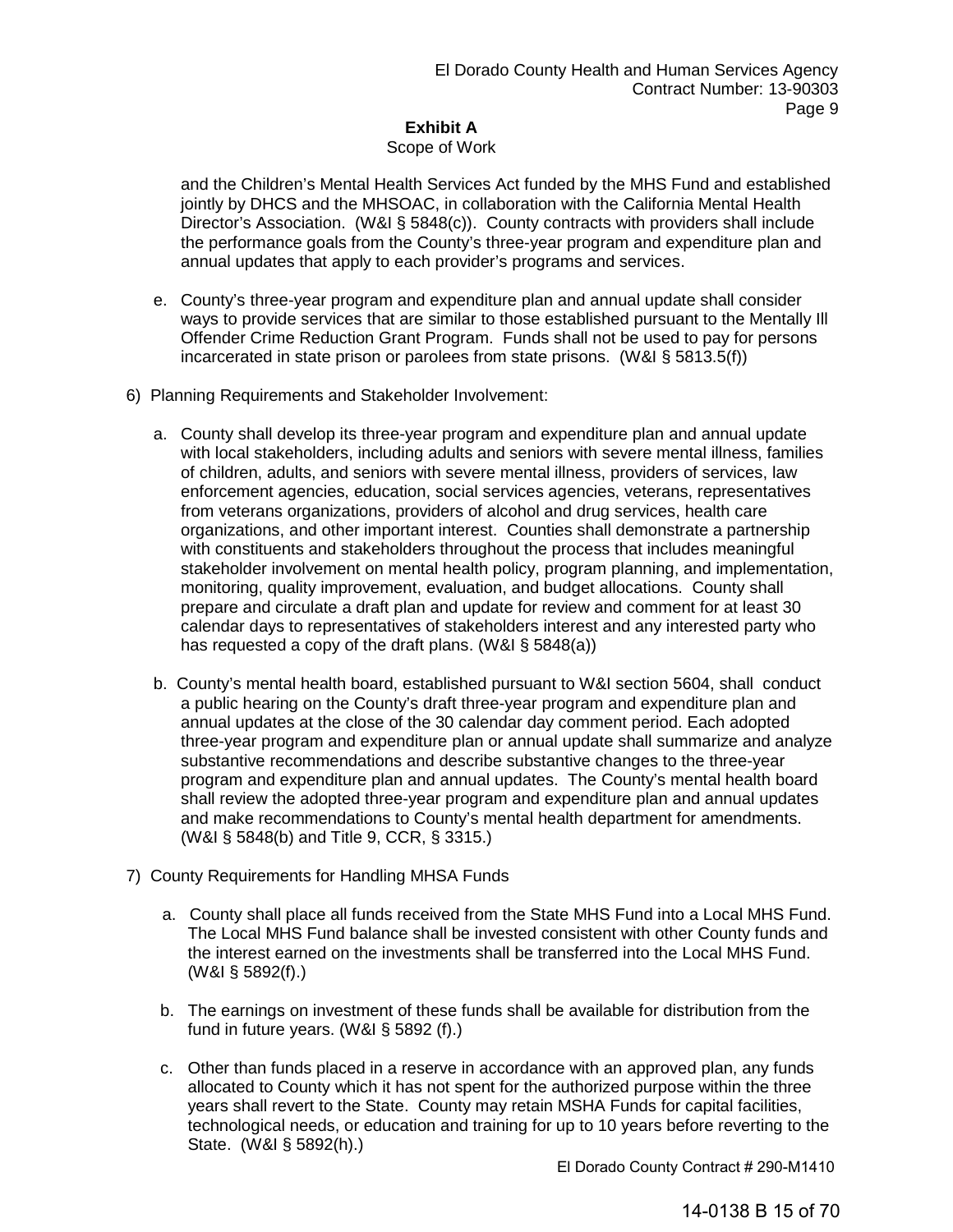**Exhibit A**

Scope of Work

and the Children's Mental Health Services Act funded by the MHS Fund and established jointly by DHCS and the MHSOAC, in collaboration with the California Mental Health Director's Association. (W&I § 5848(c)). County contracts with providers shall include the performance goals from the County's three-year program and expenditure plan and annual updates that apply to each provider's programs and services.

e. County's three-year program and expenditure plan and annual update shall consider ways to provide services that are similar to those established pursuant to the Mentally Ill Offender Crime Reduction Grant Program. Funds shall not be used to pay for persons incarcerated in state prison or parolees from state prisons. (W&I § 5813.5(f))

6) Planning Requirements and Stakeholder Involvement:

a. County shall develop its three-year program and expenditure plan and annual update with local stakeholders, including adults and seniors with severe mental illness, families of children, adults, and seniors with severe mental illness, providers of services, law enforcement agencies, education, social services agencies, veterans, representatives from veterans organizations, providers of alcohol and drug services, health care organizations, and other important interest. Counties shall demonstrate a partnership with constituents and stakeholders throughout the process that includes meaningful stakeholder involvement on mental health policy, program planning, and implementation, monitoring, quality improvement, evaluation, and budget allocations. County shall prepare and circulate a draft plan and update for review and comment for at least 30 calendar days to representatives of stakeholders interest and any interested party who has requested a copy of the draft plans. (W&I § 5848(a))

b. County's mental health board, established pursuant to W&I section 5604, shall conduct a public hearing on the County's draft three-year program and expenditure plan and annual updates at the close of the 30 calendar day comment period. Each adopted three-year program and expenditure plan or annual update shall summarize and analyze substantive recommendations and describe substantive changes to the three-year program and expenditure plan and annual updates. The County's mental health board shall review the adopted three-year program and expenditure plan and annual updates and make recommendations to County's mental health department for amendments. (W&I § 5848(b) and Title 9, CCR, § 3315.)

7) County Requirements for Handling MHSA Funds

a. County shall place all funds received from the State MHS Fund into a Local MHS Fund. The Local MHS Fund balance shall be invested consistent with other County funds and the interest earned on the investments shall be transferred into the Local MHS Fund. (W&I § 5892(f).)

b. The earnings on investment of these funds shall be available for distribution from the fund in future years. (W&I § 5892 (f).)

c. Other than funds placed in a reserve in accordance with an approved plan, any funds allocated to County which it has not spent for the authorized purpose within the three years shall revert to the State. County may retain MSHA Funds for capital facilities, technological needs, or education and training for up to 10 years before reverting to the State. (W&I § 5892(h).)

El Dorado County Contract # 290-M1410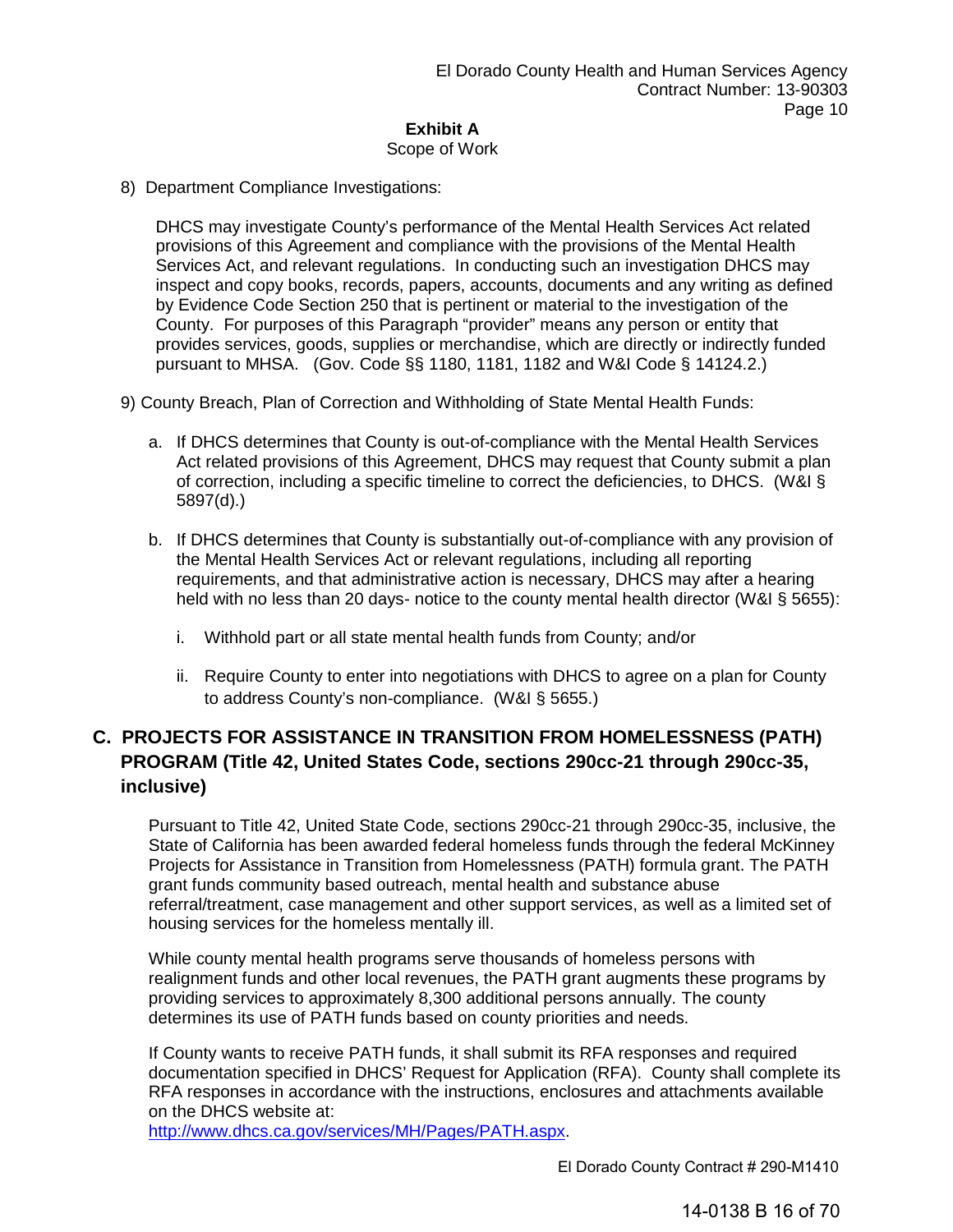**Exhibit A**
Scope of Work

8) Department Compliance Investigations:

DHCS may investigate County's performance of the Mental Health Services Act related provisions of this Agreement and compliance with the provisions of the Mental Health Services Act, and relevant regulations. In conducting such an investigation DHCS may inspect and copy books, records, papers, accounts, documents and any writing as defined by Evidence Code Section 250 that is pertinent or material to the investigation of the County. For purposes of this Paragraph "provider" means any person or entity that provides services, goods, supplies or merchandise, which are directly or indirectly funded pursuant to MHSA. (Gov. Code §§ 1180, 1181, 1182 and W&I Code § 14124.2.)

9) County Breach, Plan of Correction and Withholding of State Mental Health Funds:

a. If DHCS determines that County is out-of-compliance with the Mental Health Services Act related provisions of this Agreement, DHCS may request that County submit a plan of correction, including a specific timeline to correct the deficiencies, to DHCS. (W&I § 5897(d).)

b. If DHCS determines that County is substantially out-of-compliance with any provision of the Mental Health Services Act or relevant regulations, including all reporting requirements, and that administrative action is necessary, DHCS may after a hearing held with no less than 20 days- notice to the county mental health director (W&I § 5655):

   i. Withhold part or all state mental health funds from County; and/or

   ii. Require County to enter into negotiations with DHCS to agree on a plan for County to address County's non-compliance. (W&I § 5655.)

## C. PROJECTS FOR ASSISTANCE IN TRANSITION FROM HOMELESSNESS (PATH) PROGRAM (Title 42, United States Code, sections 290cc-21 through 290cc-35, inclusive)

Pursuant to Title 42, United State Code, sections 290cc-21 through 290cc-35, inclusive, the State of California has been awarded federal homeless funds through the federal McKinney Projects for Assistance in Transition from Homelessness (PATH) formula grant. The PATH grant funds community based outreach, mental health and substance abuse referral/treatment, case management and other support services, as well as a limited set of housing services for the homeless mentally ill.

While county mental health programs serve thousands of homeless persons with realignment funds and other local revenues, the PATH grant augments these programs by providing services to approximately 8,300 additional persons annually. The county determines its use of PATH funds based on county priorities and needs.

If County wants to receive PATH funds, it shall submit its RFA responses and required documentation specified in DHCS' Request for Application (RFA). County shall complete its RFA responses in accordance with the instructions, enclosures and attachments available on the DHCS website at:
http://www.dhcs.ca.gov/services/MH/Pages/PATH.aspx.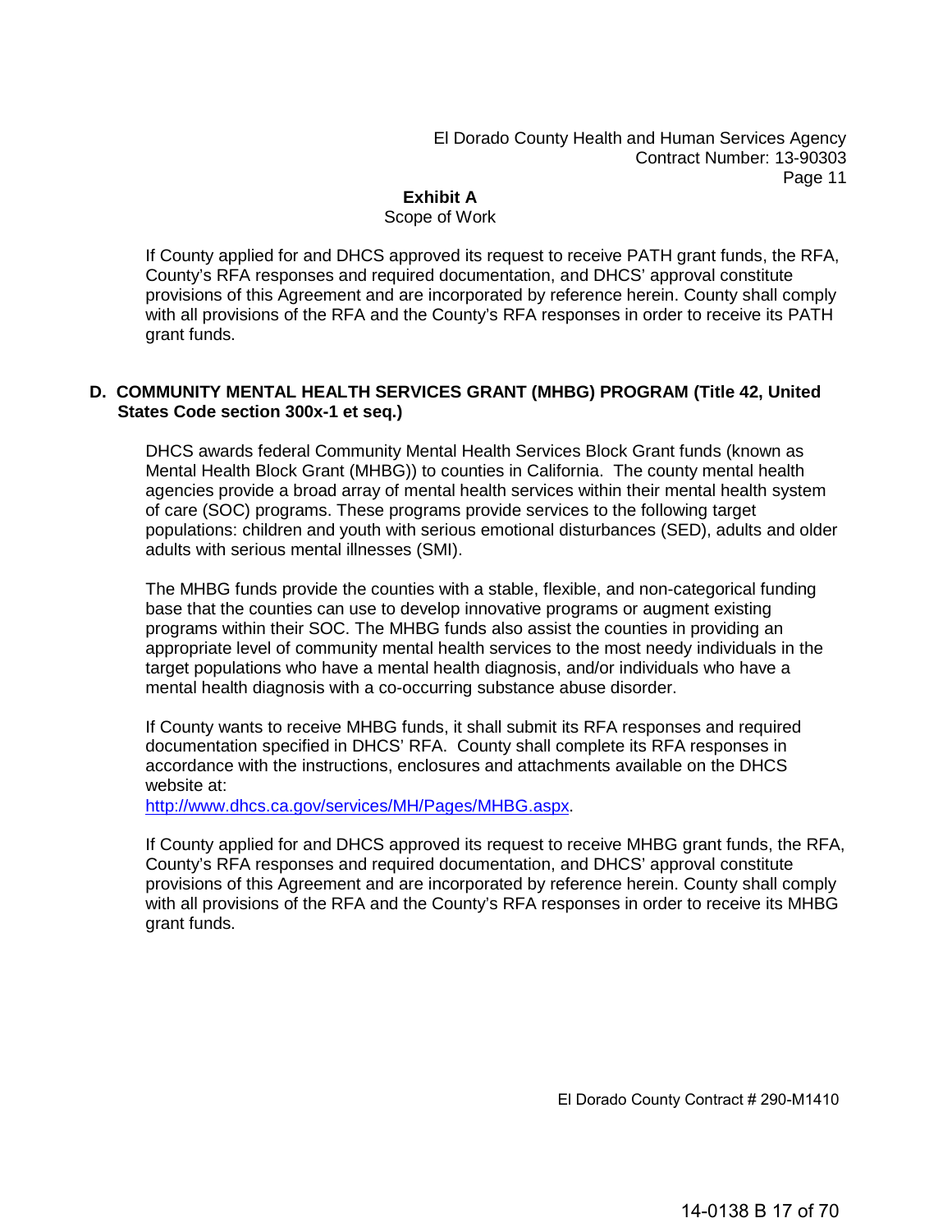**Exhibit A**
Scope of Work

If County applied for and DHCS approved its request to receive PATH grant funds, the RFA, County's RFA responses and required documentation, and DHCS' approval constitute provisions of this Agreement and are incorporated by reference herein. County shall comply with all provisions of the RFA and the County's RFA responses in order to receive its PATH grant funds.

**D. COMMUNITY MENTAL HEALTH SERVICES GRANT (MHBG) PROGRAM (Title 42, United States Code section 300x-1 et seq.)**

DHCS awards federal Community Mental Health Services Block Grant funds (known as Mental Health Block Grant (MHBG)) to counties in California. The county mental health agencies provide a broad array of mental health services within their mental health system of care (SOC) programs. These programs provide services to the following target populations: children and youth with serious emotional disturbances (SED), adults and older adults with serious mental illnesses (SMI).

The MHBG funds provide the counties with a stable, flexible, and non-categorical funding base that the counties can use to develop innovative programs or augment existing programs within their SOC. The MHBG funds also assist the counties in providing an appropriate level of community mental health services to the most needy individuals in the target populations who have a mental health diagnosis, and/or individuals who have a mental health diagnosis with a co-occurring substance abuse disorder.

If County wants to receive MHBG funds, it shall submit its RFA responses and required documentation specified in DHCS' RFA. County shall complete its RFA responses in accordance with the instructions, enclosures and attachments available on the DHCS website at:
http://www.dhcs.ca.gov/services/MH/Pages/MHBG.aspx.

If County applied for and DHCS approved its request to receive MHBG grant funds, the RFA, County's RFA responses and required documentation, and DHCS' approval constitute provisions of this Agreement and are incorporated by reference herein. County shall comply with all provisions of the RFA and the County's RFA responses in order to receive its MHBG grant funds.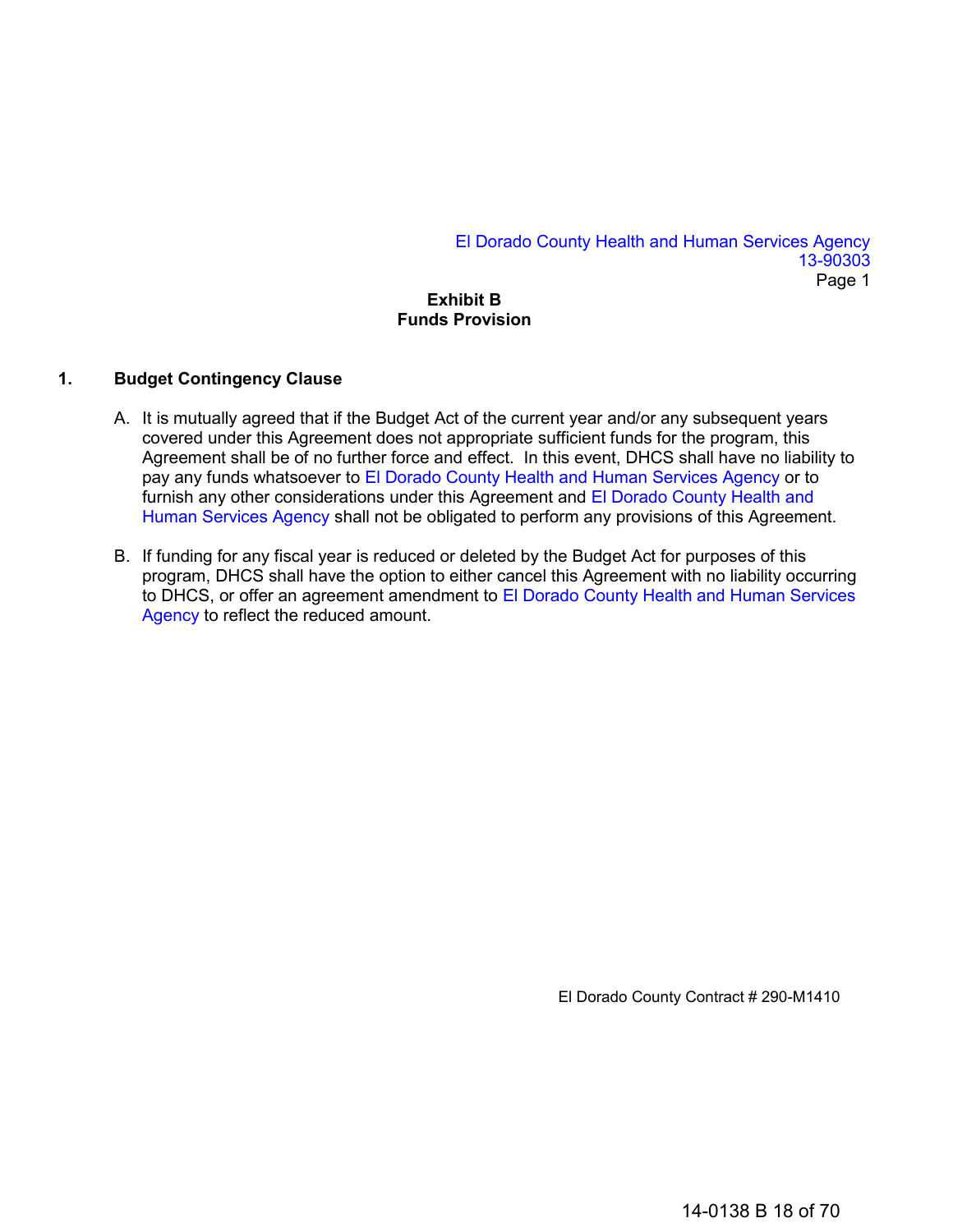# Exhibit B
## Funds Provision

### 1. Budget Contingency Clause

A. It is mutually agreed that if the Budget Act of the current year and/or any subsequent years covered under this Agreement does not appropriate sufficient funds for the program, this Agreement shall be of no further force and effect. In this event, DHCS shall have no liability to pay any funds whatsoever to El Dorado County Health and Human Services Agency or to furnish any other considerations under this Agreement and El Dorado County Health and Human Services Agency shall not be obligated to perform any provisions of this Agreement.

B. If funding for any fiscal year is reduced or deleted by the Budget Act for purposes of this program, DHCS shall have the option to either cancel this Agreement with no liability occurring to DHCS, or offer an agreement amendment to El Dorado County Health and Human Services Agency to reflect the reduced amount.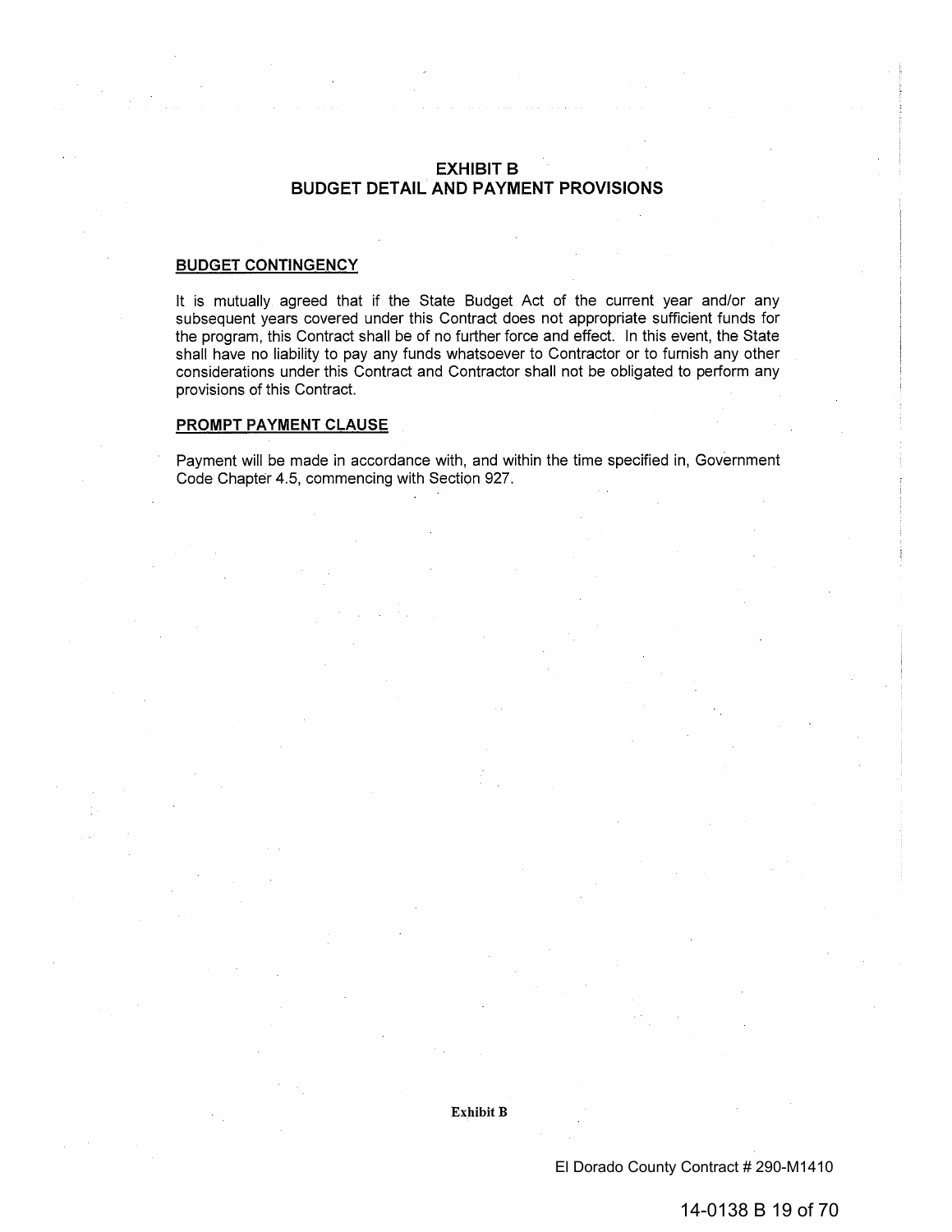# EXHIBIT B
# BUDGET DETAIL AND PAYMENT PROVISIONS

## BUDGET CONTINGENCY

It is mutually agreed that if the State Budget Act of the current year and/or any subsequent years covered under this Contract does not appropriate sufficient funds for the program, this Contract shall be of no further force and effect. In this event, the State shall have no liability to pay any funds whatsoever to Contractor or to furnish any other considerations under this Contract and Contractor shall not be obligated to perform any provisions of this Contract.

## PROMPT PAYMENT CLAUSE

Payment will be made in accordance with, and within the time specified in, Government Code Chapter 4.5, commencing with Section 927.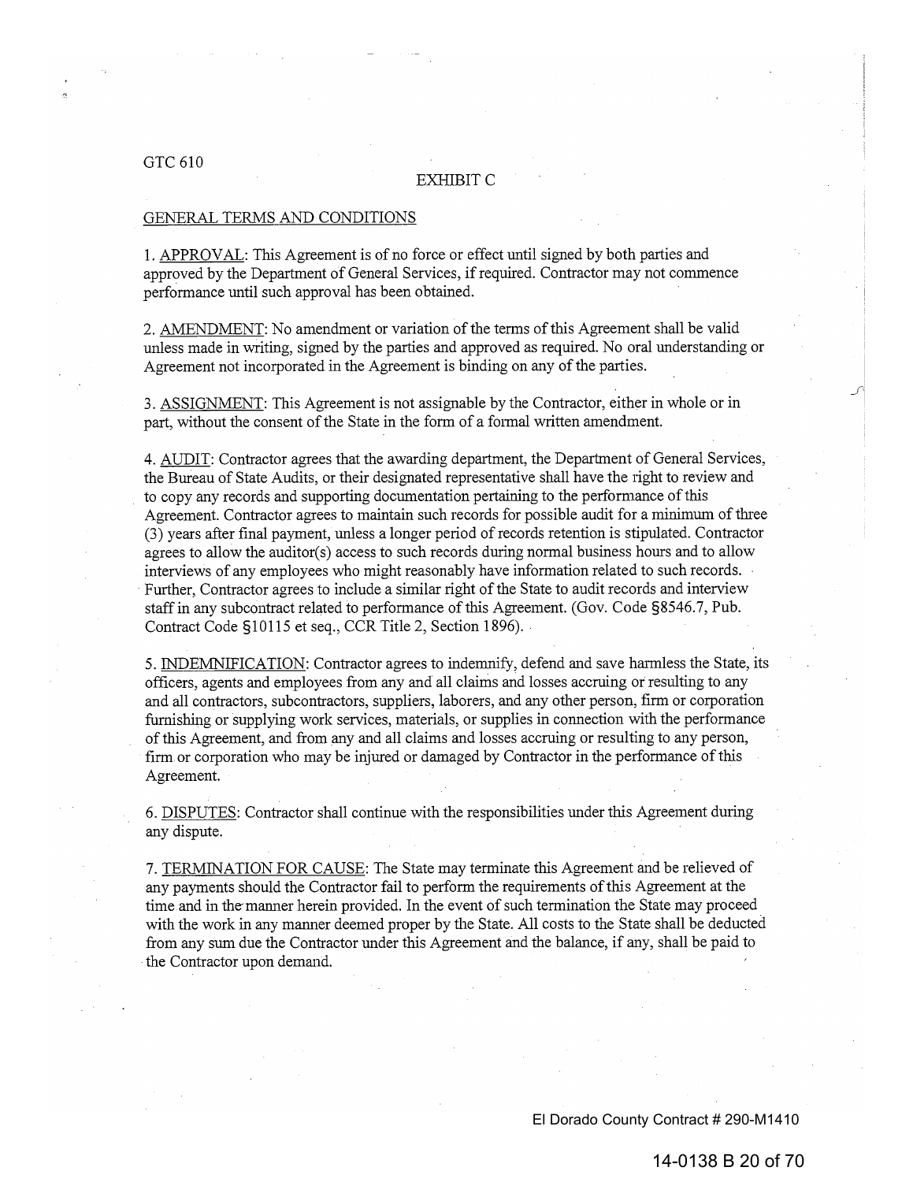GTC 610

EXHIBIT C

GENERAL TERMS AND CONDITIONS

1. APPROVAL: This Agreement is of no force or effect until signed by both parties and approved by the Department of General Services, if required. Contractor may not commence performance until such approval has been obtained.

2. AMENDMENT: No amendment or variation of the terms of this Agreement shall be valid unless made in writing, signed by the parties and approved as required. No oral understanding or Agreement not incorporated in the Agreement is binding on any of the parties.

3. ASSIGNMENT: This Agreement is not assignable by the Contractor, either in whole or in part, without the consent of the State in the form of a formal written amendment.

4. AUDIT: Contractor agrees that the awarding department, the Department of General Services, the Bureau of State Audits, or their designated representative shall have the right to review and to copy any records and supporting documentation pertaining to the performance of this Agreement. Contractor agrees to maintain such records for possible audit for a minimum of three (3) years after final payment, unless a longer period of records retention is stipulated. Contractor agrees to allow the auditor(s) access to such records during normal business hours and to allow interviews of any employees who might reasonably have information related to such records. Further, Contractor agrees to include a similar right of the State to audit records and interview staff in any subcontract related to performance of this Agreement. (Gov. Code §8546.7, Pub. Contract Code §10115 et seq., CCR Title 2, Section 1896).

5. INDEMNIFICATION: Contractor agrees to indemnify, defend and save harmless the State, its officers, agents and employees from any and all claims and losses accruing or resulting to any and all contractors, subcontractors, suppliers, laborers, and any other person, firm or corporation furnishing or supplying work services, materials, or supplies in connection with the performance of this Agreement, and from any and all claims and losses accruing or resulting to any person, firm or corporation who may be injured or damaged by Contractor in the performance of this Agreement.

6. DISPUTES: Contractor shall continue with the responsibilities under this Agreement during any dispute.

7. TERMINATION FOR CAUSE: The State may terminate this Agreement and be relieved of any payments should the Contractor fail to perform the requirements of this Agreement at the time and in the manner herein provided. In the event of such termination the State may proceed with the work in any manner deemed proper by the State. All costs to the State shall be deducted from any sum due the Contractor under this Agreement and the balance, if any, shall be paid to the Contractor upon demand.

El Dorado County Contract # 290-M1410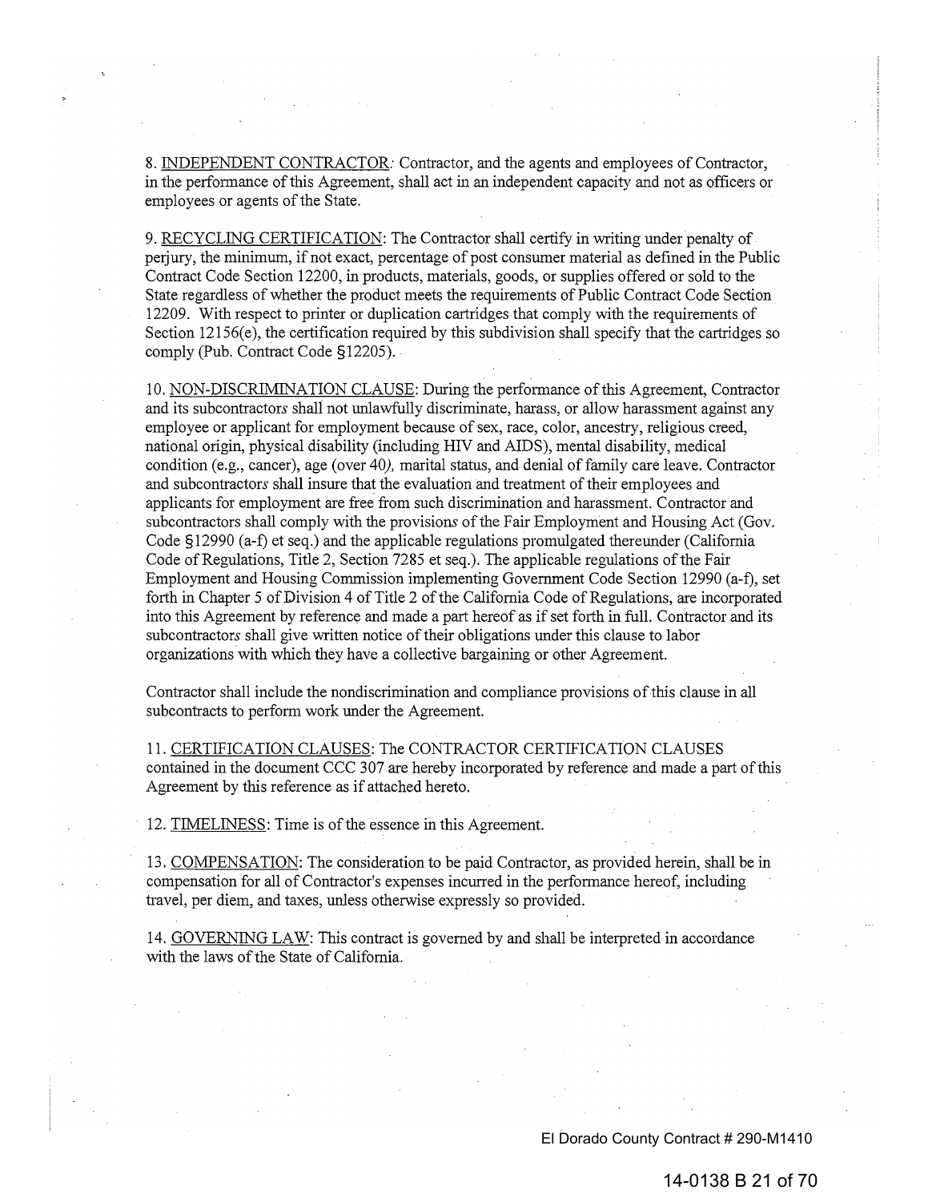8. INDEPENDENT CONTRACTOR: Contractor, and the agents and employees of Contractor, in the performance of this Agreement, shall act in an independent capacity and not as officers or employees or agents of the State.

9. RECYCLING CERTIFICATION: The Contractor shall certify in writing under penalty of perjury, the minimum, if not exact, percentage of post consumer material as defined in the Public Contract Code Section 12200, in products, materials, goods, or supplies offered or sold to the State regardless of whether the product meets the requirements of Public Contract Code Section 12209. With respect to printer or duplication cartridges that comply with the requirements of Section 12156(e), the certification required by this subdivision shall specify that the cartridges so comply (Pub. Contract Code §12205).

10. NON-DISCRIMINATION CLAUSE: During the performance of this Agreement, Contractor and its subcontractors shall not unlawfully discriminate, harass, or allow harassment against any employee or applicant for employment because of sex, race, color, ancestry, religious creed, national origin, physical disability (including HIV and AIDS), mental disability, medical condition (e.g., cancer), age (over 40), marital status, and denial of family care leave. Contractor and subcontractors shall insure that the evaluation and treatment of their employees and applicants for employment are free from such discrimination and harassment. Contractor and subcontractors shall comply with the provisions of the Fair Employment and Housing Act (Gov. Code §12990 (a-f) et seq.) and the applicable regulations promulgated thereunder (California Code of Regulations, Title 2, Section 7285 et seq.). The applicable regulations of the Fair Employment and Housing Commission implementing Government Code Section 12990 (a-f), set forth in Chapter 5 of Division 4 of Title 2 of the California Code of Regulations, are incorporated into this Agreement by reference and made a part hereof as if set forth in full. Contractor and its subcontractors shall give written notice of their obligations under this clause to labor organizations with which they have a collective bargaining or other Agreement.

Contractor shall include the nondiscrimination and compliance provisions of this clause in all subcontracts to perform work under the Agreement.

11. CERTIFICATION CLAUSES: The CONTRACTOR CERTIFICATION CLAUSES contained in the document CCC 307 are hereby incorporated by reference and made a part of this Agreement by this reference as if attached hereto.

12. TIMELINESS: Time is of the essence in this Agreement.

13. COMPENSATION: The consideration to be paid Contractor, as provided herein, shall be in compensation for all of Contractor's expenses incurred in the performance hereof, including travel, per diem, and taxes, unless otherwise expressly so provided.

14. GOVERNING LAW: This contract is governed by and shall be interpreted in accordance with the laws of the State of California.

El Dorado County Contract # 290-M1410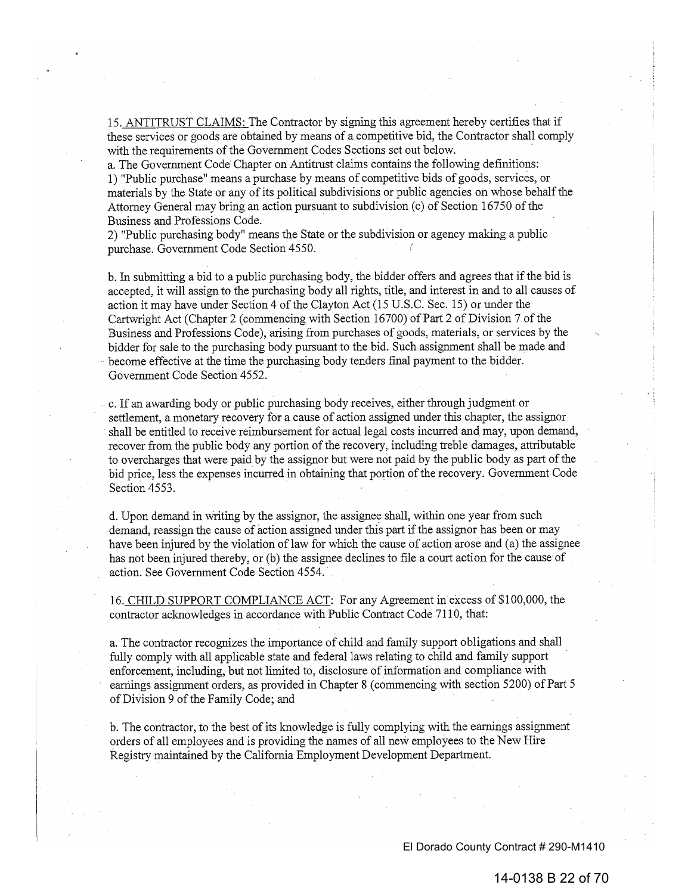15. <u>ANTITRUST CLAIMS:</u> The Contractor by signing this agreement hereby certifies that if these services or goods are obtained by means of a competitive bid, the Contractor shall comply with the requirements of the Government Codes Sections set out below.

a. The Government Code Chapter on Antitrust claims contains the following definitions:

1) "Public purchase" means a purchase by means of competitive bids of goods, services, or materials by the State or any of its political subdivisions or public agencies on whose behalf the Attorney General may bring an action pursuant to subdivision (c) of Section 16750 of the Business and Professions Code.

2) "Public purchasing body" means the State or the subdivision or agency making a public purchase. Government Code Section 4550.

b. In submitting a bid to a public purchasing body, the bidder offers and agrees that if the bid is accepted, it will assign to the purchasing body all rights, title, and interest in and to all causes of action it may have under Section 4 of the Clayton Act (15 U.S.C. Sec. 15) or under the Cartwright Act (Chapter 2 (commencing with Section 16700) of Part 2 of Division 7 of the Business and Professions Code), arising from purchases of goods, materials, or services by the bidder for sale to the purchasing body pursuant to the bid. Such assignment shall be made and become effective at the time the purchasing body tenders final payment to the bidder. Government Code Section 4552.

c. If an awarding body or public purchasing body receives, either through judgment or settlement, a monetary recovery for a cause of action assigned under this chapter, the assignor shall be entitled to receive reimbursement for actual legal costs incurred and may, upon demand, recover from the public body any portion of the recovery, including treble damages, attributable to overcharges that were paid by the assignor but were not paid by the public body as part of the bid price, less the expenses incurred in obtaining that portion of the recovery. Government Code Section 4553.

d. Upon demand in writing by the assignor, the assignee shall, within one year from such demand, reassign the cause of action assigned under this part if the assignor has been or may have been injured by the violation of law for which the cause of action arose and (a) the assignee has not been injured thereby, or (b) the assignee declines to file a court action for the cause of action. See Government Code Section 4554.

16. <u>CHILD SUPPORT COMPLIANCE ACT</u>: For any Agreement in excess of $100,000, the contractor acknowledges in accordance with Public Contract Code 7110, that:

a. The contractor recognizes the importance of child and family support obligations and shall fully comply with all applicable state and federal laws relating to child and family support enforcement, including, but not limited to, disclosure of information and compliance with earnings assignment orders, as provided in Chapter 8 (commencing with section 5200) of Part 5 of Division 9 of the Family Code; and

b. The contractor, to the best of its knowledge is fully complying with the earnings assignment orders of all employees and is providing the names of all new employees to the New Hire Registry maintained by the California Employment Development Department.

El Dorado County Contract # 290-M1410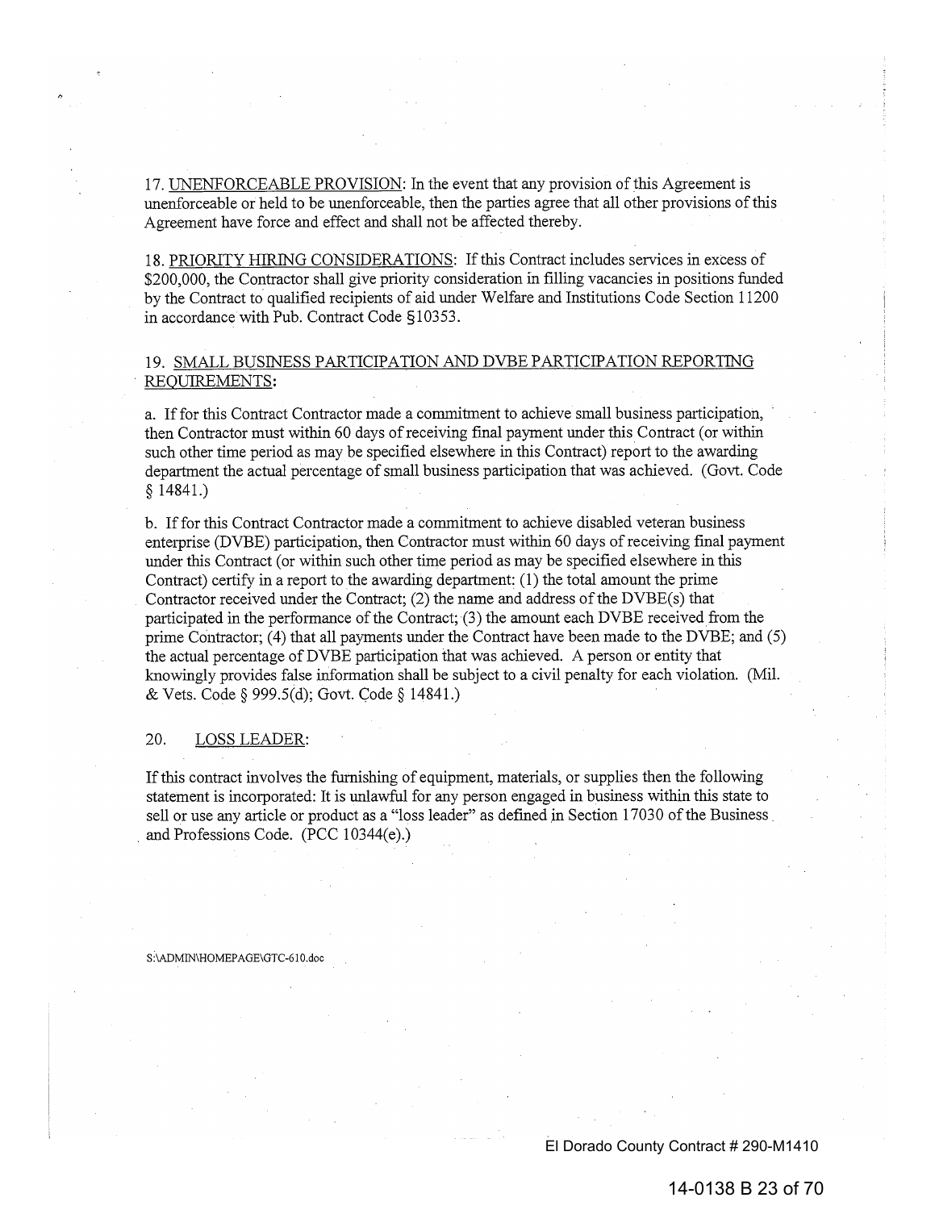17. UNENFORCEABLE PROVISION: In the event that any provision of this Agreement is unenforceable or held to be unenforceable, then the parties agree that all other provisions of this Agreement have force and effect and shall not be affected thereby.

18. PRIORITY HIRING CONSIDERATIONS: If this Contract includes services in excess of $200,000, the Contractor shall give priority consideration in filling vacancies in positions funded by the Contract to qualified recipients of aid under Welfare and Institutions Code Section 11200 in accordance with Pub. Contract Code §10353.

19. SMALL BUSINESS PARTICIPATION AND DVBE PARTICIPATION REPORTING REQUIREMENTS:

a. If for this Contract Contractor made a commitment to achieve small business participation, then Contractor must within 60 days of receiving final payment under this Contract (or within such other time period as may be specified elsewhere in this Contract) report to the awarding department the actual percentage of small business participation that was achieved. (Govt. Code § 14841.)

b. If for this Contract Contractor made a commitment to achieve disabled veteran business enterprise (DVBE) participation, then Contractor must within 60 days of receiving final payment under this Contract (or within such other time period as may be specified elsewhere in this Contract) certify in a report to the awarding department: (1) the total amount the prime Contractor received under the Contract; (2) the name and address of the DVBE(s) that participated in the performance of the Contract; (3) the amount each DVBE received from the prime Contractor; (4) that all payments under the Contract have been made to the DVBE; and (5) the actual percentage of DVBE participation that was achieved. A person or entity that knowingly provides false information shall be subject to a civil penalty for each violation. (Mil. & Vets. Code § 999.5(d); Govt. Code § 14841.)

20. LOSS LEADER:

If this contract involves the furnishing of equipment, materials, or supplies then the following statement is incorporated: It is unlawful for any person engaged in business within this state to sell or use any article or product as a "loss leader" as defined in Section 17030 of the Business and Professions Code. (PCC 10344(e).)

S:\ADMIN\HOMEPAGE\GTC-610.doc

El Dorado County Contract # 290-M1410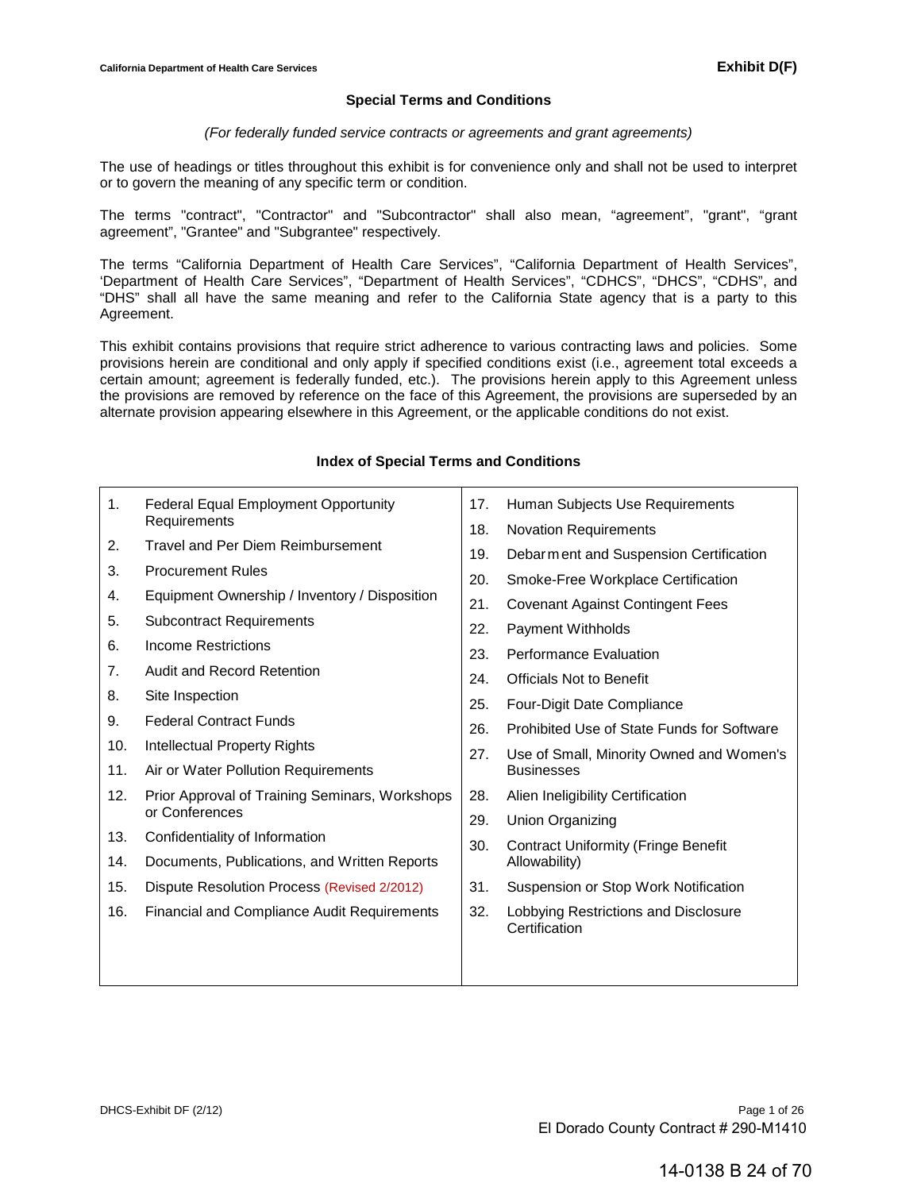California Department of Health Care Services **Exhibit D(F)**

## Special Terms and Conditions

*(For federally funded service contracts or agreements and grant agreements)*

The use of headings or titles throughout this exhibit is for convenience only and shall not be used to interpret or to govern the meaning of any specific term or condition.

The terms "contract", "Contractor" and "Subcontractor" shall also mean, "agreement", "grant", "grant agreement", "Grantee" and "Subgrantee" respectively.

The terms "California Department of Health Care Services", "California Department of Health Services", 'Department of Health Care Services", "Department of Health Services", "CDHCS", "DHCS", "CDHS", and "DHS" shall all have the same meaning and refer to the California State agency that is a party to this Agreement.

This exhibit contains provisions that require strict adherence to various contracting laws and policies. Some provisions herein are conditional and only apply if specified conditions exist (i.e., agreement total exceeds a certain amount; agreement is federally funded, etc.). The provisions herein apply to this Agreement unless the provisions are removed by reference on the face of this Agreement, the provisions are superseded by an alternate provision appearing elsewhere in this Agreement, or the applicable conditions do not exist.

### Index of Special Terms and Conditions

1. Federal Equal Employment Opportunity Requirements
2. Travel and Per Diem Reimbursement
3. Procurement Rules
4. Equipment Ownership / Inventory / Disposition
5. Subcontract Requirements
6. Income Restrictions
7. Audit and Record Retention
8. Site Inspection
9. Federal Contract Funds
10. Intellectual Property Rights
11. Air or Water Pollution Requirements
12. Prior Approval of Training Seminars, Workshops or Conferences
13. Confidentiality of Information
14. Documents, Publications, and Written Reports
15. Dispute Resolution Process (Revised 2/2012)
16. Financial and Compliance Audit Requirements
17. Human Subjects Use Requirements
18. Novation Requirements
19. Debarment and Suspension Certification
20. Smoke-Free Workplace Certification
21. Covenant Against Contingent Fees
22. Payment Withholds
23. Performance Evaluation
24. Officials Not to Benefit
25. Four-Digit Date Compliance
26. Prohibited Use of State Funds for Software
27. Use of Small, Minority Owned and Women's Businesses
28. Alien Ineligibility Certification
29. Union Organizing
30. Contract Uniformity (Fringe Benefit Allowability)
31. Suspension or Stop Work Notification
32. Lobbying Restrictions and Disclosure Certification

DHCS-Exhibit DF (2/12)

El Dorado County Contract # 290-M1410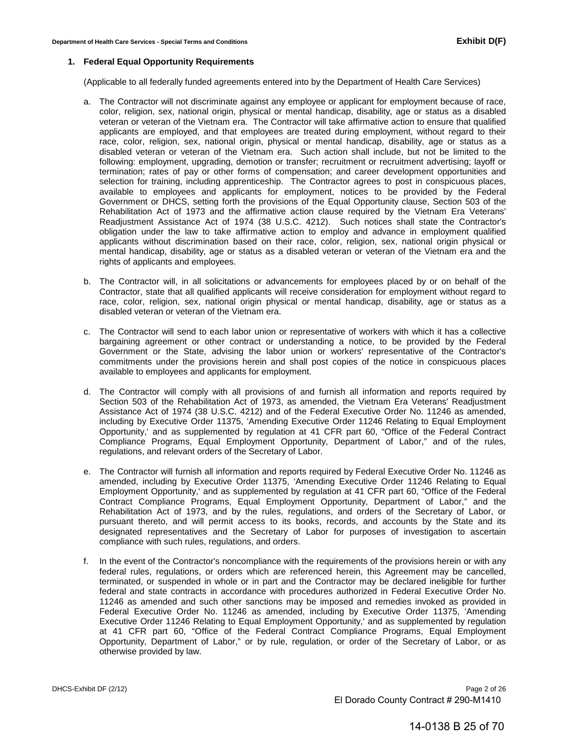## 1. Federal Equal Opportunity Requirements

(Applicable to all federally funded agreements entered into by the Department of Health Care Services)

a. The Contractor will not discriminate against any employee or applicant for employment because of race, color, religion, sex, national origin, physical or mental handicap, disability, age or status as a disabled veteran or veteran of the Vietnam era. The Contractor will take affirmative action to ensure that qualified applicants are employed, and that employees are treated during employment, without regard to their race, color, religion, sex, national origin, physical or mental handicap, disability, age or status as a disabled veteran or veteran of the Vietnam era. Such action shall include, but not be limited to the following: employment, upgrading, demotion or transfer; recruitment or recruitment advertising; layoff or termination; rates of pay or other forms of compensation; and career development opportunities and selection for training, including apprenticeship. The Contractor agrees to post in conspicuous places, available to employees and applicants for employment, notices to be provided by the Federal Government or DHCS, setting forth the provisions of the Equal Opportunity clause, Section 503 of the Rehabilitation Act of 1973 and the affirmative action clause required by the Vietnam Era Veterans' Readjustment Assistance Act of 1974 (38 U.S.C. 4212). Such notices shall state the Contractor's obligation under the law to take affirmative action to employ and advance in employment qualified applicants without discrimination based on their race, color, religion, sex, national origin physical or mental handicap, disability, age or status as a disabled veteran or veteran of the Vietnam era and the rights of applicants and employees.

b. The Contractor will, in all solicitations or advancements for employees placed by or on behalf of the Contractor, state that all qualified applicants will receive consideration for employment without regard to race, color, religion, sex, national origin physical or mental handicap, disability, age or status as a disabled veteran or veteran of the Vietnam era.

c. The Contractor will send to each labor union or representative of workers with which it has a collective bargaining agreement or other contract or understanding a notice, to be provided by the Federal Government or the State, advising the labor union or workers' representative of the Contractor's commitments under the provisions herein and shall post copies of the notice in conspicuous places available to employees and applicants for employment.

d. The Contractor will comply with all provisions of and furnish all information and reports required by Section 503 of the Rehabilitation Act of 1973, as amended, the Vietnam Era Veterans' Readjustment Assistance Act of 1974 (38 U.S.C. 4212) and of the Federal Executive Order No. 11246 as amended, including by Executive Order 11375, 'Amending Executive Order 11246 Relating to Equal Employment Opportunity,' and as supplemented by regulation at 41 CFR part 60, "Office of the Federal Contract Compliance Programs, Equal Employment Opportunity, Department of Labor," and of the rules, regulations, and relevant orders of the Secretary of Labor.

e. The Contractor will furnish all information and reports required by Federal Executive Order No. 11246 as amended, including by Executive Order 11375, 'Amending Executive Order 11246 Relating to Equal Employment Opportunity,' and as supplemented by regulation at 41 CFR part 60, "Office of the Federal Contract Compliance Programs, Equal Employment Opportunity, Department of Labor," and the Rehabilitation Act of 1973, and by the rules, regulations, and orders of the Secretary of Labor, or pursuant thereto, and will permit access to its books, records, and accounts by the State and its designated representatives and the Secretary of Labor for purposes of investigation to ascertain compliance with such rules, regulations, and orders.

f. In the event of the Contractor's noncompliance with the requirements of the provisions herein or with any federal rules, regulations, or orders which are referenced herein, this Agreement may be cancelled, terminated, or suspended in whole or in part and the Contractor may be declared ineligible for further federal and state contracts in accordance with procedures authorized in Federal Executive Order No. 11246 as amended and such other sanctions may be imposed and remedies invoked as provided in Federal Executive Order No. 11246 as amended, including by Executive Order 11375, 'Amending Executive Order 11246 Relating to Equal Employment Opportunity,' and as supplemented by regulation at 41 CFR part 60, "Office of the Federal Contract Compliance Programs, Equal Employment Opportunity, Department of Labor," or by rule, regulation, or order of the Secretary of Labor, or as otherwise provided by law.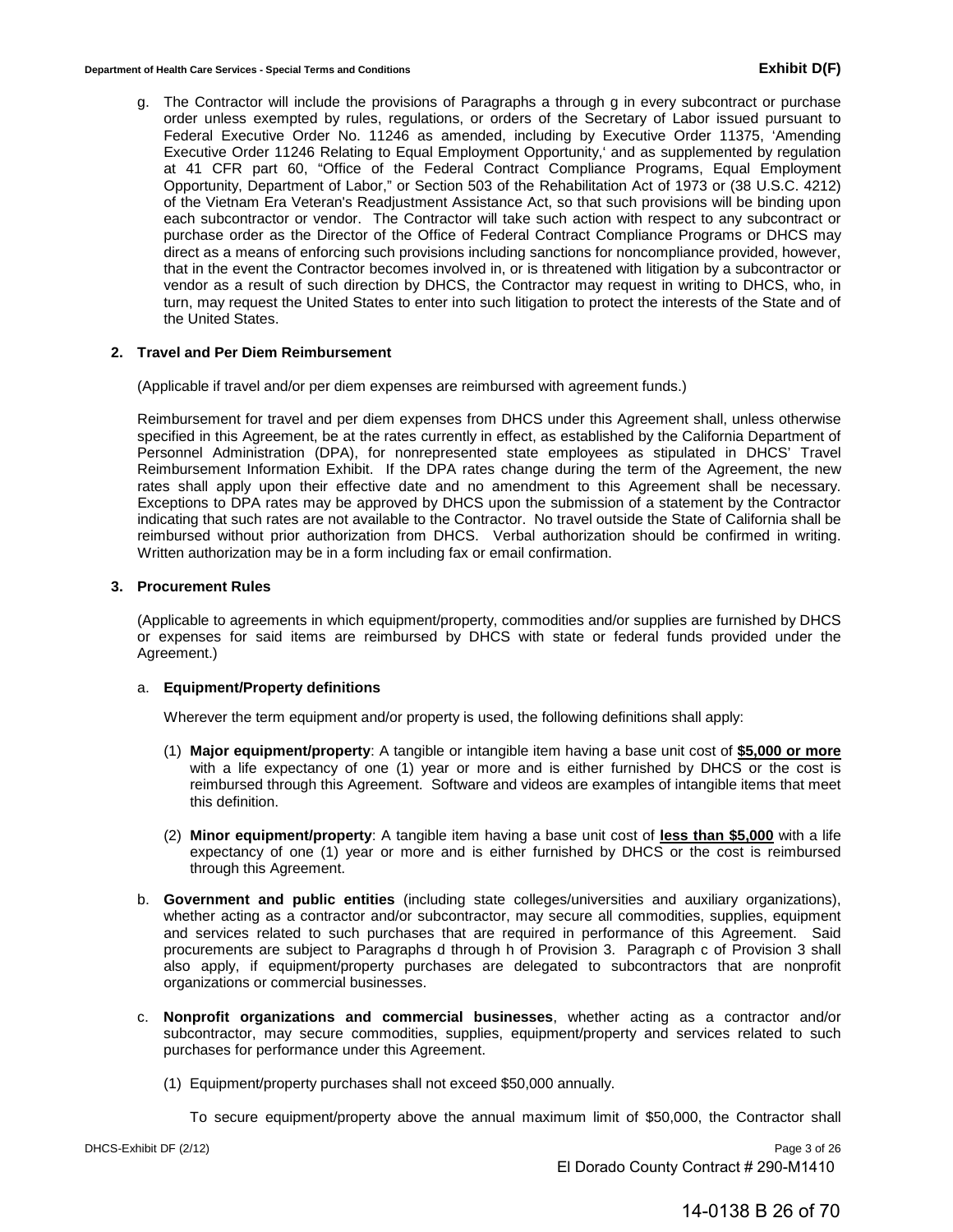g. The Contractor will include the provisions of Paragraphs a through g in every subcontract or purchase order unless exempted by rules, regulations, or orders of the Secretary of Labor issued pursuant to Federal Executive Order No. 11246 as amended, including by Executive Order 11375, 'Amending Executive Order 11246 Relating to Equal Employment Opportunity,' and as supplemented by regulation at 41 CFR part 60, "Office of the Federal Contract Compliance Programs, Equal Employment Opportunity, Department of Labor," or Section 503 of the Rehabilitation Act of 1973 or (38 U.S.C. 4212) of the Vietnam Era Veteran's Readjustment Assistance Act, so that such provisions will be binding upon each subcontractor or vendor. The Contractor will take such action with respect to any subcontract or purchase order as the Director of the Office of Federal Contract Compliance Programs or DHCS may direct as a means of enforcing such provisions including sanctions for noncompliance provided, however, that in the event the Contractor becomes involved in, or is threatened with litigation by a subcontractor or vendor as a result of such direction by DHCS, the Contractor may request in writing to DHCS, who, in turn, may request the United States to enter into such litigation to protect the interests of the State and of the United States.

**2. Travel and Per Diem Reimbursement**

(Applicable if travel and/or per diem expenses are reimbursed with agreement funds.)

Reimbursement for travel and per diem expenses from DHCS under this Agreement shall, unless otherwise specified in this Agreement, be at the rates currently in effect, as established by the California Department of Personnel Administration (DPA), for nonrepresented state employees as stipulated in DHCS' Travel Reimbursement Information Exhibit. If the DPA rates change during the term of the Agreement, the new rates shall apply upon their effective date and no amendment to this Agreement shall be necessary. Exceptions to DPA rates may be approved by DHCS upon the submission of a statement by the Contractor indicating that such rates are not available to the Contractor. No travel outside the State of California shall be reimbursed without prior authorization from DHCS. Verbal authorization should be confirmed in writing. Written authorization may be in a form including fax or email confirmation.

**3. Procurement Rules**

(Applicable to agreements in which equipment/property, commodities and/or supplies are furnished by DHCS or expenses for said items are reimbursed by DHCS with state or federal funds provided under the Agreement.)

a. **Equipment/Property definitions**

Wherever the term equipment and/or property is used, the following definitions shall apply:

(1) **Major equipment/property**: A tangible or intangible item having a base unit cost of **<u>$5,000 or more</u>** with a life expectancy of one (1) year or more and is either furnished by DHCS or the cost is reimbursed through this Agreement. Software and videos are examples of intangible items that meet this definition.

(2) **Minor equipment/property**: A tangible item having a base unit cost of **<u>less than $5,000</u>** with a life expectancy of one (1) year or more and is either furnished by DHCS or the cost is reimbursed through this Agreement.

b. **Government and public entities** (including state colleges/universities and auxiliary organizations), whether acting as a contractor and/or subcontractor, may secure all commodities, supplies, equipment and services related to such purchases that are required in performance of this Agreement. Said procurements are subject to Paragraphs d through h of Provision 3. Paragraph c of Provision 3 shall also apply, if equipment/property purchases are delegated to subcontractors that are nonprofit organizations or commercial businesses.

c. **Nonprofit organizations and commercial businesses**, whether acting as a contractor and/or subcontractor, may secure commodities, supplies, equipment/property and services related to such purchases for performance under this Agreement.

(1) Equipment/property purchases shall not exceed $50,000 annually.

To secure equipment/property above the annual maximum limit of $50,000, the Contractor shall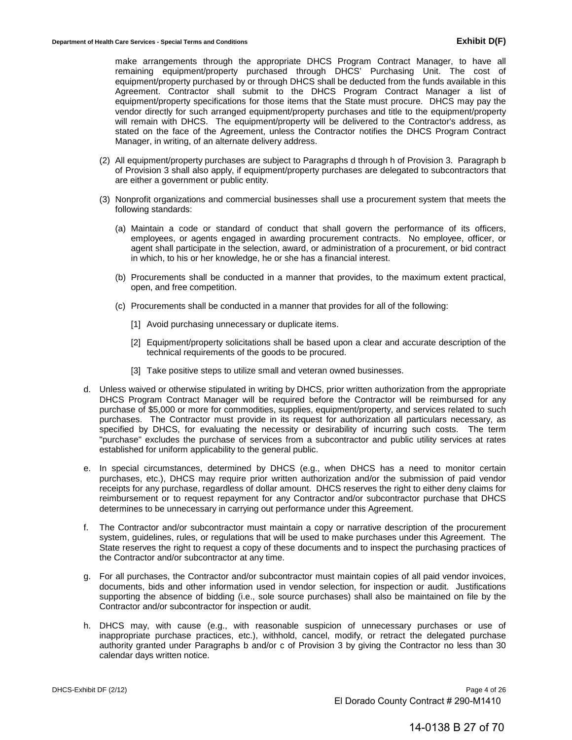make arrangements through the appropriate DHCS Program Contract Manager, to have all remaining equipment/property purchased through DHCS' Purchasing Unit. The cost of equipment/property purchased by or through DHCS shall be deducted from the funds available in this Agreement. Contractor shall submit to the DHCS Program Contract Manager a list of equipment/property specifications for those items that the State must procure. DHCS may pay the vendor directly for such arranged equipment/property purchases and title to the equipment/property will remain with DHCS. The equipment/property will be delivered to the Contractor's address, as stated on the face of the Agreement, unless the Contractor notifies the DHCS Program Contract Manager, in writing, of an alternate delivery address.

(2) All equipment/property purchases are subject to Paragraphs d through h of Provision 3. Paragraph b of Provision 3 shall also apply, if equipment/property purchases are delegated to subcontractors that are either a government or public entity.

(3) Nonprofit organizations and commercial businesses shall use a procurement system that meets the following standards:

(a) Maintain a code or standard of conduct that shall govern the performance of its officers, employees, or agents engaged in awarding procurement contracts. No employee, officer, or agent shall participate in the selection, award, or administration of a procurement, or bid contract in which, to his or her knowledge, he or she has a financial interest.

(b) Procurements shall be conducted in a manner that provides, to the maximum extent practical, open, and free competition.

(c) Procurements shall be conducted in a manner that provides for all of the following:

[1] Avoid purchasing unnecessary or duplicate items.

[2] Equipment/property solicitations shall be based upon a clear and accurate description of the technical requirements of the goods to be procured.

[3] Take positive steps to utilize small and veteran owned businesses.

d. Unless waived or otherwise stipulated in writing by DHCS, prior written authorization from the appropriate DHCS Program Contract Manager will be required before the Contractor will be reimbursed for any purchase of $5,000 or more for commodities, supplies, equipment/property, and services related to such purchases. The Contractor must provide in its request for authorization all particulars necessary, as specified by DHCS, for evaluating the necessity or desirability of incurring such costs. The term "purchase" excludes the purchase of services from a subcontractor and public utility services at rates established for uniform applicability to the general public.

e. In special circumstances, determined by DHCS (e.g., when DHCS has a need to monitor certain purchases, etc.), DHCS may require prior written authorization and/or the submission of paid vendor receipts for any purchase, regardless of dollar amount. DHCS reserves the right to either deny claims for reimbursement or to request repayment for any Contractor and/or subcontractor purchase that DHCS determines to be unnecessary in carrying out performance under this Agreement.

f. The Contractor and/or subcontractor must maintain a copy or narrative description of the procurement system, guidelines, rules, or regulations that will be used to make purchases under this Agreement. The State reserves the right to request a copy of these documents and to inspect the purchasing practices of the Contractor and/or subcontractor at any time.

g. For all purchases, the Contractor and/or subcontractor must maintain copies of all paid vendor invoices, documents, bids and other information used in vendor selection, for inspection or audit. Justifications supporting the absence of bidding (i.e., sole source purchases) shall also be maintained on file by the Contractor and/or subcontractor for inspection or audit.

h. DHCS may, with cause (e.g., with reasonable suspicion of unnecessary purchases or use of inappropriate purchase practices, etc.), withhold, cancel, modify, or retract the delegated purchase authority granted under Paragraphs b and/or c of Provision 3 by giving the Contractor no less than 30 calendar days written notice.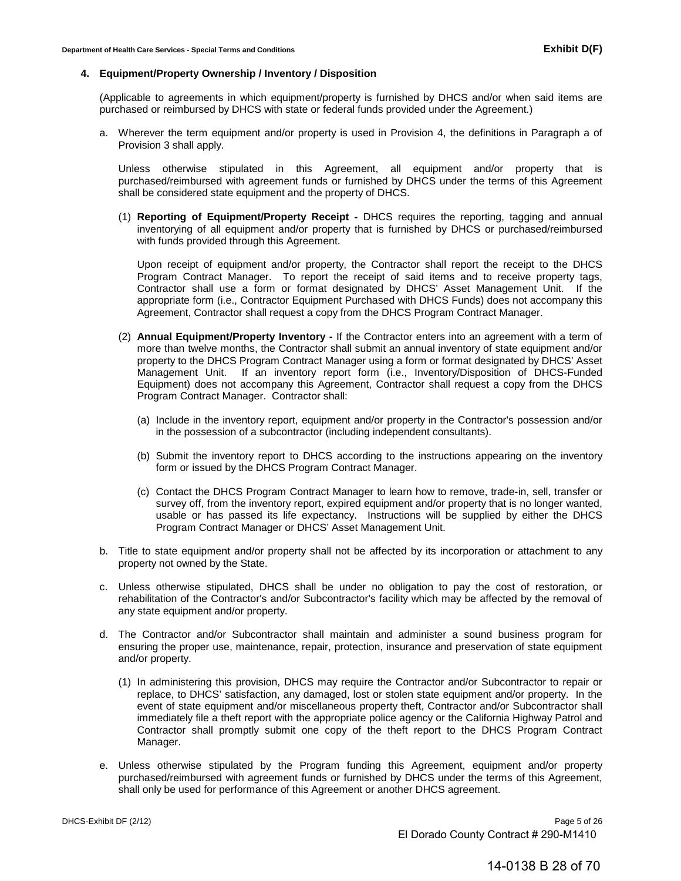#### 4. Equipment/Property Ownership / Inventory / Disposition

(Applicable to agreements in which equipment/property is furnished by DHCS and/or when said items are purchased or reimbursed by DHCS with state or federal funds provided under the Agreement.)

a. Wherever the term equipment and/or property is used in Provision 4, the definitions in Paragraph a of Provision 3 shall apply.

   Unless otherwise stipulated in this Agreement, all equipment and/or property that is purchased/reimbursed with agreement funds or furnished by DHCS under the terms of this Agreement shall be considered state equipment and the property of DHCS.

   (1) **Reporting of Equipment/Property Receipt -** DHCS requires the reporting, tagging and annual inventorying of all equipment and/or property that is furnished by DHCS or purchased/reimbursed with funds provided through this Agreement.

   Upon receipt of equipment and/or property, the Contractor shall report the receipt to the DHCS Program Contract Manager. To report the receipt of said items and to receive property tags, Contractor shall use a form or format designated by DHCS' Asset Management Unit. If the appropriate form (i.e., Contractor Equipment Purchased with DHCS Funds) does not accompany this Agreement, Contractor shall request a copy from the DHCS Program Contract Manager.

   (2) **Annual Equipment/Property Inventory -** If the Contractor enters into an agreement with a term of more than twelve months, the Contractor shall submit an annual inventory of state equipment and/or property to the DHCS Program Contract Manager using a form or format designated by DHCS' Asset Management Unit. If an inventory report form (i.e., Inventory/Disposition of DHCS-Funded Equipment) does not accompany this Agreement, Contractor shall request a copy from the DHCS Program Contract Manager. Contractor shall:

   (a) Include in the inventory report, equipment and/or property in the Contractor's possession and/or in the possession of a subcontractor (including independent consultants).

   (b) Submit the inventory report to DHCS according to the instructions appearing on the inventory form or issued by the DHCS Program Contract Manager.

   (c) Contact the DHCS Program Contract Manager to learn how to remove, trade-in, sell, transfer or survey off, from the inventory report, expired equipment and/or property that is no longer wanted, usable or has passed its life expectancy. Instructions will be supplied by either the DHCS Program Contract Manager or DHCS' Asset Management Unit.

b. Title to state equipment and/or property shall not be affected by its incorporation or attachment to any property not owned by the State.

c. Unless otherwise stipulated, DHCS shall be under no obligation to pay the cost of restoration, or rehabilitation of the Contractor's and/or Subcontractor's facility which may be affected by the removal of any state equipment and/or property.

d. The Contractor and/or Subcontractor shall maintain and administer a sound business program for ensuring the proper use, maintenance, repair, protection, insurance and preservation of state equipment and/or property.

   (1) In administering this provision, DHCS may require the Contractor and/or Subcontractor to repair or replace, to DHCS' satisfaction, any damaged, lost or stolen state equipment and/or property. In the event of state equipment and/or miscellaneous property theft, Contractor and/or Subcontractor shall immediately file a theft report with the appropriate police agency or the California Highway Patrol and Contractor shall promptly submit one copy of the theft report to the DHCS Program Contract Manager.

e. Unless otherwise stipulated by the Program funding this Agreement, equipment and/or property purchased/reimbursed with agreement funds or furnished by DHCS under the terms of this Agreement, shall only be used for performance of this Agreement or another DHCS agreement.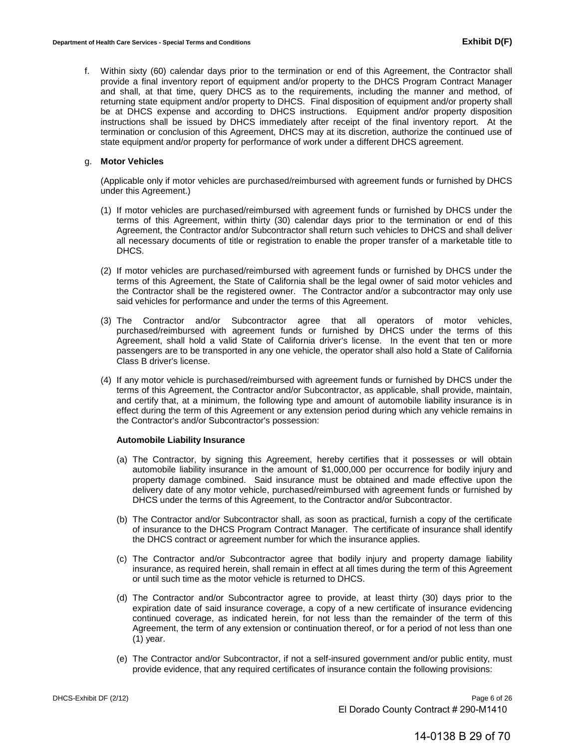f. Within sixty (60) calendar days prior to the termination or end of this Agreement, the Contractor shall provide a final inventory report of equipment and/or property to the DHCS Program Contract Manager and shall, at that time, query DHCS as to the requirements, including the manner and method, of returning state equipment and/or property to DHCS. Final disposition of equipment and/or property shall be at DHCS expense and according to DHCS instructions. Equipment and/or property disposition instructions shall be issued by DHCS immediately after receipt of the final inventory report. At the termination or conclusion of this Agreement, DHCS may at its discretion, authorize the continued use of state equipment and/or property for performance of work under a different DHCS agreement.

g. **Motor Vehicles**

(Applicable only if motor vehicles are purchased/reimbursed with agreement funds or furnished by DHCS under this Agreement.)

(1) If motor vehicles are purchased/reimbursed with agreement funds or furnished by DHCS under the terms of this Agreement, within thirty (30) calendar days prior to the termination or end of this Agreement, the Contractor and/or Subcontractor shall return such vehicles to DHCS and shall deliver all necessary documents of title or registration to enable the proper transfer of a marketable title to DHCS.

(2) If motor vehicles are purchased/reimbursed with agreement funds or furnished by DHCS under the terms of this Agreement, the State of California shall be the legal owner of said motor vehicles and the Contractor shall be the registered owner. The Contractor and/or a subcontractor may only use said vehicles for performance and under the terms of this Agreement.

(3) The Contractor and/or Subcontractor agree that all operators of motor vehicles, purchased/reimbursed with agreement funds or furnished by DHCS under the terms of this Agreement, shall hold a valid State of California driver's license. In the event that ten or more passengers are to be transported in any one vehicle, the operator shall also hold a State of California Class B driver's license.

(4) If any motor vehicle is purchased/reimbursed with agreement funds or furnished by DHCS under the terms of this Agreement, the Contractor and/or Subcontractor, as applicable, shall provide, maintain, and certify that, at a minimum, the following type and amount of automobile liability insurance is in effect during the term of this Agreement or any extension period during which any vehicle remains in the Contractor's and/or Subcontractor's possession:

**Automobile Liability Insurance**

(a) The Contractor, by signing this Agreement, hereby certifies that it possesses or will obtain automobile liability insurance in the amount of $1,000,000 per occurrence for bodily injury and property damage combined. Said insurance must be obtained and made effective upon the delivery date of any motor vehicle, purchased/reimbursed with agreement funds or furnished by DHCS under the terms of this Agreement, to the Contractor and/or Subcontractor.

(b) The Contractor and/or Subcontractor shall, as soon as practical, furnish a copy of the certificate of insurance to the DHCS Program Contract Manager. The certificate of insurance shall identify the DHCS contract or agreement number for which the insurance applies.

(c) The Contractor and/or Subcontractor agree that bodily injury and property damage liability insurance, as required herein, shall remain in effect at all times during the term of this Agreement or until such time as the motor vehicle is returned to DHCS.

(d) The Contractor and/or Subcontractor agree to provide, at least thirty (30) days prior to the expiration date of said insurance coverage, a copy of a new certificate of insurance evidencing continued coverage, as indicated herein, for not less than the remainder of the term of this Agreement, the term of any extension or continuation thereof, or for a period of not less than one (1) year.

(e) The Contractor and/or Subcontractor, if not a self-insured government and/or public entity, must provide evidence, that any required certificates of insurance contain the following provisions: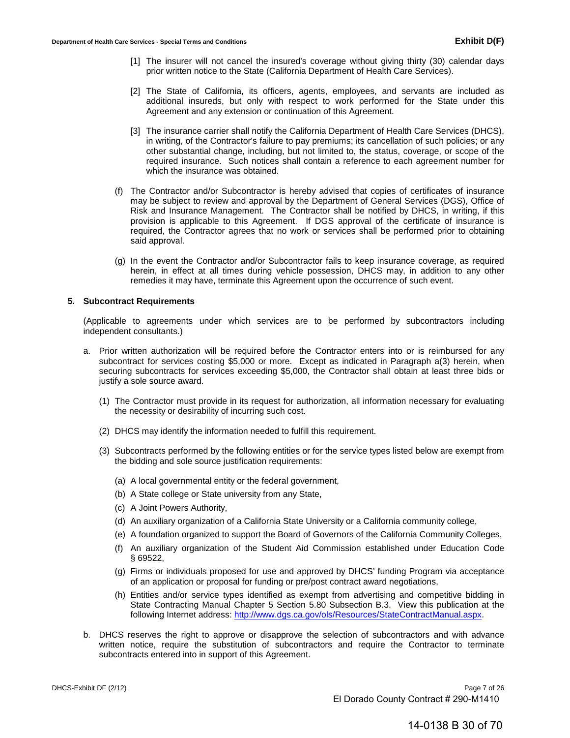[1] The insurer will not cancel the insured's coverage without giving thirty (30) calendar days prior written notice to the State (California Department of Health Care Services).

[2] The State of California, its officers, agents, employees, and servants are included as additional insureds, but only with respect to work performed for the State under this Agreement and any extension or continuation of this Agreement.

[3] The insurance carrier shall notify the California Department of Health Care Services (DHCS), in writing, of the Contractor's failure to pay premiums; its cancellation of such policies; or any other substantial change, including, but not limited to, the status, coverage, or scope of the required insurance. Such notices shall contain a reference to each agreement number for which the insurance was obtained.

(f) The Contractor and/or Subcontractor is hereby advised that copies of certificates of insurance may be subject to review and approval by the Department of General Services (DGS), Office of Risk and Insurance Management. The Contractor shall be notified by DHCS, in writing, if this provision is applicable to this Agreement. If DGS approval of the certificate of insurance is required, the Contractor agrees that no work or services shall be performed prior to obtaining said approval.

(g) In the event the Contractor and/or Subcontractor fails to keep insurance coverage, as required herein, in effect at all times during vehicle possession, DHCS may, in addition to any other remedies it may have, terminate this Agreement upon the occurrence of such event.

**5. Subcontract Requirements**

(Applicable to agreements under which services are to be performed by subcontractors including independent consultants.)

a. Prior written authorization will be required before the Contractor enters into or is reimbursed for any subcontract for services costing $5,000 or more. Except as indicated in Paragraph a(3) herein, when securing subcontracts for services exceeding $5,000, the Contractor shall obtain at least three bids or justify a sole source award.

   (1) The Contractor must provide in its request for authorization, all information necessary for evaluating the necessity or desirability of incurring such cost.

   (2) DHCS may identify the information needed to fulfill this requirement.

   (3) Subcontracts performed by the following entities or for the service types listed below are exempt from the bidding and sole source justification requirements:

      (a) A local governmental entity or the federal government,
      (b) A State college or State university from any State,
      (c) A Joint Powers Authority,
      (d) An auxiliary organization of a California State University or a California community college,
      (e) A foundation organized to support the Board of Governors of the California Community Colleges,
      (f) An auxiliary organization of the Student Aid Commission established under Education Code § 69522,
      (g) Firms or individuals proposed for use and approved by DHCS' funding Program via acceptance of an application or proposal for funding or pre/post contract award negotiations,
      (h) Entities and/or service types identified as exempt from advertising and competitive bidding in State Contracting Manual Chapter 5 Section 5.80 Subsection B.3. View this publication at the following Internet address: http://www.dgs.ca.gov/ols/Resources/StateContractManual.aspx.

b. DHCS reserves the right to approve or disapprove the selection of subcontractors and with advance written notice, require the substitution of subcontractors and require the Contractor to terminate subcontracts entered into in support of this Agreement.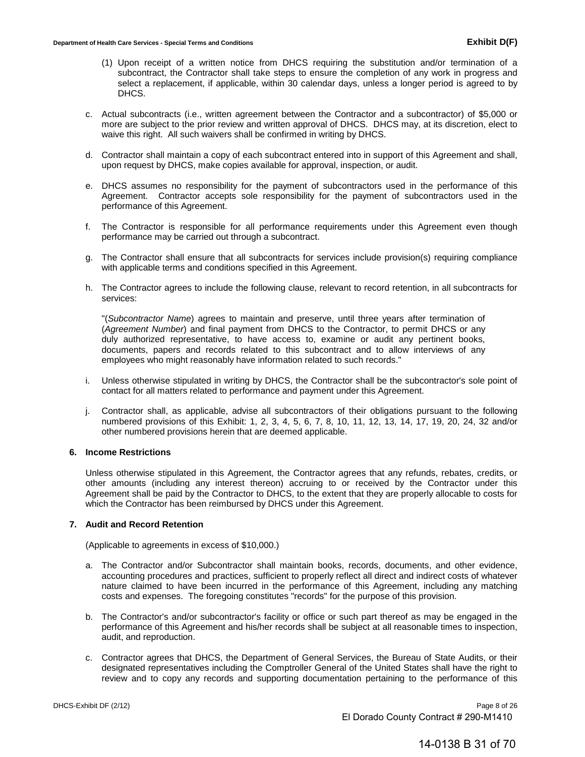(1) Upon receipt of a written notice from DHCS requiring the substitution and/or termination of a subcontract, the Contractor shall take steps to ensure the completion of any work in progress and select a replacement, if applicable, within 30 calendar days, unless a longer period is agreed to by DHCS.

c. Actual subcontracts (i.e., written agreement between the Contractor and a subcontractor) of $5,000 or more are subject to the prior review and written approval of DHCS. DHCS may, at its discretion, elect to waive this right. All such waivers shall be confirmed in writing by DHCS.

d. Contractor shall maintain a copy of each subcontract entered into in support of this Agreement and shall, upon request by DHCS, make copies available for approval, inspection, or audit.

e. DHCS assumes no responsibility for the payment of subcontractors used in the performance of this Agreement. Contractor accepts sole responsibility for the payment of subcontractors used in the performance of this Agreement.

f. The Contractor is responsible for all performance requirements under this Agreement even though performance may be carried out through a subcontract.

g. The Contractor shall ensure that all subcontracts for services include provision(s) requiring compliance with applicable terms and conditions specified in this Agreement.

h. The Contractor agrees to include the following clause, relevant to record retention, in all subcontracts for services:

"(*Subcontractor Name*) agrees to maintain and preserve, until three years after termination of (*Agreement Number*) and final payment from DHCS to the Contractor, to permit DHCS or any duly authorized representative, to have access to, examine or audit any pertinent books, documents, papers and records related to this subcontract and to allow interviews of any employees who might reasonably have information related to such records."

i. Unless otherwise stipulated in writing by DHCS, the Contractor shall be the subcontractor's sole point of contact for all matters related to performance and payment under this Agreement.

j. Contractor shall, as applicable, advise all subcontractors of their obligations pursuant to the following numbered provisions of this Exhibit: 1, 2, 3, 4, 5, 6, 7, 8, 10, 11, 12, 13, 14, 17, 19, 20, 24, 32 and/or other numbered provisions herein that are deemed applicable.

**6. Income Restrictions**

Unless otherwise stipulated in this Agreement, the Contractor agrees that any refunds, rebates, credits, or other amounts (including any interest thereon) accruing to or received by the Contractor under this Agreement shall be paid by the Contractor to DHCS, to the extent that they are properly allocable to costs for which the Contractor has been reimbursed by DHCS under this Agreement.

**7. Audit and Record Retention**

(Applicable to agreements in excess of $10,000.)

a. The Contractor and/or Subcontractor shall maintain books, records, documents, and other evidence, accounting procedures and practices, sufficient to properly reflect all direct and indirect costs of whatever nature claimed to have been incurred in the performance of this Agreement, including any matching costs and expenses. The foregoing constitutes "records" for the purpose of this provision.

b. The Contractor's and/or subcontractor's facility or office or such part thereof as may be engaged in the performance of this Agreement and his/her records shall be subject at all reasonable times to inspection, audit, and reproduction.

c. Contractor agrees that DHCS, the Department of General Services, the Bureau of State Audits, or their designated representatives including the Comptroller General of the United States shall have the right to review and to copy any records and supporting documentation pertaining to the performance of this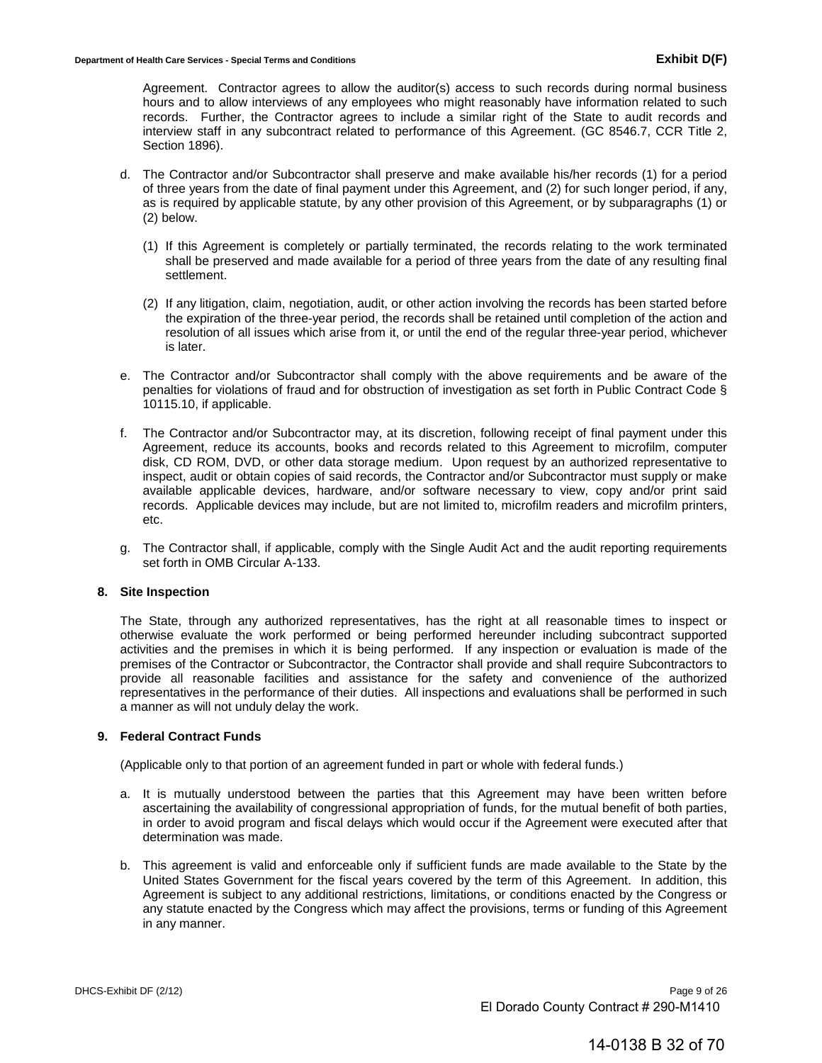Agreement. Contractor agrees to allow the auditor(s) access to such records during normal business hours and to allow interviews of any employees who might reasonably have information related to such records. Further, the Contractor agrees to include a similar right of the State to audit records and interview staff in any subcontract related to performance of this Agreement. (GC 8546.7, CCR Title 2, Section 1896).

d. The Contractor and/or Subcontractor shall preserve and make available his/her records (1) for a period of three years from the date of final payment under this Agreement, and (2) for such longer period, if any, as is required by applicable statute, by any other provision of this Agreement, or by subparagraphs (1) or (2) below.

   (1) If this Agreement is completely or partially terminated, the records relating to the work terminated shall be preserved and made available for a period of three years from the date of any resulting final settlement.

   (2) If any litigation, claim, negotiation, audit, or other action involving the records has been started before the expiration of the three-year period, the records shall be retained until completion of the action and resolution of all issues which arise from it, or until the end of the regular three-year period, whichever is later.

e. The Contractor and/or Subcontractor shall comply with the above requirements and be aware of the penalties for violations of fraud and for obstruction of investigation as set forth in Public Contract Code § 10115.10, if applicable.

f. The Contractor and/or Subcontractor may, at its discretion, following receipt of final payment under this Agreement, reduce its accounts, books and records related to this Agreement to microfilm, computer disk, CD ROM, DVD, or other data storage medium. Upon request by an authorized representative to inspect, audit or obtain copies of said records, the Contractor and/or Subcontractor must supply or make available applicable devices, hardware, and/or software necessary to view, copy and/or print said records. Applicable devices may include, but are not limited to, microfilm readers and microfilm printers, etc.

g. The Contractor shall, if applicable, comply with the Single Audit Act and the audit reporting requirements set forth in OMB Circular A-133.

**8. Site Inspection**

The State, through any authorized representatives, has the right at all reasonable times to inspect or otherwise evaluate the work performed or being performed hereunder including subcontract supported activities and the premises in which it is being performed. If any inspection or evaluation is made of the premises of the Contractor or Subcontractor, the Contractor shall provide and shall require Subcontractors to provide all reasonable facilities and assistance for the safety and convenience of the authorized representatives in the performance of their duties. All inspections and evaluations shall be performed in such a manner as will not unduly delay the work.

**9. Federal Contract Funds**

(Applicable only to that portion of an agreement funded in part or whole with federal funds.)

a. It is mutually understood between the parties that this Agreement may have been written before ascertaining the availability of congressional appropriation of funds, for the mutual benefit of both parties, in order to avoid program and fiscal delays which would occur if the Agreement were executed after that determination was made.

b. This agreement is valid and enforceable only if sufficient funds are made available to the State by the United States Government for the fiscal years covered by the term of this Agreement. In addition, this Agreement is subject to any additional restrictions, limitations, or conditions enacted by the Congress or any statute enacted by the Congress which may affect the provisions, terms or funding of this Agreement in any manner.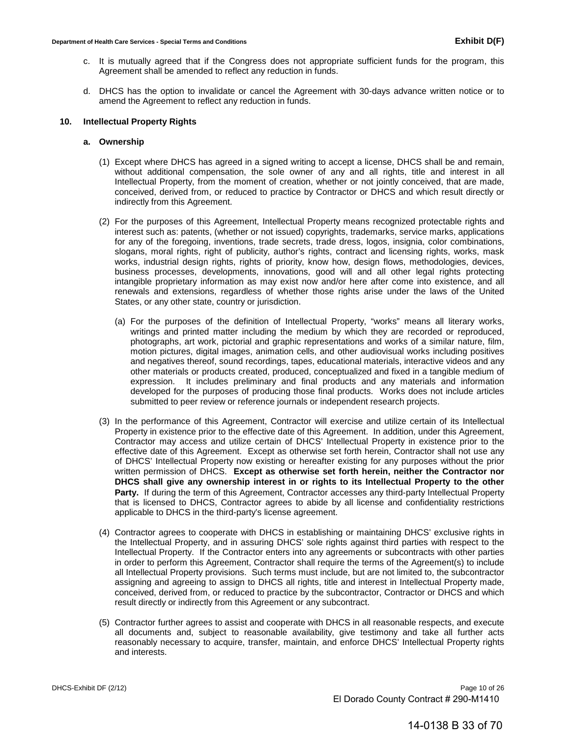c. It is mutually agreed that if the Congress does not appropriate sufficient funds for the program, this Agreement shall be amended to reflect any reduction in funds.

d. DHCS has the option to invalidate or cancel the Agreement with 30-days advance written notice or to amend the Agreement to reflect any reduction in funds.

**10. Intellectual Property Rights**

**a. Ownership**

(1) Except where DHCS has agreed in a signed writing to accept a license, DHCS shall be and remain, without additional compensation, the sole owner of any and all rights, title and interest in all Intellectual Property, from the moment of creation, whether or not jointly conceived, that are made, conceived, derived from, or reduced to practice by Contractor or DHCS and which result directly or indirectly from this Agreement.

(2) For the purposes of this Agreement, Intellectual Property means recognized protectable rights and interest such as: patents, (whether or not issued) copyrights, trademarks, service marks, applications for any of the foregoing, inventions, trade secrets, trade dress, logos, insignia, color combinations, slogans, moral rights, right of publicity, author's rights, contract and licensing rights, works, mask works, industrial design rights, rights of priority, know how, design flows, methodologies, devices, business processes, developments, innovations, good will and all other legal rights protecting intangible proprietary information as may exist now and/or here after come into existence, and all renewals and extensions, regardless of whether those rights arise under the laws of the United States, or any other state, country or jurisdiction.

(a) For the purposes of the definition of Intellectual Property, "works" means all literary works, writings and printed matter including the medium by which they are recorded or reproduced, photographs, art work, pictorial and graphic representations and works of a similar nature, film, motion pictures, digital images, animation cells, and other audiovisual works including positives and negatives thereof, sound recordings, tapes, educational materials, interactive videos and any other materials or products created, produced, conceptualized and fixed in a tangible medium of expression. It includes preliminary and final products and any materials and information developed for the purposes of producing those final products. Works does not include articles submitted to peer review or reference journals or independent research projects.

(3) In the performance of this Agreement, Contractor will exercise and utilize certain of its Intellectual Property in existence prior to the effective date of this Agreement. In addition, under this Agreement, Contractor may access and utilize certain of DHCS' Intellectual Property in existence prior to the effective date of this Agreement. Except as otherwise set forth herein, Contractor shall not use any of DHCS' Intellectual Property now existing or hereafter existing for any purposes without the prior written permission of DHCS. **Except as otherwise set forth herein, neither the Contractor nor DHCS shall give any ownership interest in or rights to its Intellectual Property to the other Party.** If during the term of this Agreement, Contractor accesses any third-party Intellectual Property that is licensed to DHCS, Contractor agrees to abide by all license and confidentiality restrictions applicable to DHCS in the third-party's license agreement.

(4) Contractor agrees to cooperate with DHCS in establishing or maintaining DHCS' exclusive rights in the Intellectual Property, and in assuring DHCS' sole rights against third parties with respect to the Intellectual Property. If the Contractor enters into any agreements or subcontracts with other parties in order to perform this Agreement, Contractor shall require the terms of the Agreement(s) to include all Intellectual Property provisions. Such terms must include, but are not limited to, the subcontractor assigning and agreeing to assign to DHCS all rights, title and interest in Intellectual Property made, conceived, derived from, or reduced to practice by the subcontractor, Contractor or DHCS and which result directly or indirectly from this Agreement or any subcontract.

(5) Contractor further agrees to assist and cooperate with DHCS in all reasonable respects, and execute all documents and, subject to reasonable availability, give testimony and take all further acts reasonably necessary to acquire, transfer, maintain, and enforce DHCS' Intellectual Property rights and interests.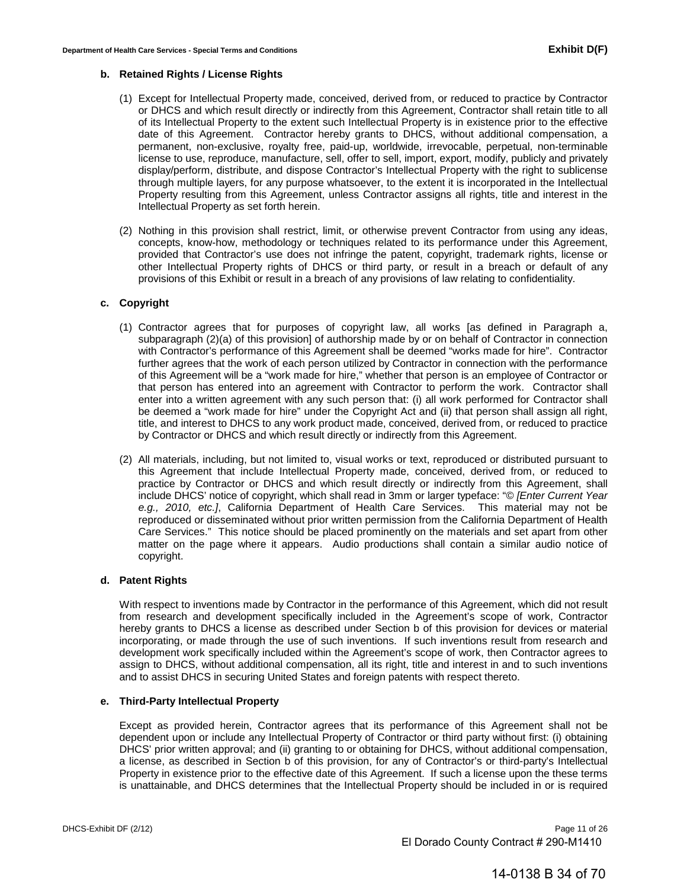**b. Retained Rights / License Rights**

(1) Except for Intellectual Property made, conceived, derived from, or reduced to practice by Contractor or DHCS and which result directly or indirectly from this Agreement, Contractor shall retain title to all of its Intellectual Property to the extent such Intellectual Property is in existence prior to the effective date of this Agreement. Contractor hereby grants to DHCS, without additional compensation, a permanent, non-exclusive, royalty free, paid-up, worldwide, irrevocable, perpetual, non-terminable license to use, reproduce, manufacture, sell, offer to sell, import, export, modify, publicly and privately display/perform, distribute, and dispose Contractor's Intellectual Property with the right to sublicense through multiple layers, for any purpose whatsoever, to the extent it is incorporated in the Intellectual Property resulting from this Agreement, unless Contractor assigns all rights, title and interest in the Intellectual Property as set forth herein.

(2) Nothing in this provision shall restrict, limit, or otherwise prevent Contractor from using any ideas, concepts, know-how, methodology or techniques related to its performance under this Agreement, provided that Contractor's use does not infringe the patent, copyright, trademark rights, license or other Intellectual Property rights of DHCS or third party, or result in a breach or default of any provisions of this Exhibit or result in a breach of any provisions of law relating to confidentiality.

**c. Copyright**

(1) Contractor agrees that for purposes of copyright law, all works [as defined in Paragraph a, subparagraph (2)(a) of this provision] of authorship made by or on behalf of Contractor in connection with Contractor's performance of this Agreement shall be deemed "works made for hire". Contractor further agrees that the work of each person utilized by Contractor in connection with the performance of this Agreement will be a "work made for hire," whether that person is an employee of Contractor or that person has entered into an agreement with Contractor to perform the work. Contractor shall enter into a written agreement with any such person that: (i) all work performed for Contractor shall be deemed a "work made for hire" under the Copyright Act and (ii) that person shall assign all right, title, and interest to DHCS to any work product made, conceived, derived from, or reduced to practice by Contractor or DHCS and which result directly or indirectly from this Agreement.

(2) All materials, including, but not limited to, visual works or text, reproduced or distributed pursuant to this Agreement that include Intellectual Property made, conceived, derived from, or reduced to practice by Contractor or DHCS and which result directly or indirectly from this Agreement, shall include DHCS' notice of copyright, which shall read in 3mm or larger typeface: "© *[Enter Current Year e.g., 2010, etc.]*, California Department of Health Care Services. This material may not be reproduced or disseminated without prior written permission from the California Department of Health Care Services." This notice should be placed prominently on the materials and set apart from other matter on the page where it appears. Audio productions shall contain a similar audio notice of copyright.

**d. Patent Rights**

With respect to inventions made by Contractor in the performance of this Agreement, which did not result from research and development specifically included in the Agreement's scope of work, Contractor hereby grants to DHCS a license as described under Section b of this provision for devices or material incorporating, or made through the use of such inventions. If such inventions result from research and development work specifically included within the Agreement's scope of work, then Contractor agrees to assign to DHCS, without additional compensation, all its right, title and interest in and to such inventions and to assist DHCS in securing United States and foreign patents with respect thereto.

**e. Third-Party Intellectual Property**

Except as provided herein, Contractor agrees that its performance of this Agreement shall not be dependent upon or include any Intellectual Property of Contractor or third party without first: (i) obtaining DHCS' prior written approval; and (ii) granting to or obtaining for DHCS, without additional compensation, a license, as described in Section b of this provision, for any of Contractor's or third-party's Intellectual Property in existence prior to the effective date of this Agreement. If such a license upon the these terms is unattainable, and DHCS determines that the Intellectual Property should be included in or is required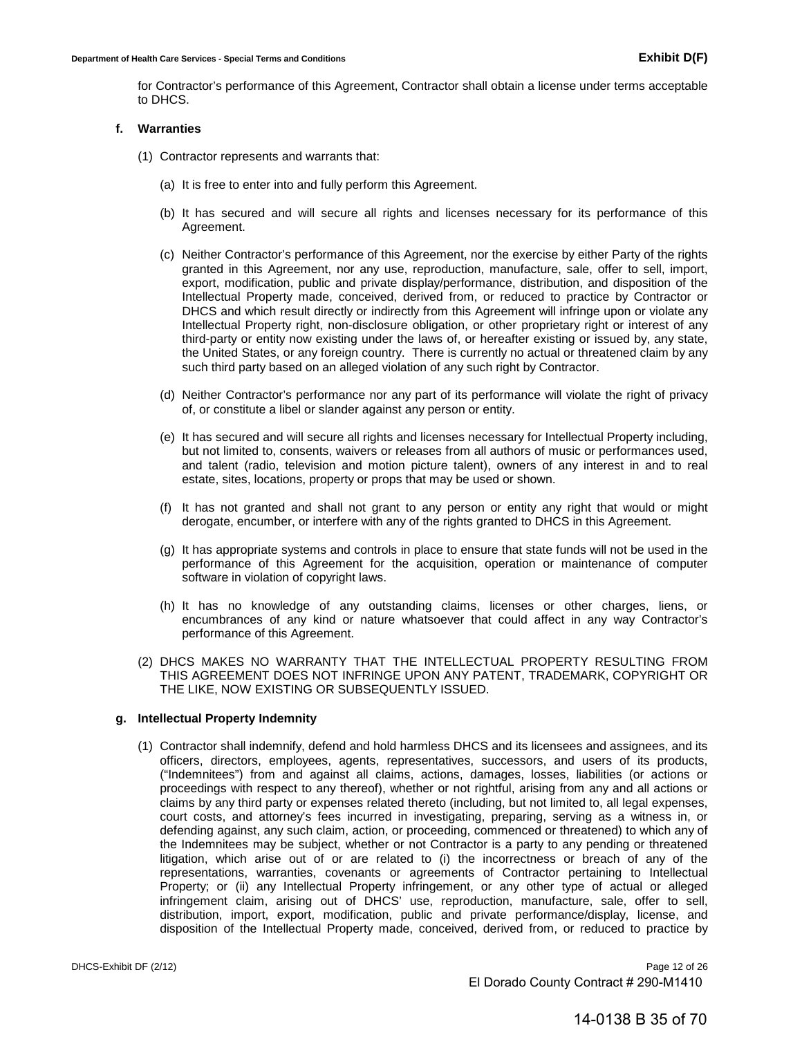for Contractor's performance of this Agreement, Contractor shall obtain a license under terms acceptable to DHCS.

**f. Warranties**

(1) Contractor represents and warrants that:

(a) It is free to enter into and fully perform this Agreement.

(b) It has secured and will secure all rights and licenses necessary for its performance of this Agreement.

(c) Neither Contractor's performance of this Agreement, nor the exercise by either Party of the rights granted in this Agreement, nor any use, reproduction, manufacture, sale, offer to sell, import, export, modification, public and private display/performance, distribution, and disposition of the Intellectual Property made, conceived, derived from, or reduced to practice by Contractor or DHCS and which result directly or indirectly from this Agreement will infringe upon or violate any Intellectual Property right, non-disclosure obligation, or other proprietary right or interest of any third-party or entity now existing under the laws of, or hereafter existing or issued by, any state, the United States, or any foreign country. There is currently no actual or threatened claim by any such third party based on an alleged violation of any such right by Contractor.

(d) Neither Contractor's performance nor any part of its performance will violate the right of privacy of, or constitute a libel or slander against any person or entity.

(e) It has secured and will secure all rights and licenses necessary for Intellectual Property including, but not limited to, consents, waivers or releases from all authors of music or performances used, and talent (radio, television and motion picture talent), owners of any interest in and to real estate, sites, locations, property or props that may be used or shown.

(f) It has not granted and shall not grant to any person or entity any right that would or might derogate, encumber, or interfere with any of the rights granted to DHCS in this Agreement.

(g) It has appropriate systems and controls in place to ensure that state funds will not be used in the performance of this Agreement for the acquisition, operation or maintenance of computer software in violation of copyright laws.

(h) It has no knowledge of any outstanding claims, licenses or other charges, liens, or encumbrances of any kind or nature whatsoever that could affect in any way Contractor's performance of this Agreement.

(2) DHCS MAKES NO WARRANTY THAT THE INTELLECTUAL PROPERTY RESULTING FROM THIS AGREEMENT DOES NOT INFRINGE UPON ANY PATENT, TRADEMARK, COPYRIGHT OR THE LIKE, NOW EXISTING OR SUBSEQUENTLY ISSUED.

**g. Intellectual Property Indemnity**

(1) Contractor shall indemnify, defend and hold harmless DHCS and its licensees and assignees, and its officers, directors, employees, agents, representatives, successors, and users of its products, ("Indemnitees") from and against all claims, actions, damages, losses, liabilities (or actions or proceedings with respect to any thereof), whether or not rightful, arising from any and all actions or claims by any third party or expenses related thereto (including, but not limited to, all legal expenses, court costs, and attorney's fees incurred in investigating, preparing, serving as a witness in, or defending against, any such claim, action, or proceeding, commenced or threatened) to which any of the Indemnitees may be subject, whether or not Contractor is a party to any pending or threatened litigation, which arise out of or are related to (i) the incorrectness or breach of any of the representations, warranties, covenants or agreements of Contractor pertaining to Intellectual Property; or (ii) any Intellectual Property infringement, or any other type of actual or alleged infringement claim, arising out of DHCS' use, reproduction, manufacture, sale, offer to sell, distribution, import, export, modification, public and private performance/display, license, and disposition of the Intellectual Property made, conceived, derived from, or reduced to practice by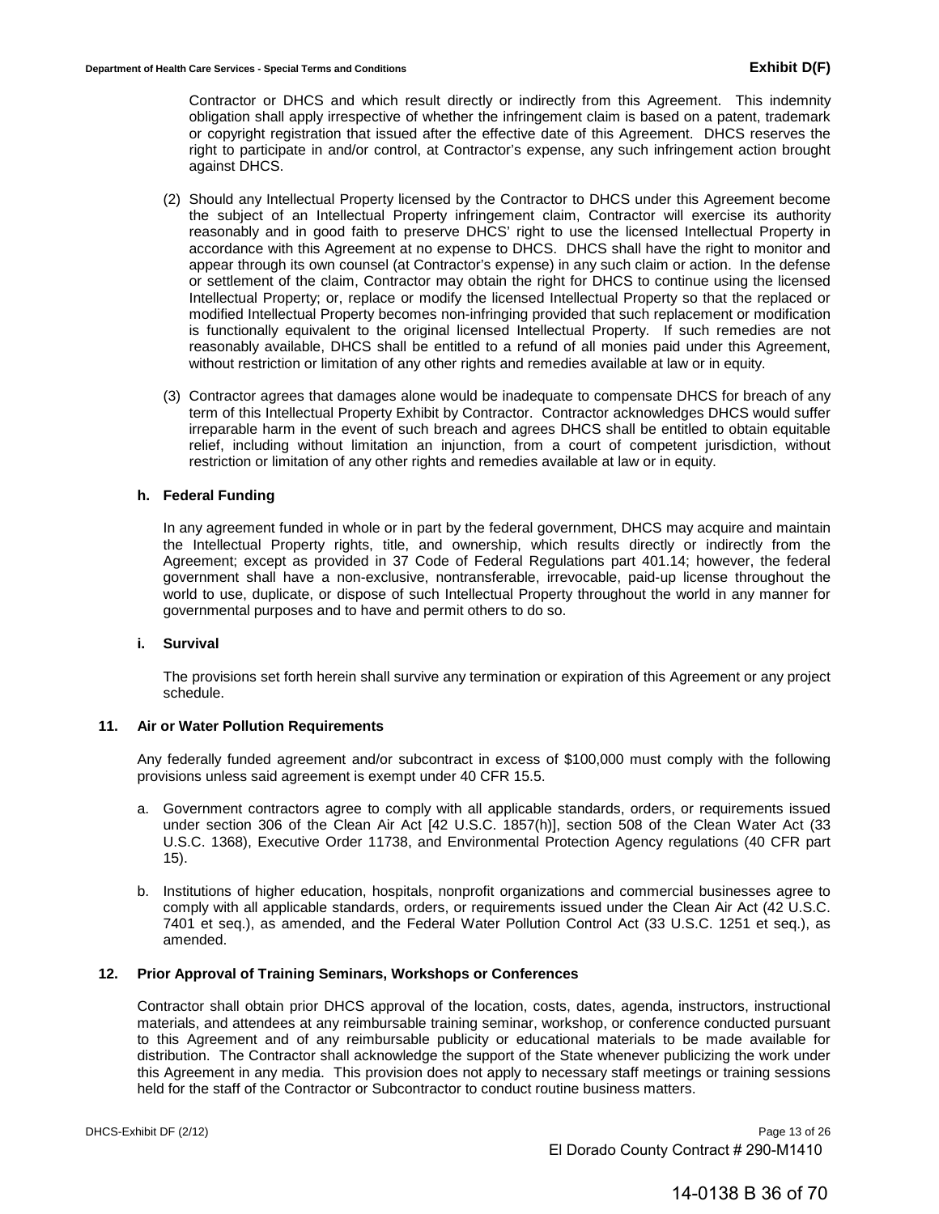Contractor or DHCS and which result directly or indirectly from this Agreement. This indemnity obligation shall apply irrespective of whether the infringement claim is based on a patent, trademark or copyright registration that issued after the effective date of this Agreement. DHCS reserves the right to participate in and/or control, at Contractor's expense, any such infringement action brought against DHCS.

(2) Should any Intellectual Property licensed by the Contractor to DHCS under this Agreement become the subject of an Intellectual Property infringement claim, Contractor will exercise its authority reasonably and in good faith to preserve DHCS' right to use the licensed Intellectual Property in accordance with this Agreement at no expense to DHCS. DHCS shall have the right to monitor and appear through its own counsel (at Contractor's expense) in any such claim or action. In the defense or settlement of the claim, Contractor may obtain the right for DHCS to continue using the licensed Intellectual Property; or, replace or modify the licensed Intellectual Property so that the replaced or modified Intellectual Property becomes non-infringing provided that such replacement or modification is functionally equivalent to the original licensed Intellectual Property. If such remedies are not reasonably available, DHCS shall be entitled to a refund of all monies paid under this Agreement, without restriction or limitation of any other rights and remedies available at law or in equity.

(3) Contractor agrees that damages alone would be inadequate to compensate DHCS for breach of any term of this Intellectual Property Exhibit by Contractor. Contractor acknowledges DHCS would suffer irreparable harm in the event of such breach and agrees DHCS shall be entitled to obtain equitable relief, including without limitation an injunction, from a court of competent jurisdiction, without restriction or limitation of any other rights and remedies available at law or in equity.

**h. Federal Funding**

In any agreement funded in whole or in part by the federal government, DHCS may acquire and maintain the Intellectual Property rights, title, and ownership, which results directly or indirectly from the Agreement; except as provided in 37 Code of Federal Regulations part 401.14; however, the federal government shall have a non-exclusive, nontransferable, irrevocable, paid-up license throughout the world to use, duplicate, or dispose of such Intellectual Property throughout the world in any manner for governmental purposes and to have and permit others to do so.

**i. Survival**

The provisions set forth herein shall survive any termination or expiration of this Agreement or any project schedule.

**11. Air or Water Pollution Requirements**

Any federally funded agreement and/or subcontract in excess of $100,000 must comply with the following provisions unless said agreement is exempt under 40 CFR 15.5.

a. Government contractors agree to comply with all applicable standards, orders, or requirements issued under section 306 of the Clean Air Act [42 U.S.C. 1857(h)], section 508 of the Clean Water Act (33 U.S.C. 1368), Executive Order 11738, and Environmental Protection Agency regulations (40 CFR part 15).

b. Institutions of higher education, hospitals, nonprofit organizations and commercial businesses agree to comply with all applicable standards, orders, or requirements issued under the Clean Air Act (42 U.S.C. 7401 et seq.), as amended, and the Federal Water Pollution Control Act (33 U.S.C. 1251 et seq.), as amended.

**12. Prior Approval of Training Seminars, Workshops or Conferences**

Contractor shall obtain prior DHCS approval of the location, costs, dates, agenda, instructors, instructional materials, and attendees at any reimbursable training seminar, workshop, or conference conducted pursuant to this Agreement and of any reimbursable publicity or educational materials to be made available for distribution. The Contractor shall acknowledge the support of the State whenever publicizing the work under this Agreement in any media. This provision does not apply to necessary staff meetings or training sessions held for the staff of the Contractor or Subcontractor to conduct routine business matters.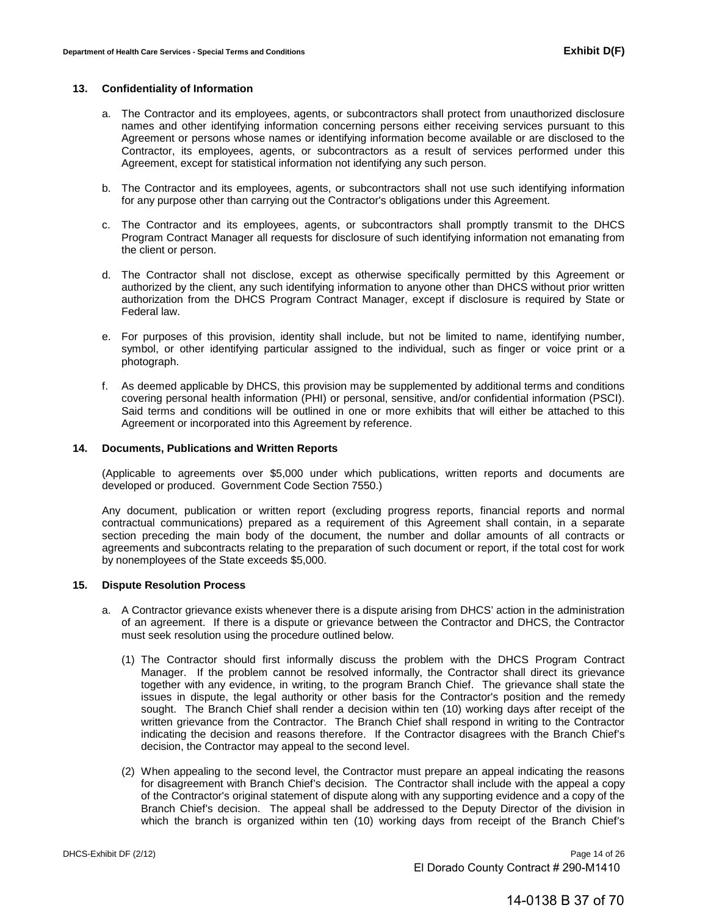### 13. Confidentiality of Information

a. The Contractor and its employees, agents, or subcontractors shall protect from unauthorized disclosure names and other identifying information concerning persons either receiving services pursuant to this Agreement or persons whose names or identifying information become available or are disclosed to the Contractor, its employees, agents, or subcontractors as a result of services performed under this Agreement, except for statistical information not identifying any such person.

b. The Contractor and its employees, agents, or subcontractors shall not use such identifying information for any purpose other than carrying out the Contractor's obligations under this Agreement.

c. The Contractor and its employees, agents, or subcontractors shall promptly transmit to the DHCS Program Contract Manager all requests for disclosure of such identifying information not emanating from the client or person.

d. The Contractor shall not disclose, except as otherwise specifically permitted by this Agreement or authorized by the client, any such identifying information to anyone other than DHCS without prior written authorization from the DHCS Program Contract Manager, except if disclosure is required by State or Federal law.

e. For purposes of this provision, identity shall include, but not be limited to name, identifying number, symbol, or other identifying particular assigned to the individual, such as finger or voice print or a photograph.

f. As deemed applicable by DHCS, this provision may be supplemented by additional terms and conditions covering personal health information (PHI) or personal, sensitive, and/or confidential information (PSCI). Said terms and conditions will be outlined in one or more exhibits that will either be attached to this Agreement or incorporated into this Agreement by reference.

### 14. Documents, Publications and Written Reports

(Applicable to agreements over $5,000 under which publications, written reports and documents are developed or produced. Government Code Section 7550.)

Any document, publication or written report (excluding progress reports, financial reports and normal contractual communications) prepared as a requirement of this Agreement shall contain, in a separate section preceding the main body of the document, the number and dollar amounts of all contracts or agreements and subcontracts relating to the preparation of such document or report, if the total cost for work by nonemployees of the State exceeds $5,000.

### 15. Dispute Resolution Process

a. A Contractor grievance exists whenever there is a dispute arising from DHCS' action in the administration of an agreement. If there is a dispute or grievance between the Contractor and DHCS, the Contractor must seek resolution using the procedure outlined below.

   (1) The Contractor should first informally discuss the problem with the DHCS Program Contract Manager. If the problem cannot be resolved informally, the Contractor shall direct its grievance together with any evidence, in writing, to the program Branch Chief. The grievance shall state the issues in dispute, the legal authority or other basis for the Contractor's position and the remedy sought. The Branch Chief shall render a decision within ten (10) working days after receipt of the written grievance from the Contractor. The Branch Chief shall respond in writing to the Contractor indicating the decision and reasons therefore. If the Contractor disagrees with the Branch Chief's decision, the Contractor may appeal to the second level.

   (2) When appealing to the second level, the Contractor must prepare an appeal indicating the reasons for disagreement with Branch Chief's decision. The Contractor shall include with the appeal a copy of the Contractor's original statement of dispute along with any supporting evidence and a copy of the Branch Chief's decision. The appeal shall be addressed to the Deputy Director of the division in which the branch is organized within ten (10) working days from receipt of the Branch Chief's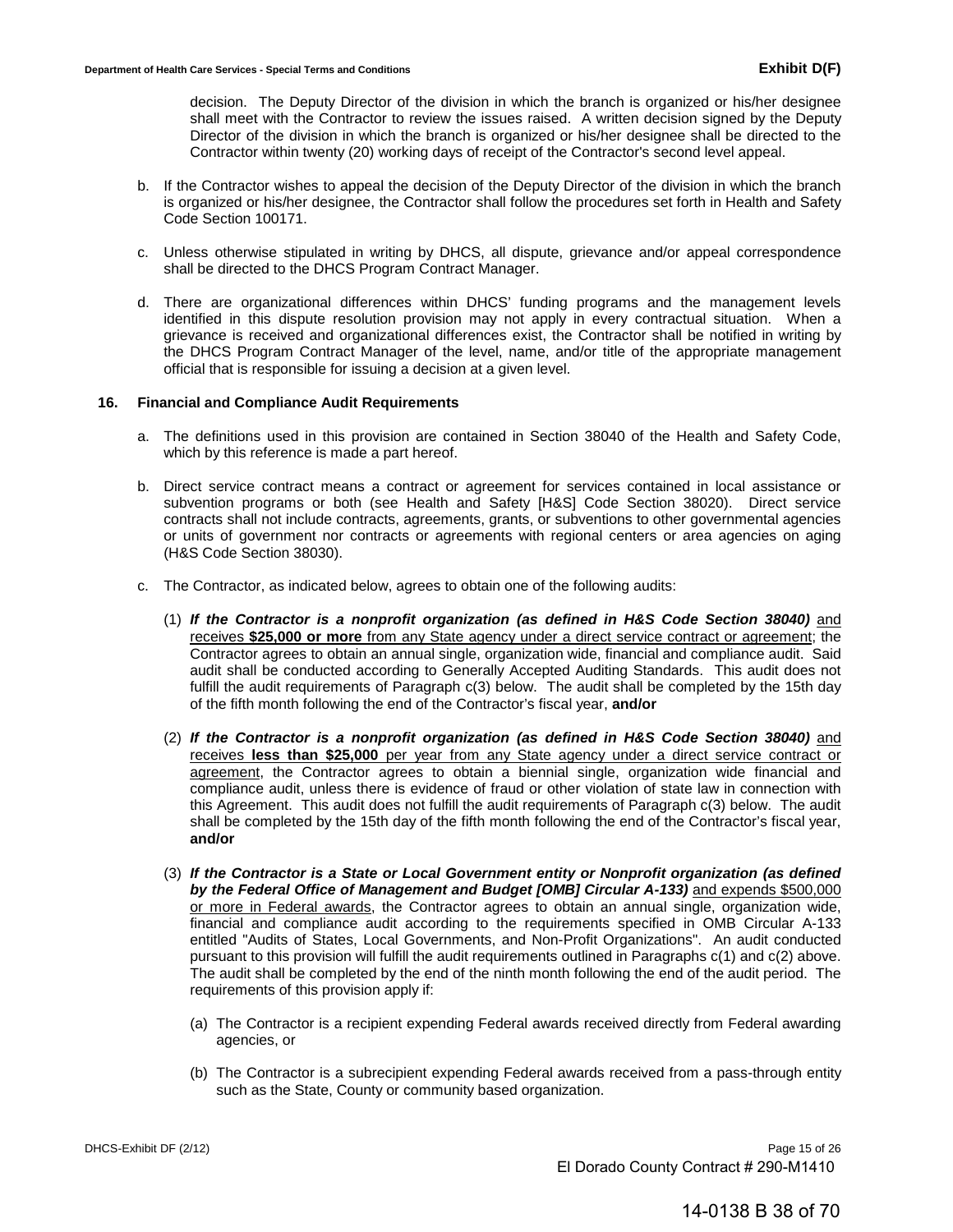decision. The Deputy Director of the division in which the branch is organized or his/her designee shall meet with the Contractor to review the issues raised. A written decision signed by the Deputy Director of the division in which the branch is organized or his/her designee shall be directed to the Contractor within twenty (20) working days of receipt of the Contractor's second level appeal.

b. If the Contractor wishes to appeal the decision of the Deputy Director of the division in which the branch is organized or his/her designee, the Contractor shall follow the procedures set forth in Health and Safety Code Section 100171.

c. Unless otherwise stipulated in writing by DHCS, all dispute, grievance and/or appeal correspondence shall be directed to the DHCS Program Contract Manager.

d. There are organizational differences within DHCS' funding programs and the management levels identified in this dispute resolution provision may not apply in every contractual situation. When a grievance is received and organizational differences exist, the Contractor shall be notified in writing by the DHCS Program Contract Manager of the level, name, and/or title of the appropriate management official that is responsible for issuing a decision at a given level.

**16. Financial and Compliance Audit Requirements**

a. The definitions used in this provision are contained in Section 38040 of the Health and Safety Code, which by this reference is made a part hereof.

b. Direct service contract means a contract or agreement for services contained in local assistance or subvention programs or both (see Health and Safety [H&S] Code Section 38020). Direct service contracts shall not include contracts, agreements, grants, or subventions to other governmental agencies or units of government nor contracts or agreements with regional centers or area agencies on aging (H&S Code Section 38030).

c. The Contractor, as indicated below, agrees to obtain one of the following audits:

(1) ***If the Contractor is a nonprofit organization (as defined in H&S Code Section 38040)*** and receives **$25,000 or more** from any State agency under a direct service contract or agreement; the Contractor agrees to obtain an annual single, organization wide, financial and compliance audit. Said audit shall be conducted according to Generally Accepted Auditing Standards. This audit does not fulfill the audit requirements of Paragraph c(3) below. The audit shall be completed by the 15th day of the fifth month following the end of the Contractor's fiscal year, **and/or**

(2) ***If the Contractor is a nonprofit organization (as defined in H&S Code Section 38040)*** and receives **less than $25,000** per year from any State agency under a direct service contract or agreement, the Contractor agrees to obtain a biennial single, organization wide financial and compliance audit, unless there is evidence of fraud or other violation of state law in connection with this Agreement. This audit does not fulfill the audit requirements of Paragraph c(3) below. The audit shall be completed by the 15th day of the fifth month following the end of the Contractor's fiscal year, **and/or**

(3) ***If the Contractor is a State or Local Government entity or Nonprofit organization (as defined by the Federal Office of Management and Budget [OMB] Circular A-133)*** and expends $500,000 or more in Federal awards, the Contractor agrees to obtain an annual single, organization wide, financial and compliance audit according to the requirements specified in OMB Circular A-133 entitled "Audits of States, Local Governments, and Non-Profit Organizations". An audit conducted pursuant to this provision will fulfill the audit requirements outlined in Paragraphs c(1) and c(2) above. The audit shall be completed by the end of the ninth month following the end of the audit period. The requirements of this provision apply if:

(a) The Contractor is a recipient expending Federal awards received directly from Federal awarding agencies, or

(b) The Contractor is a subrecipient expending Federal awards received from a pass-through entity such as the State, County or community based organization.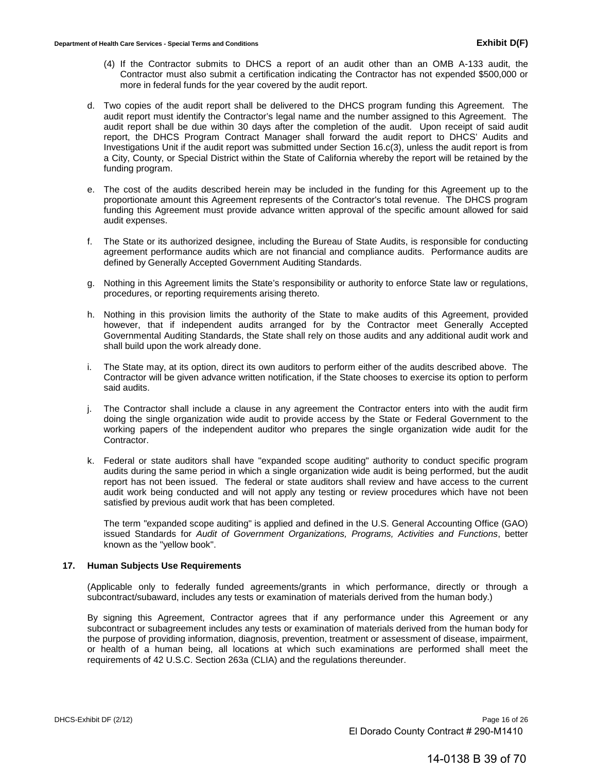(4) If the Contractor submits to DHCS a report of an audit other than an OMB A-133 audit, the Contractor must also submit a certification indicating the Contractor has not expended $500,000 or more in federal funds for the year covered by the audit report.

d. Two copies of the audit report shall be delivered to the DHCS program funding this Agreement. The audit report must identify the Contractor's legal name and the number assigned to this Agreement. The audit report shall be due within 30 days after the completion of the audit. Upon receipt of said audit report, the DHCS Program Contract Manager shall forward the audit report to DHCS' Audits and Investigations Unit if the audit report was submitted under Section 16.c(3), unless the audit report is from a City, County, or Special District within the State of California whereby the report will be retained by the funding program.

e. The cost of the audits described herein may be included in the funding for this Agreement up to the proportionate amount this Agreement represents of the Contractor's total revenue. The DHCS program funding this Agreement must provide advance written approval of the specific amount allowed for said audit expenses.

f. The State or its authorized designee, including the Bureau of State Audits, is responsible for conducting agreement performance audits which are not financial and compliance audits. Performance audits are defined by Generally Accepted Government Auditing Standards.

g. Nothing in this Agreement limits the State's responsibility or authority to enforce State law or regulations, procedures, or reporting requirements arising thereto.

h. Nothing in this provision limits the authority of the State to make audits of this Agreement, provided however, that if independent audits arranged for by the Contractor meet Generally Accepted Governmental Auditing Standards, the State shall rely on those audits and any additional audit work and shall build upon the work already done.

i. The State may, at its option, direct its own auditors to perform either of the audits described above. The Contractor will be given advance written notification, if the State chooses to exercise its option to perform said audits.

j. The Contractor shall include a clause in any agreement the Contractor enters into with the audit firm doing the single organization wide audit to provide access by the State or Federal Government to the working papers of the independent auditor who prepares the single organization wide audit for the Contractor.

k. Federal or state auditors shall have "expanded scope auditing" authority to conduct specific program audits during the same period in which a single organization wide audit is being performed, but the audit report has not been issued. The federal or state auditors shall review and have access to the current audit work being conducted and will not apply any testing or review procedures which have not been satisfied by previous audit work that has been completed.

   The term "expanded scope auditing" is applied and defined in the U.S. General Accounting Office (GAO) issued Standards for *Audit of Government Organizations, Programs, Activities and Functions*, better known as the "yellow book".

**17. Human Subjects Use Requirements**

(Applicable only to federally funded agreements/grants in which performance, directly or through a subcontract/subaward, includes any tests or examination of materials derived from the human body.)

By signing this Agreement, Contractor agrees that if any performance under this Agreement or any subcontract or subagreement includes any tests or examination of materials derived from the human body for the purpose of providing information, diagnosis, prevention, treatment or assessment of disease, impairment, or health of a human being, all locations at which such examinations are performed shall meet the requirements of 42 U.S.C. Section 263a (CLIA) and the regulations thereunder.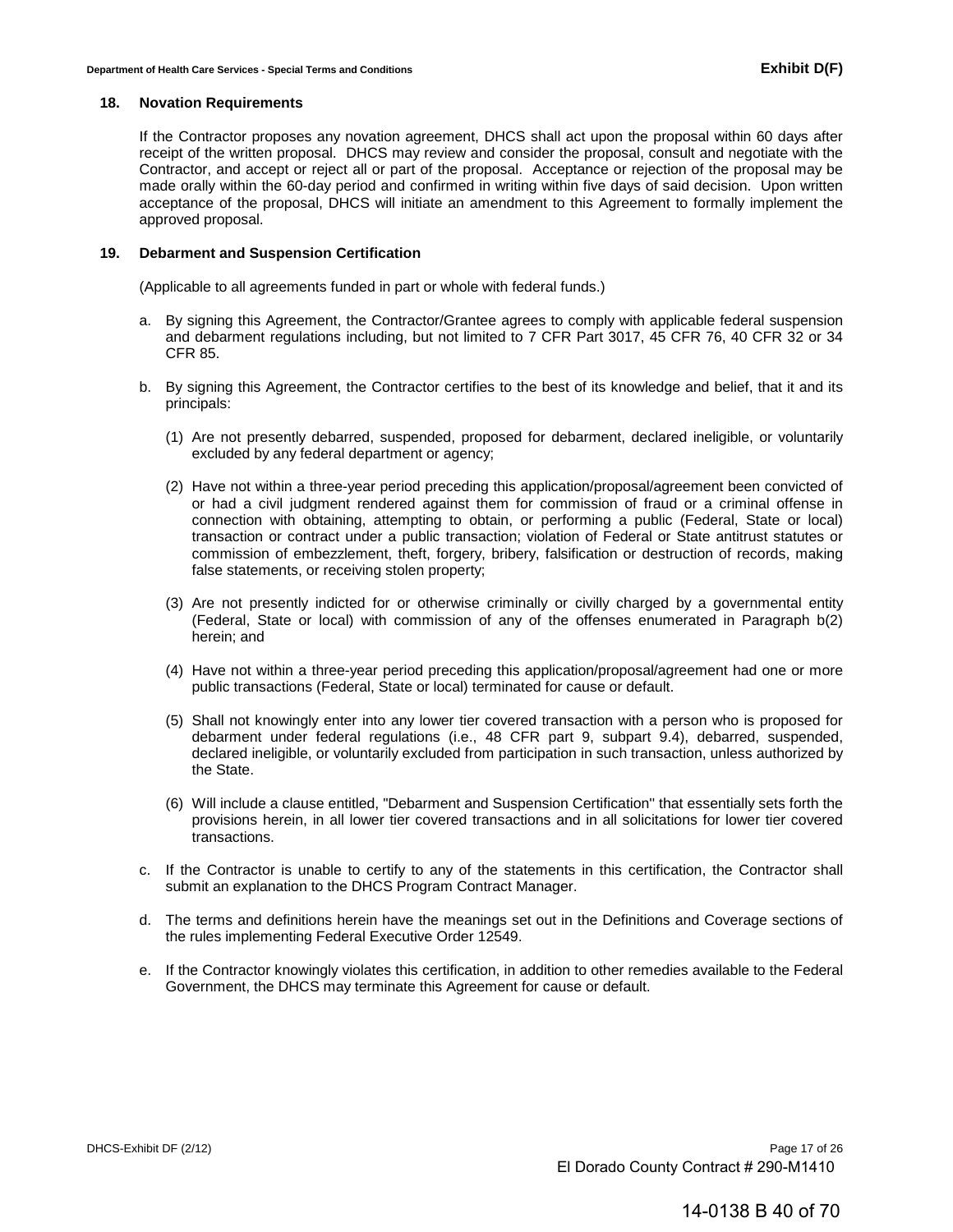### 18. Novation Requirements

If the Contractor proposes any novation agreement, DHCS shall act upon the proposal within 60 days after receipt of the written proposal. DHCS may review and consider the proposal, consult and negotiate with the Contractor, and accept or reject all or part of the proposal. Acceptance or rejection of the proposal may be made orally within the 60-day period and confirmed in writing within five days of said decision. Upon written acceptance of the proposal, DHCS will initiate an amendment to this Agreement to formally implement the approved proposal.

### 19. Debarment and Suspension Certification

(Applicable to all agreements funded in part or whole with federal funds.)

a. By signing this Agreement, the Contractor/Grantee agrees to comply with applicable federal suspension and debarment regulations including, but not limited to 7 CFR Part 3017, 45 CFR 76, 40 CFR 32 or 34 CFR 85.

b. By signing this Agreement, the Contractor certifies to the best of its knowledge and belief, that it and its principals:

   (1) Are not presently debarred, suspended, proposed for debarment, declared ineligible, or voluntarily excluded by any federal department or agency;

   (2) Have not within a three-year period preceding this application/proposal/agreement been convicted of or had a civil judgment rendered against them for commission of fraud or a criminal offense in connection with obtaining, attempting to obtain, or performing a public (Federal, State or local) transaction or contract under a public transaction; violation of Federal or State antitrust statutes or commission of embezzlement, theft, forgery, bribery, falsification or destruction of records, making false statements, or receiving stolen property;

   (3) Are not presently indicted for or otherwise criminally or civilly charged by a governmental entity (Federal, State or local) with commission of any of the offenses enumerated in Paragraph b(2) herein; and

   (4) Have not within a three-year period preceding this application/proposal/agreement had one or more public transactions (Federal, State or local) terminated for cause or default.

   (5) Shall not knowingly enter into any lower tier covered transaction with a person who is proposed for debarment under federal regulations (i.e., 48 CFR part 9, subpart 9.4), debarred, suspended, declared ineligible, or voluntarily excluded from participation in such transaction, unless authorized by the State.

   (6) Will include a clause entitled, "Debarment and Suspension Certification'' that essentially sets forth the provisions herein, in all lower tier covered transactions and in all solicitations for lower tier covered transactions.

c. If the Contractor is unable to certify to any of the statements in this certification, the Contractor shall submit an explanation to the DHCS Program Contract Manager.

d. The terms and definitions herein have the meanings set out in the Definitions and Coverage sections of the rules implementing Federal Executive Order 12549.

e. If the Contractor knowingly violates this certification, in addition to other remedies available to the Federal Government, the DHCS may terminate this Agreement for cause or default.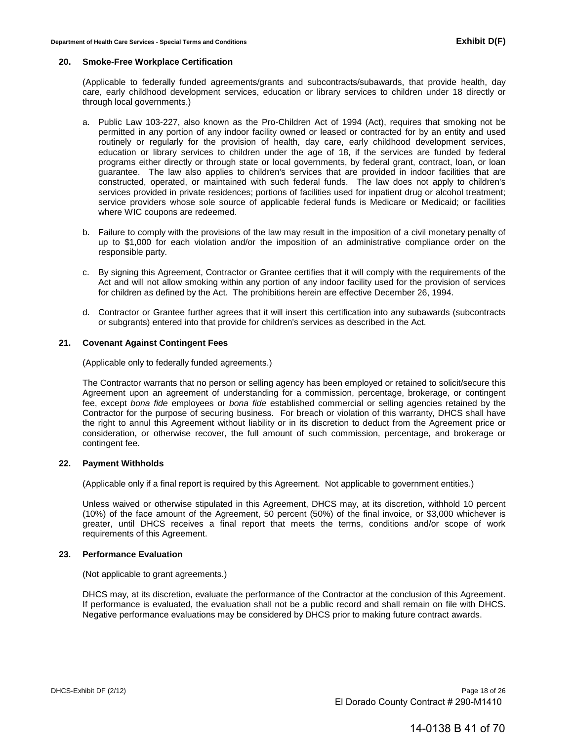### 20. Smoke-Free Workplace Certification

(Applicable to federally funded agreements/grants and subcontracts/subawards, that provide health, day care, early childhood development services, education or library services to children under 18 directly or through local governments.)

a. Public Law 103-227, also known as the Pro-Children Act of 1994 (Act), requires that smoking not be permitted in any portion of any indoor facility owned or leased or contracted for by an entity and used routinely or regularly for the provision of health, day care, early childhood development services, education or library services to children under the age of 18, if the services are funded by federal programs either directly or through state or local governments, by federal grant, contract, loan, or loan guarantee. The law also applies to children's services that are provided in indoor facilities that are constructed, operated, or maintained with such federal funds. The law does not apply to children's services provided in private residences; portions of facilities used for inpatient drug or alcohol treatment; service providers whose sole source of applicable federal funds is Medicare or Medicaid; or facilities where WIC coupons are redeemed.

b. Failure to comply with the provisions of the law may result in the imposition of a civil monetary penalty of up to $1,000 for each violation and/or the imposition of an administrative compliance order on the responsible party.

c. By signing this Agreement, Contractor or Grantee certifies that it will comply with the requirements of the Act and will not allow smoking within any portion of any indoor facility used for the provision of services for children as defined by the Act. The prohibitions herein are effective December 26, 1994.

d. Contractor or Grantee further agrees that it will insert this certification into any subawards (subcontracts or subgrants) entered into that provide for children's services as described in the Act.

### 21. Covenant Against Contingent Fees

(Applicable only to federally funded agreements.)

The Contractor warrants that no person or selling agency has been employed or retained to solicit/secure this Agreement upon an agreement of understanding for a commission, percentage, brokerage, or contingent fee, except *bona fide* employees or *bona fide* established commercial or selling agencies retained by the Contractor for the purpose of securing business. For breach or violation of this warranty, DHCS shall have the right to annul this Agreement without liability or in its discretion to deduct from the Agreement price or consideration, or otherwise recover, the full amount of such commission, percentage, and brokerage or contingent fee.

### 22. Payment Withholds

(Applicable only if a final report is required by this Agreement. Not applicable to government entities.)

Unless waived or otherwise stipulated in this Agreement, DHCS may, at its discretion, withhold 10 percent (10%) of the face amount of the Agreement, 50 percent (50%) of the final invoice, or $3,000 whichever is greater, until DHCS receives a final report that meets the terms, conditions and/or scope of work requirements of this Agreement.

### 23. Performance Evaluation

(Not applicable to grant agreements.)

DHCS may, at its discretion, evaluate the performance of the Contractor at the conclusion of this Agreement. If performance is evaluated, the evaluation shall not be a public record and shall remain on file with DHCS. Negative performance evaluations may be considered by DHCS prior to making future contract awards.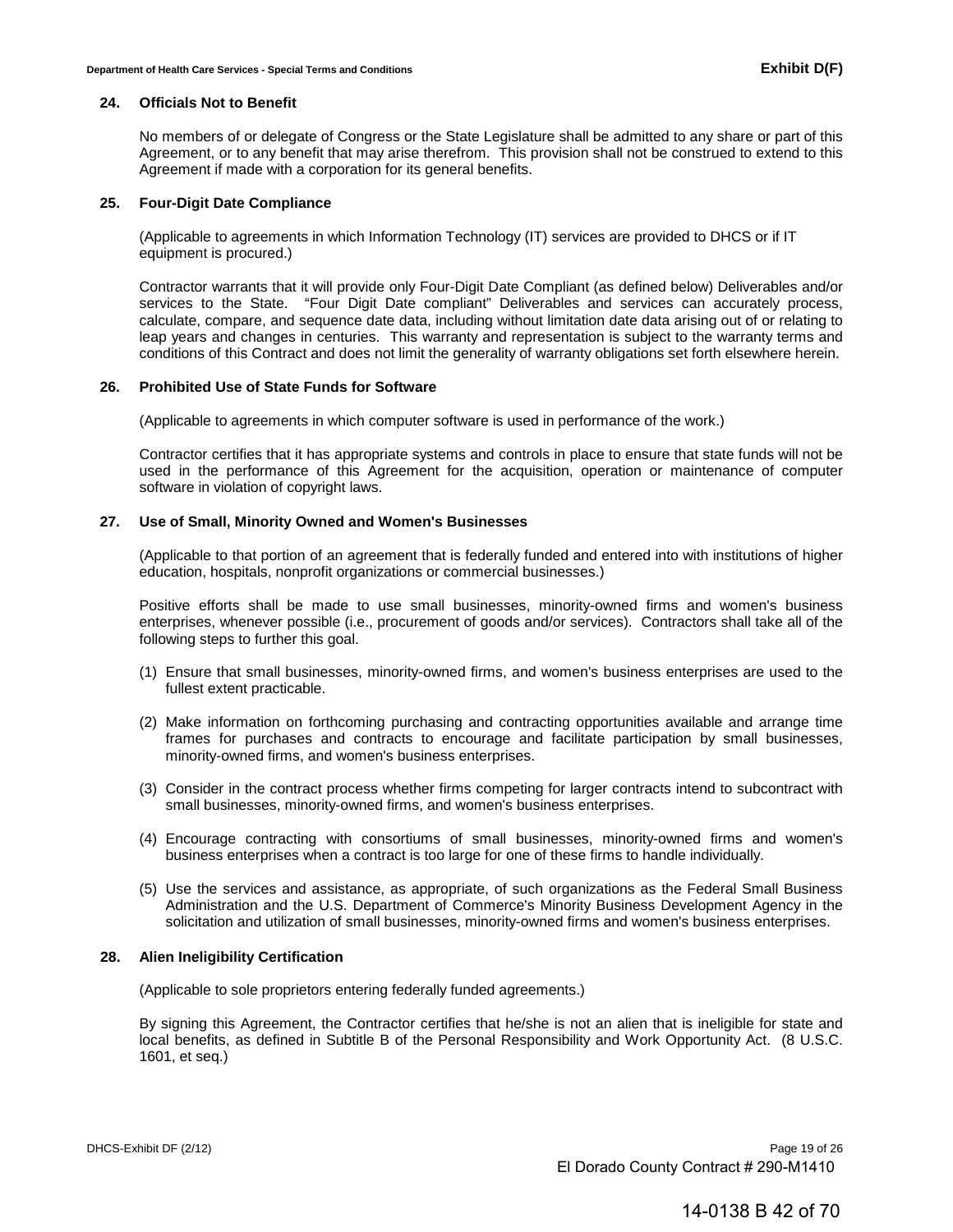### 24. Officials Not to Benefit

No members of or delegate of Congress or the State Legislature shall be admitted to any share or part of this Agreement, or to any benefit that may arise therefrom. This provision shall not be construed to extend to this Agreement if made with a corporation for its general benefits.

### 25. Four-Digit Date Compliance

(Applicable to agreements in which Information Technology (IT) services are provided to DHCS or if IT equipment is procured.)

Contractor warrants that it will provide only Four-Digit Date Compliant (as defined below) Deliverables and/or services to the State. "Four Digit Date compliant" Deliverables and services can accurately process, calculate, compare, and sequence date data, including without limitation date data arising out of or relating to leap years and changes in centuries. This warranty and representation is subject to the warranty terms and conditions of this Contract and does not limit the generality of warranty obligations set forth elsewhere herein.

### 26. Prohibited Use of State Funds for Software

(Applicable to agreements in which computer software is used in performance of the work.)

Contractor certifies that it has appropriate systems and controls in place to ensure that state funds will not be used in the performance of this Agreement for the acquisition, operation or maintenance of computer software in violation of copyright laws.

### 27. Use of Small, Minority Owned and Women's Businesses

(Applicable to that portion of an agreement that is federally funded and entered into with institutions of higher education, hospitals, nonprofit organizations or commercial businesses.)

Positive efforts shall be made to use small businesses, minority-owned firms and women's business enterprises, whenever possible (i.e., procurement of goods and/or services). Contractors shall take all of the following steps to further this goal.

(1) Ensure that small businesses, minority-owned firms, and women's business enterprises are used to the fullest extent practicable.

(2) Make information on forthcoming purchasing and contracting opportunities available and arrange time frames for purchases and contracts to encourage and facilitate participation by small businesses, minority-owned firms, and women's business enterprises.

(3) Consider in the contract process whether firms competing for larger contracts intend to subcontract with small businesses, minority-owned firms, and women's business enterprises.

(4) Encourage contracting with consortiums of small businesses, minority-owned firms and women's business enterprises when a contract is too large for one of these firms to handle individually.

(5) Use the services and assistance, as appropriate, of such organizations as the Federal Small Business Administration and the U.S. Department of Commerce's Minority Business Development Agency in the solicitation and utilization of small businesses, minority-owned firms and women's business enterprises.

### 28. Alien Ineligibility Certification

(Applicable to sole proprietors entering federally funded agreements.)

By signing this Agreement, the Contractor certifies that he/she is not an alien that is ineligible for state and local benefits, as defined in Subtitle B of the Personal Responsibility and Work Opportunity Act. (8 U.S.C. 1601, et seq.)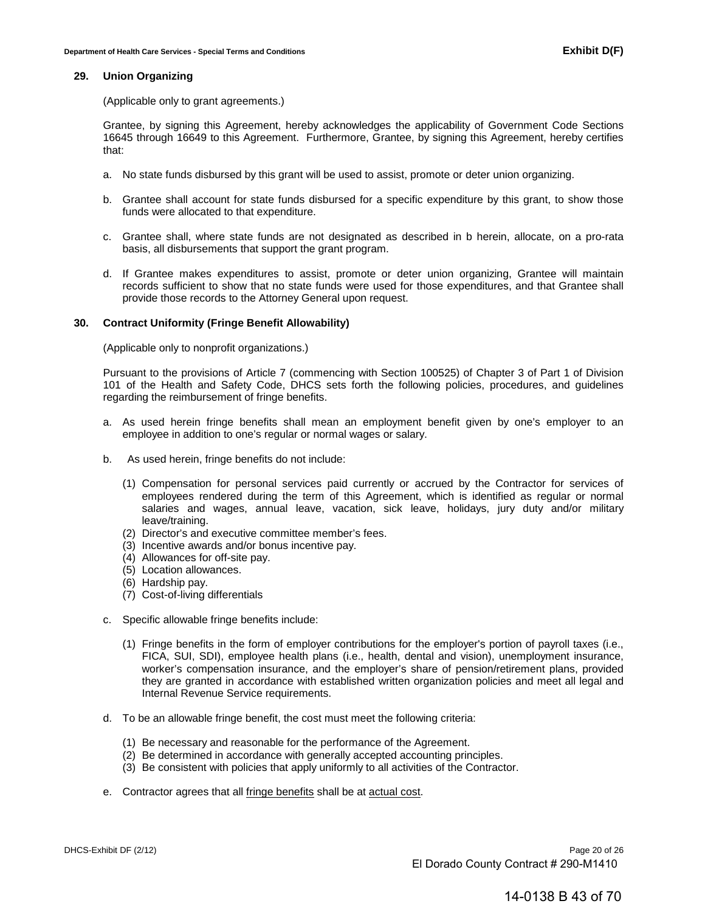**29. Union Organizing**

(Applicable only to grant agreements.)

Grantee, by signing this Agreement, hereby acknowledges the applicability of Government Code Sections 16645 through 16649 to this Agreement. Furthermore, Grantee, by signing this Agreement, hereby certifies that:

a. No state funds disbursed by this grant will be used to assist, promote or deter union organizing.

b. Grantee shall account for state funds disbursed for a specific expenditure by this grant, to show those funds were allocated to that expenditure.

c. Grantee shall, where state funds are not designated as described in b herein, allocate, on a pro-rata basis, all disbursements that support the grant program.

d. If Grantee makes expenditures to assist, promote or deter union organizing, Grantee will maintain records sufficient to show that no state funds were used for those expenditures, and that Grantee shall provide those records to the Attorney General upon request.

**30. Contract Uniformity (Fringe Benefit Allowability)**

(Applicable only to nonprofit organizations.)

Pursuant to the provisions of Article 7 (commencing with Section 100525) of Chapter 3 of Part 1 of Division 101 of the Health and Safety Code, DHCS sets forth the following policies, procedures, and guidelines regarding the reimbursement of fringe benefits.

a. As used herein fringe benefits shall mean an employment benefit given by one's employer to an employee in addition to one's regular or normal wages or salary.

b. As used herein, fringe benefits do not include:

   (1) Compensation for personal services paid currently or accrued by the Contractor for services of employees rendered during the term of this Agreement, which is identified as regular or normal salaries and wages, annual leave, vacation, sick leave, holidays, jury duty and/or military leave/training.
   (2) Director's and executive committee member's fees.
   (3) Incentive awards and/or bonus incentive pay.
   (4) Allowances for off-site pay.
   (5) Location allowances.
   (6) Hardship pay.
   (7) Cost-of-living differentials

c. Specific allowable fringe benefits include:

   (1) Fringe benefits in the form of employer contributions for the employer's portion of payroll taxes (i.e., FICA, SUI, SDI), employee health plans (i.e., health, dental and vision), unemployment insurance, worker's compensation insurance, and the employer's share of pension/retirement plans, provided they are granted in accordance with established written organization policies and meet all legal and Internal Revenue Service requirements.

d. To be an allowable fringe benefit, the cost must meet the following criteria:

   (1) Be necessary and reasonable for the performance of the Agreement.
   (2) Be determined in accordance with generally accepted accounting principles.
   (3) Be consistent with policies that apply uniformly to all activities of the Contractor.

e. Contractor agrees that all <u>fringe benefits</u> shall be at <u>actual cost</u>.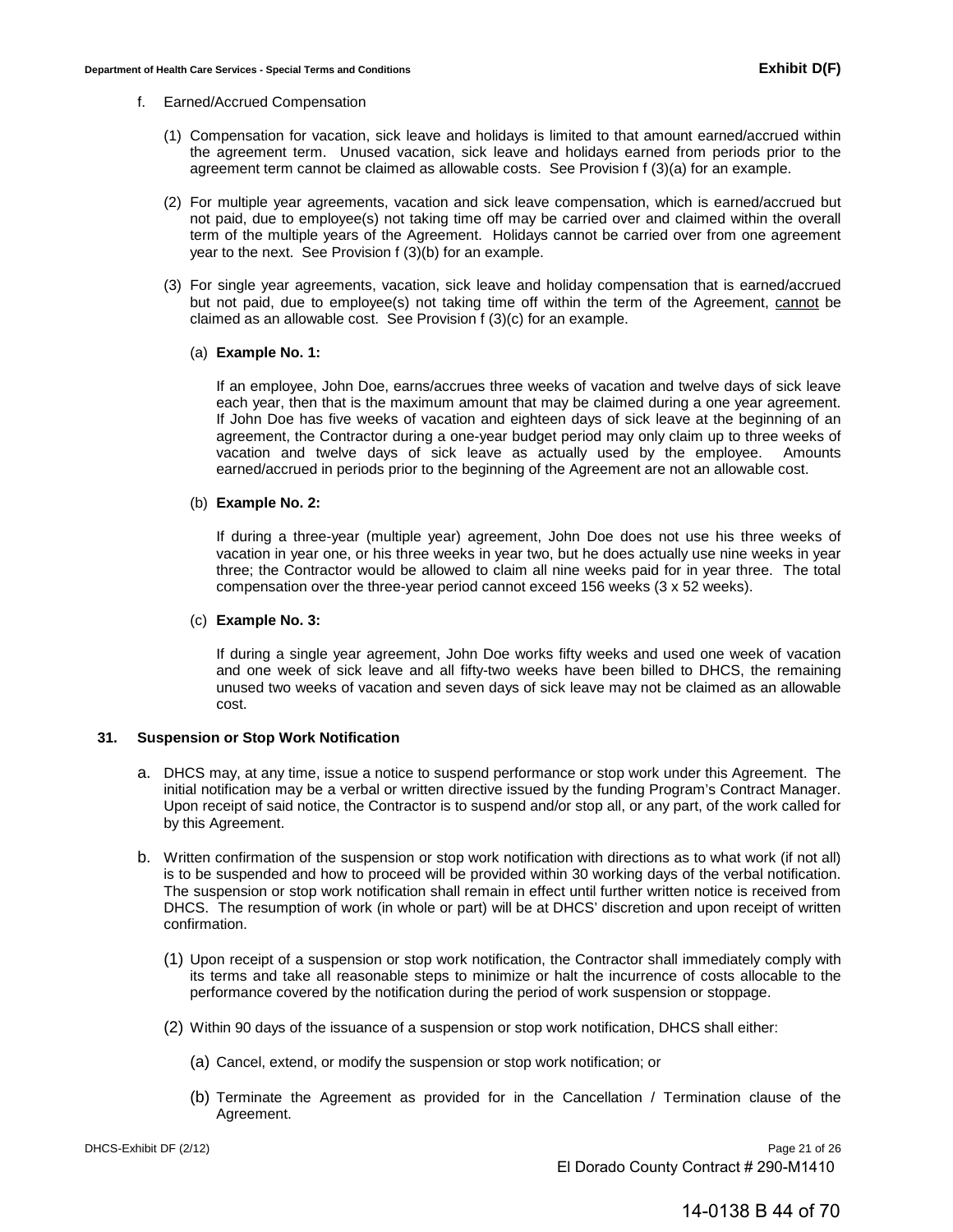f. Earned/Accrued Compensation

(1) Compensation for vacation, sick leave and holidays is limited to that amount earned/accrued within the agreement term. Unused vacation, sick leave and holidays earned from periods prior to the agreement term cannot be claimed as allowable costs. See Provision f (3)(a) for an example.

(2) For multiple year agreements, vacation and sick leave compensation, which is earned/accrued but not paid, due to employee(s) not taking time off may be carried over and claimed within the overall term of the multiple years of the Agreement. Holidays cannot be carried over from one agreement year to the next. See Provision f (3)(b) for an example.

(3) For single year agreements, vacation, sick leave and holiday compensation that is earned/accrued but not paid, due to employee(s) not taking time off within the term of the Agreement, <u>cannot</u> be claimed as an allowable cost. See Provision f (3)(c) for an example.

(a) **Example No. 1:**

If an employee, John Doe, earns/accrues three weeks of vacation and twelve days of sick leave each year, then that is the maximum amount that may be claimed during a one year agreement. If John Doe has five weeks of vacation and eighteen days of sick leave at the beginning of an agreement, the Contractor during a one-year budget period may only claim up to three weeks of vacation and twelve days of sick leave as actually used by the employee. Amounts earned/accrued in periods prior to the beginning of the Agreement are not an allowable cost.

(b) **Example No. 2:**

If during a three-year (multiple year) agreement, John Doe does not use his three weeks of vacation in year one, or his three weeks in year two, but he does actually use nine weeks in year three; the Contractor would be allowed to claim all nine weeks paid for in year three. The total compensation over the three-year period cannot exceed 156 weeks (3 x 52 weeks).

(c) **Example No. 3:**

If during a single year agreement, John Doe works fifty weeks and used one week of vacation and one week of sick leave and all fifty-two weeks have been billed to DHCS, the remaining unused two weeks of vacation and seven days of sick leave may not be claimed as an allowable cost.

## 31. Suspension or Stop Work Notification

a. DHCS may, at any time, issue a notice to suspend performance or stop work under this Agreement. The initial notification may be a verbal or written directive issued by the funding Program's Contract Manager. Upon receipt of said notice, the Contractor is to suspend and/or stop all, or any part, of the work called for by this Agreement.

b. Written confirmation of the suspension or stop work notification with directions as to what work (if not all) is to be suspended and how to proceed will be provided within 30 working days of the verbal notification. The suspension or stop work notification shall remain in effect until further written notice is received from DHCS. The resumption of work (in whole or part) will be at DHCS' discretion and upon receipt of written confirmation.

(1) Upon receipt of a suspension or stop work notification, the Contractor shall immediately comply with its terms and take all reasonable steps to minimize or halt the incurrence of costs allocable to the performance covered by the notification during the period of work suspension or stoppage.

(2) Within 90 days of the issuance of a suspension or stop work notification, DHCS shall either:

(a) Cancel, extend, or modify the suspension or stop work notification; or

(b) Terminate the Agreement as provided for in the Cancellation / Termination clause of the Agreement.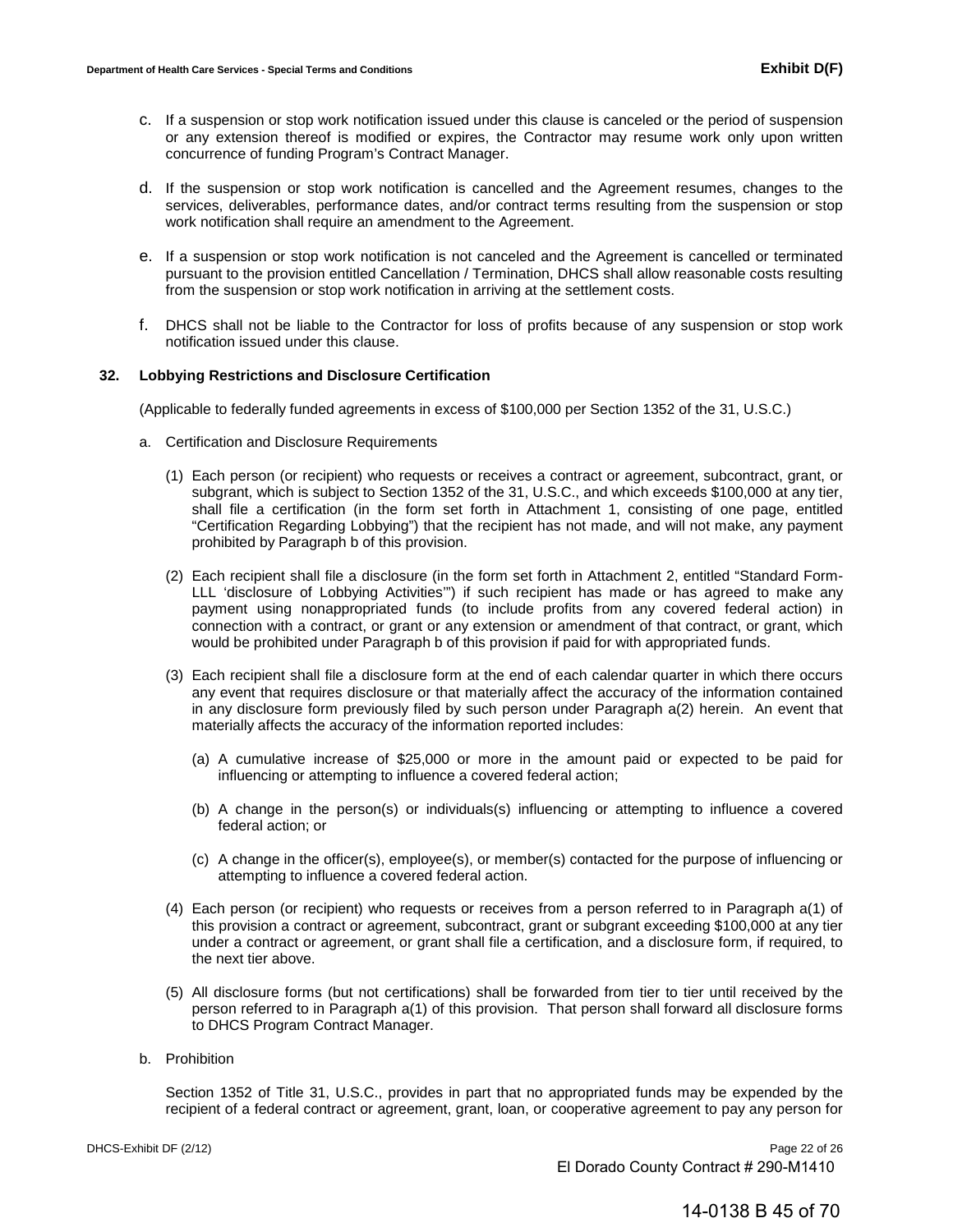c. If a suspension or stop work notification issued under this clause is canceled or the period of suspension or any extension thereof is modified or expires, the Contractor may resume work only upon written concurrence of funding Program's Contract Manager.

d. If the suspension or stop work notification is cancelled and the Agreement resumes, changes to the services, deliverables, performance dates, and/or contract terms resulting from the suspension or stop work notification shall require an amendment to the Agreement.

e. If a suspension or stop work notification is not canceled and the Agreement is cancelled or terminated pursuant to the provision entitled Cancellation / Termination, DHCS shall allow reasonable costs resulting from the suspension or stop work notification in arriving at the settlement costs.

f. DHCS shall not be liable to the Contractor for loss of profits because of any suspension or stop work notification issued under this clause.

**32. Lobbying Restrictions and Disclosure Certification**

(Applicable to federally funded agreements in excess of $100,000 per Section 1352 of the 31, U.S.C.)

a. Certification and Disclosure Requirements

(1) Each person (or recipient) who requests or receives a contract or agreement, subcontract, grant, or subgrant, which is subject to Section 1352 of the 31, U.S.C., and which exceeds $100,000 at any tier, shall file a certification (in the form set forth in Attachment 1, consisting of one page, entitled "Certification Regarding Lobbying") that the recipient has not made, and will not make, any payment prohibited by Paragraph b of this provision.

(2) Each recipient shall file a disclosure (in the form set forth in Attachment 2, entitled "Standard Form-LLL 'disclosure of Lobbying Activities'") if such recipient has made or has agreed to make any payment using nonappropriated funds (to include profits from any covered federal action) in connection with a contract, or grant or any extension or amendment of that contract, or grant, which would be prohibited under Paragraph b of this provision if paid for with appropriated funds.

(3) Each recipient shall file a disclosure form at the end of each calendar quarter in which there occurs any event that requires disclosure or that materially affect the accuracy of the information contained in any disclosure form previously filed by such person under Paragraph a(2) herein. An event that materially affects the accuracy of the information reported includes:

(a) A cumulative increase of $25,000 or more in the amount paid or expected to be paid for influencing or attempting to influence a covered federal action;

(b) A change in the person(s) or individuals(s) influencing or attempting to influence a covered federal action; or

(c) A change in the officer(s), employee(s), or member(s) contacted for the purpose of influencing or attempting to influence a covered federal action.

(4) Each person (or recipient) who requests or receives from a person referred to in Paragraph a(1) of this provision a contract or agreement, subcontract, grant or subgrant exceeding $100,000 at any tier under a contract or agreement, or grant shall file a certification, and a disclosure form, if required, to the next tier above.

(5) All disclosure forms (but not certifications) shall be forwarded from tier to tier until received by the person referred to in Paragraph a(1) of this provision. That person shall forward all disclosure forms to DHCS Program Contract Manager.

b. Prohibition

Section 1352 of Title 31, U.S.C., provides in part that no appropriated funds may be expended by the recipient of a federal contract or agreement, grant, loan, or cooperative agreement to pay any person for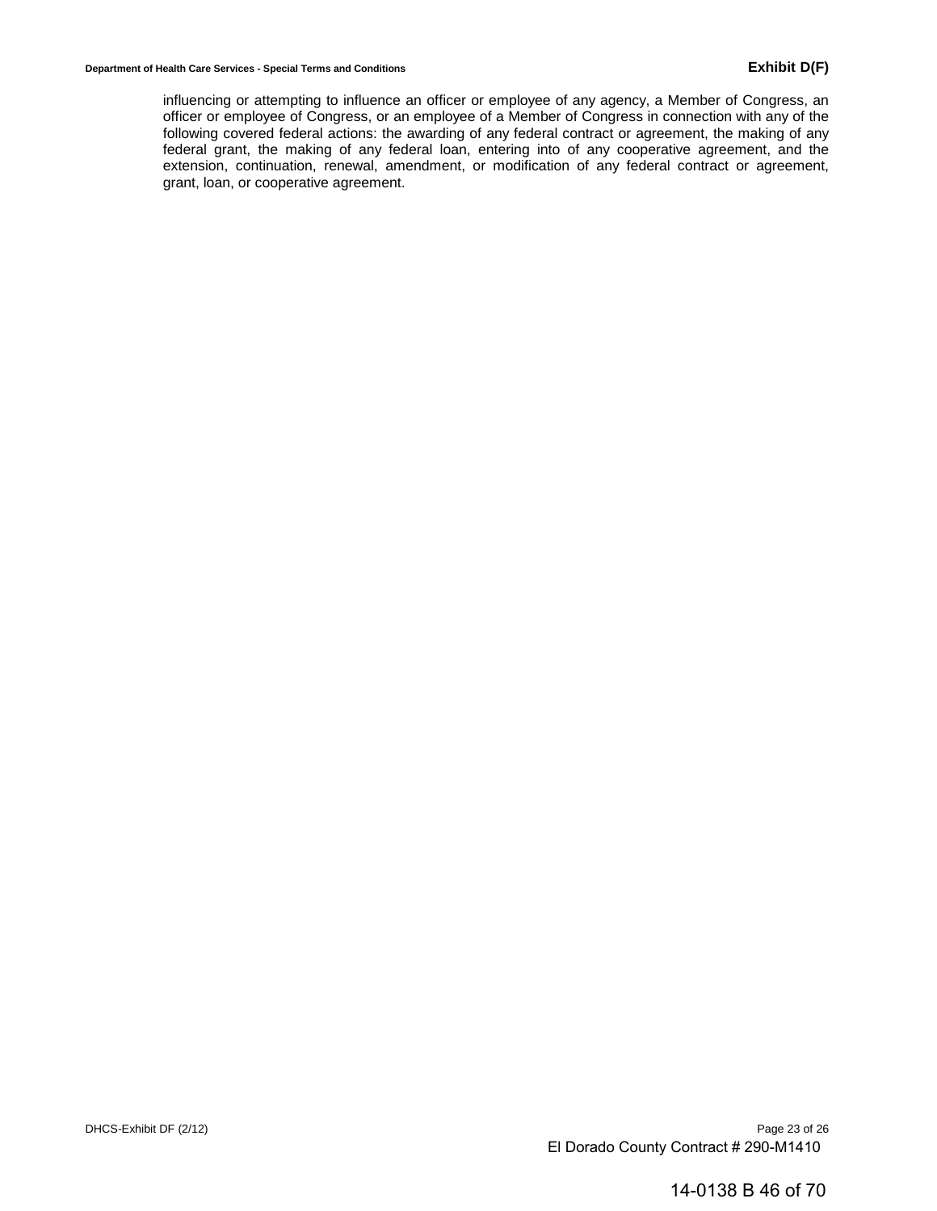influencing or attempting to influence an officer or employee of any agency, a Member of Congress, an officer or employee of Congress, or an employee of a Member of Congress in connection with any of the following covered federal actions: the awarding of any federal contract or agreement, the making of any federal grant, the making of any federal loan, entering into of any cooperative agreement, and the extension, continuation, renewal, amendment, or modification of any federal contract or agreement, grant, loan, or cooperative agreement.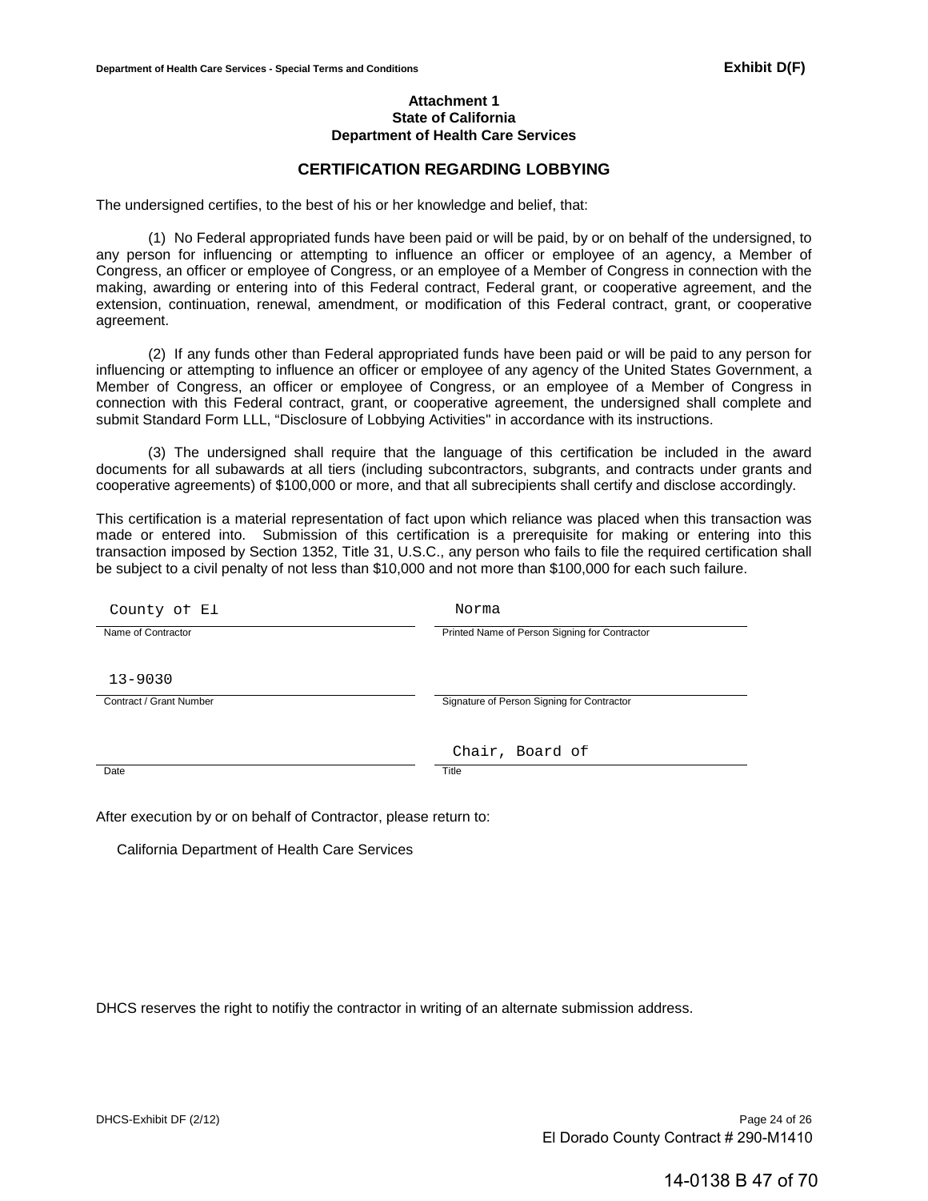Department of Health Care Services - Special Terms and Conditions **Exhibit D(F)**

**Attachment 1**
**State of California**
**Department of Health Care Services**

## CERTIFICATION REGARDING LOBBYING

The undersigned certifies, to the best of his or her knowledge and belief, that:

(1) No Federal appropriated funds have been paid or will be paid, by or on behalf of the undersigned, to any person for influencing or attempting to influence an officer or employee of an agency, a Member of Congress, an officer or employee of Congress, or an employee of a Member of Congress in connection with the making, awarding or entering into of this Federal contract, Federal grant, or cooperative agreement, and the extension, continuation, renewal, amendment, or modification of this Federal contract, grant, or cooperative agreement.

(2) If any funds other than Federal appropriated funds have been paid or will be paid to any person for influencing or attempting to influence an officer or employee of any agency of the United States Government, a Member of Congress, an officer or employee of Congress, or an employee of a Member of Congress in connection with this Federal contract, grant, or cooperative agreement, the undersigned shall complete and submit Standard Form LLL, "Disclosure of Lobbying Activities" in accordance with its instructions.

(3) The undersigned shall require that the language of this certification be included in the award documents for all subawards at all tiers (including subcontractors, subgrants, and contracts under grants and cooperative agreements) of $100,000 or more, and that all subrecipients shall certify and disclose accordingly.

This certification is a material representation of fact upon which reliance was placed when this transaction was made or entered into. Submission of this certification is a prerequisite for making or entering into this transaction imposed by Section 1352, Title 31, U.S.C., any person who fails to file the required certification shall be subject to a civil penalty of not less than $10,000 and not more than $100,000 for each such failure.

| | |
|---|---|
| County of El | Norma |
| Name of Contractor | Printed Name of Person Signing for Contractor |
| 13-9030 | |
| Contract / Grant Number | Signature of Person Signing for Contractor |
| | Chair, Board of |
| Date | Title |

After execution by or on behalf of Contractor, please return to:

California Department of Health Care Services

DHCS reserves the right to notifiy the contractor in writing of an alternate submission address.

DHCS-Exhibit DF (2/12)

El Dorado County Contract # 290-M1410

14-0138 B 47 of 70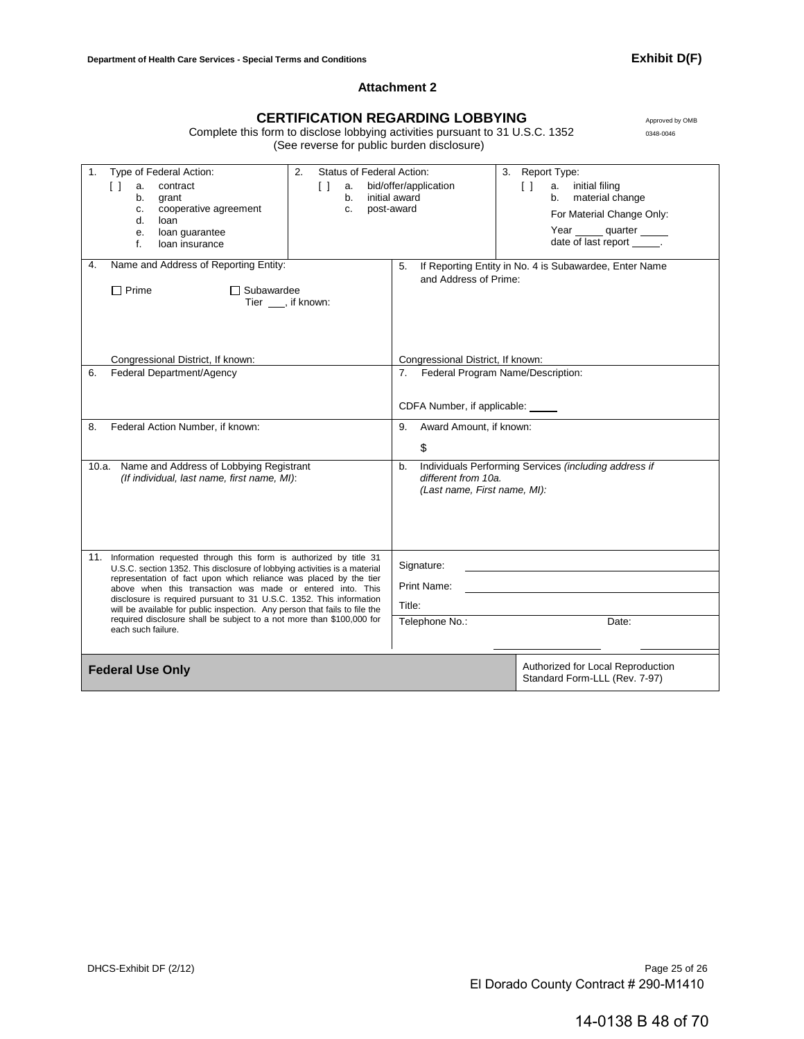**Department of Health Care Services - Special Terms and Conditions** **Exhibit D(F)**

### Attachment 2

## CERTIFICATION REGARDING LOBBYING

Approved by OMB 0348-0046

Complete this form to disclose lobbying activities pursuant to 31 U.S.C. 1352
(See reverse for public burden disclosure)

| | | |
|---|---|---|
| 1. Type of Federal Action:<br>[ ] a. contract<br>b. grant<br>c. cooperative agreement<br>d. loan<br>e. loan guarantee<br>f. loan insurance | 2. Status of Federal Action:<br>[ ] a. bid/offer/application<br>b. initial award<br>c. post-award | 3. Report Type:<br>[ ] a. initial filing<br>b. material change<br>For Material Change Only:<br>Year _____ quarter _____<br>date of last report _____. |

| | |
|---|---|
| 4. Name and Address of Reporting Entity:<br>☐ Prime ☐ Subawardee<br>Tier ___, if known:<br><br>Congressional District, If known: | 5. If Reporting Entity in No. 4 is Subawardee, Enter Name and Address of Prime:<br><br>Congressional District, If known: |
| 6. Federal Department/Agency | 7. Federal Program Name/Description:<br><br>CDFA Number, if applicable: _____ |
| 8. Federal Action Number, if known: | 9. Award Amount, if known:<br>$ |
| 10.a. Name and Address of Lobbying Registrant<br>*(If individual, last name, first name, MI)*: | b. Individuals Performing Services *(including address if different from 10a.*<br>*(Last name, First name, MI):* |
| 11. Information requested through this form is authorized by title 31 U.S.C. section 1352. This disclosure of lobbying activities is a material representation of fact upon which reliance was placed by the tier above when this transaction was made or entered into. This disclosure is required pursuant to 31 U.S.C. 1352. This information will be available for public inspection. Any person that fails to file the required disclosure shall be subject to a not more than $100,000 for each such failure. | Signature: ______________________<br>Print Name: ______________________<br>Title:<br>Telephone No.: _____________ Date: _____________ |
| **Federal Use Only** | Authorized for Local Reproduction<br>Standard Form-LLL (Rev. 7-97) |

DHCS-Exhibit DF (2/12)

El Dorado County Contract # 290-M1410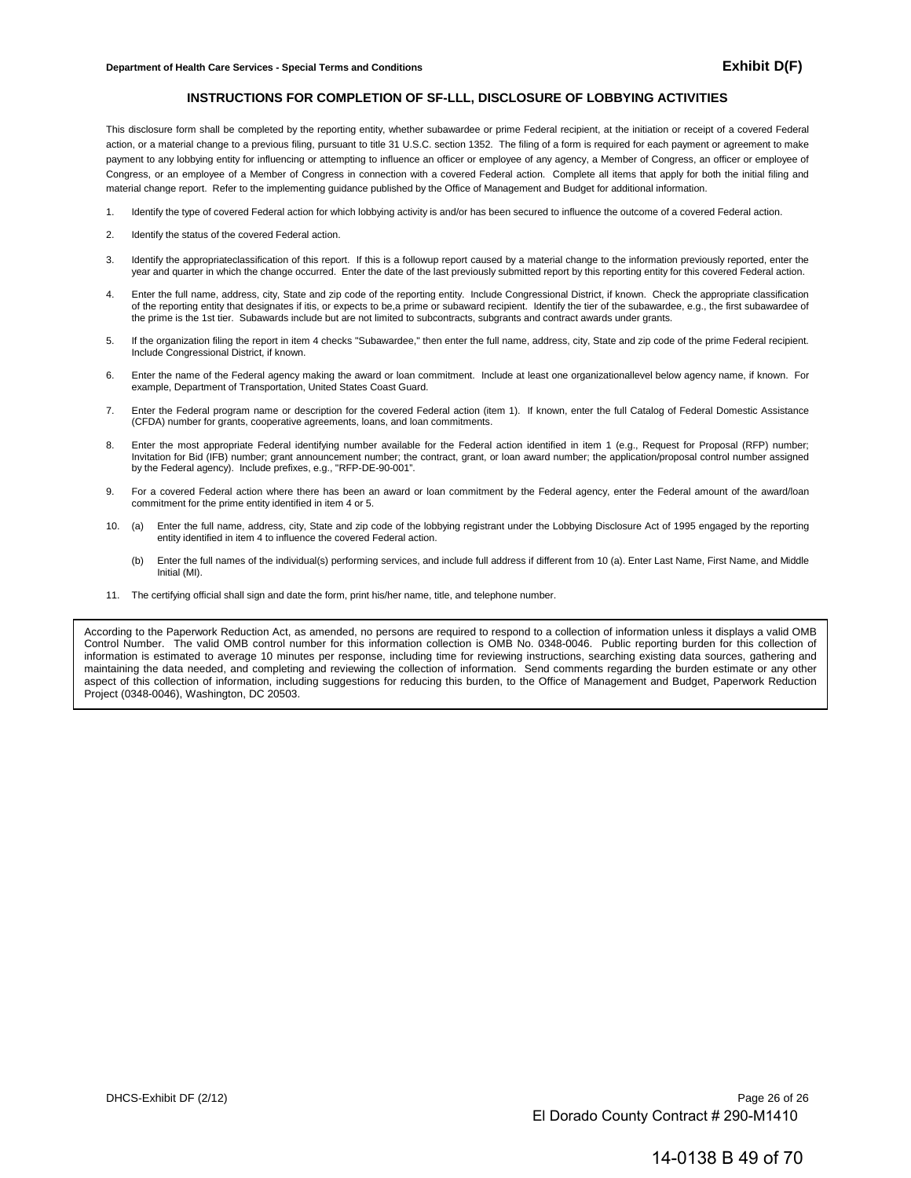## INSTRUCTIONS FOR COMPLETION OF SF-LLL, DISCLOSURE OF LOBBYING ACTIVITIES

This disclosure form shall be completed by the reporting entity, whether subawardee or prime Federal recipient, at the initiation or receipt of a covered Federal action, or a material change to a previous filing, pursuant to title 31 U.S.C. section 1352. The filing of a form is required for each payment or agreement to make payment to any lobbying entity for influencing or attempting to influence an officer or employee of any agency, a Member of Congress, an officer or employee of Congress, or an employee of a Member of Congress in connection with a covered Federal action. Complete all items that apply for both the initial filing and material change report. Refer to the implementing guidance published by the Office of Management and Budget for additional information.

1. Identify the type of covered Federal action for which lobbying activity is and/or has been secured to influence the outcome of a covered Federal action.

2. Identify the status of the covered Federal action.

3. Identify the appropriateclassification of this report. If this is a followup report caused by a material change to the information previously reported, enter the year and quarter in which the change occurred. Enter the date of the last previously submitted report by this reporting entity for this covered Federal action.

4. Enter the full name, address, city, State and zip code of the reporting entity. Include Congressional District, if known. Check the appropriate classification of the reporting entity that designates if itis, or expects to be,a prime or subaward recipient. Identify the tier of the subawardee, e.g., the first subawardee of the prime is the 1st tier. Subawards include but are not limited to subcontracts, subgrants and contract awards under grants.

5. If the organization filing the report in item 4 checks "Subawardee," then enter the full name, address, city, State and zip code of the prime Federal recipient. Include Congressional District, if known.

6. Enter the name of the Federal agency making the award or loan commitment. Include at least one organizationallevel below agency name, if known. For example, Department of Transportation, United States Coast Guard.

7. Enter the Federal program name or description for the covered Federal action (item 1). If known, enter the full Catalog of Federal Domestic Assistance (CFDA) number for grants, cooperative agreements, loans, and loan commitments.

8. Enter the most appropriate Federal identifying number available for the Federal action identified in item 1 (e.g., Request for Proposal (RFP) number; Invitation for Bid (IFB) number; grant announcement number; the contract, grant, or loan award number; the application/proposal control number assigned by the Federal agency). Include prefixes, e.g., "RFP-DE-90-001".

9. For a covered Federal action where there has been an award or loan commitment by the Federal agency, enter the Federal amount of the award/loan commitment for the prime entity identified in item 4 or 5.

10. (a) Enter the full name, address, city, State and zip code of the lobbying registrant under the Lobbying Disclosure Act of 1995 engaged by the reporting entity identified in item 4 to influence the covered Federal action.

    (b) Enter the full names of the individual(s) performing services, and include full address if different from 10 (a). Enter Last Name, First Name, and Middle Initial (MI).

11. The certifying official shall sign and date the form, print his/her name, title, and telephone number.

According to the Paperwork Reduction Act, as amended, no persons are required to respond to a collection of information unless it displays a valid OMB Control Number. The valid OMB control number for this information collection is OMB No. 0348-0046. Public reporting burden for this collection of information is estimated to average 10 minutes per response, including time for reviewing instructions, searching existing data sources, gathering and maintaining the data needed, and completing and reviewing the collection of information. Send comments regarding the burden estimate or any other aspect of this collection of information, including suggestions for reducing this burden, to the Office of Management and Budget, Paperwork Reduction Project (0348-0046), Washington, DC 20503.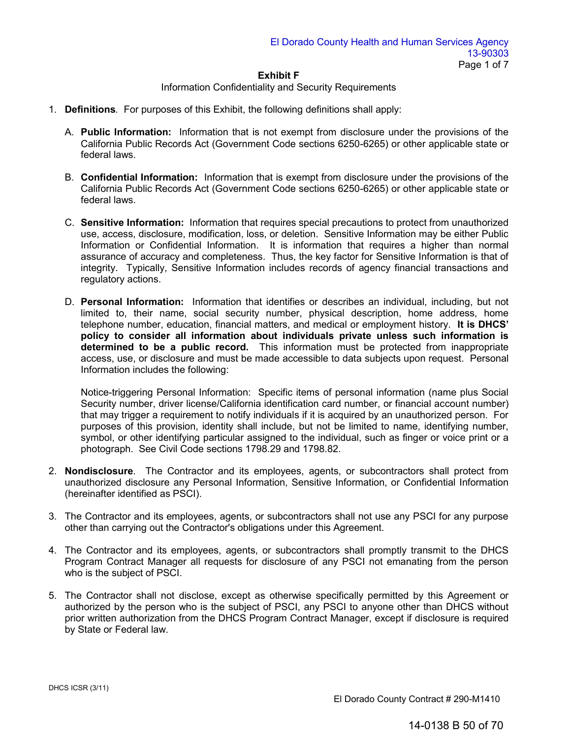**Exhibit F**

Information Confidentiality and Security Requirements

1. **Definitions**. For purposes of this Exhibit, the following definitions shall apply:

   A. **Public Information:** Information that is not exempt from disclosure under the provisions of the California Public Records Act (Government Code sections 6250-6265) or other applicable state or federal laws.

   B. **Confidential Information:** Information that is exempt from disclosure under the provisions of the California Public Records Act (Government Code sections 6250-6265) or other applicable state or federal laws.

   C. **Sensitive Information:** Information that requires special precautions to protect from unauthorized use, access, disclosure, modification, loss, or deletion. Sensitive Information may be either Public Information or Confidential Information. It is information that requires a higher than normal assurance of accuracy and completeness. Thus, the key factor for Sensitive Information is that of integrity. Typically, Sensitive Information includes records of agency financial transactions and regulatory actions.

   D. **Personal Information:** Information that identifies or describes an individual, including, but not limited to, their name, social security number, physical description, home address, home telephone number, education, financial matters, and medical or employment history. **It is DHCS' policy to consider all information about individuals private unless such information is determined to be a public record.** This information must be protected from inappropriate access, use, or disclosure and must be made accessible to data subjects upon request. Personal Information includes the following:

      Notice-triggering Personal Information: Specific items of personal information (name plus Social Security number, driver license/California identification card number, or financial account number) that may trigger a requirement to notify individuals if it is acquired by an unauthorized person. For purposes of this provision, identity shall include, but not be limited to, name, identifying number, symbol, or other identifying particular assigned to the individual, such as finger or voice print or a photograph. See Civil Code sections 1798.29 and 1798.82.

2. **Nondisclosure**. The Contractor and its employees, agents, or subcontractors shall protect from unauthorized disclosure any Personal Information, Sensitive Information, or Confidential Information (hereinafter identified as PSCI).

3. The Contractor and its employees, agents, or subcontractors shall not use any PSCI for any purpose other than carrying out the Contractor's obligations under this Agreement.

4. The Contractor and its employees, agents, or subcontractors shall promptly transmit to the DHCS Program Contract Manager all requests for disclosure of any PSCI not emanating from the person who is the subject of PSCI.

5. The Contractor shall not disclose, except as otherwise specifically permitted by this Agreement or authorized by the person who is the subject of PSCI, any PSCI to anyone other than DHCS without prior written authorization from the DHCS Program Contract Manager, except if disclosure is required by State or Federal law.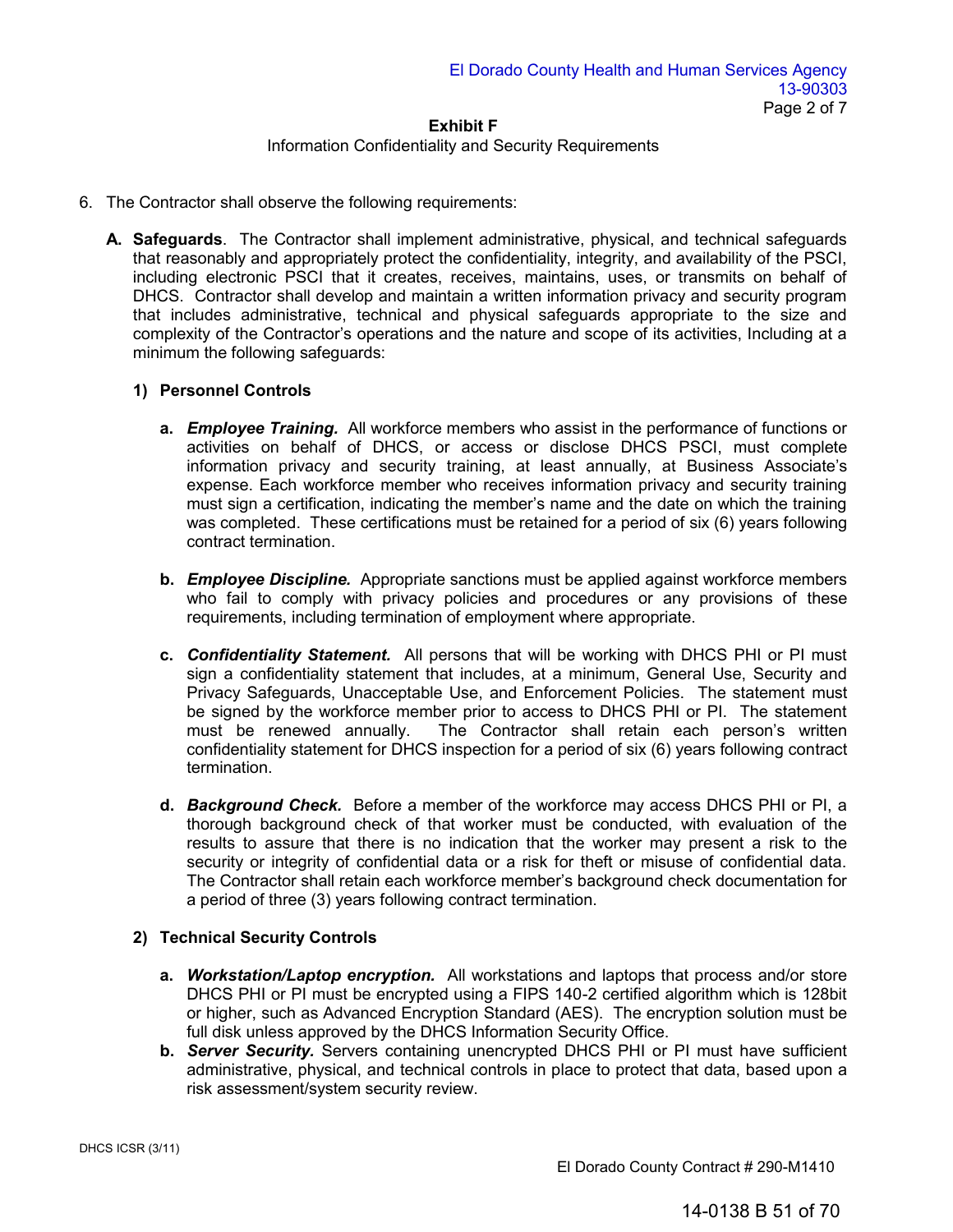**Exhibit F**

Information Confidentiality and Security Requirements

6. The Contractor shall observe the following requirements:

   **A. Safeguards**. The Contractor shall implement administrative, physical, and technical safeguards that reasonably and appropriately protect the confidentiality, integrity, and availability of the PSCI, including electronic PSCI that it creates, receives, maintains, uses, or transmits on behalf of DHCS. Contractor shall develop and maintain a written information privacy and security program that includes administrative, technical and physical safeguards appropriate to the size and complexity of the Contractor's operations and the nature and scope of its activities, Including at a minimum the following safeguards:

   **1) Personnel Controls**

   **a.** ***Employee Training.*** All workforce members who assist in the performance of functions or activities on behalf of DHCS, or access or disclose DHCS PSCI, must complete information privacy and security training, at least annually, at Business Associate's expense. Each workforce member who receives information privacy and security training must sign a certification, indicating the member's name and the date on which the training was completed. These certifications must be retained for a period of six (6) years following contract termination.

   **b.** ***Employee Discipline.*** Appropriate sanctions must be applied against workforce members who fail to comply with privacy policies and procedures or any provisions of these requirements, including termination of employment where appropriate.

   **c.** ***Confidentiality Statement.*** All persons that will be working with DHCS PHI or PI must sign a confidentiality statement that includes, at a minimum, General Use, Security and Privacy Safeguards, Unacceptable Use, and Enforcement Policies. The statement must be signed by the workforce member prior to access to DHCS PHI or PI. The statement must be renewed annually. The Contractor shall retain each person's written confidentiality statement for DHCS inspection for a period of six (6) years following contract termination.

   **d.** ***Background Check.*** Before a member of the workforce may access DHCS PHI or PI, a thorough background check of that worker must be conducted, with evaluation of the results to assure that there is no indication that the worker may present a risk to the security or integrity of confidential data or a risk for theft or misuse of confidential data. The Contractor shall retain each workforce member's background check documentation for a period of three (3) years following contract termination.

   **2) Technical Security Controls**

   **a.** ***Workstation/Laptop encryption.*** All workstations and laptops that process and/or store DHCS PHI or PI must be encrypted using a FIPS 140-2 certified algorithm which is 128bit or higher, such as Advanced Encryption Standard (AES). The encryption solution must be full disk unless approved by the DHCS Information Security Office.

   **b.** ***Server Security.*** Servers containing unencrypted DHCS PHI or PI must have sufficient administrative, physical, and technical controls in place to protect that data, based upon a risk assessment/system security review.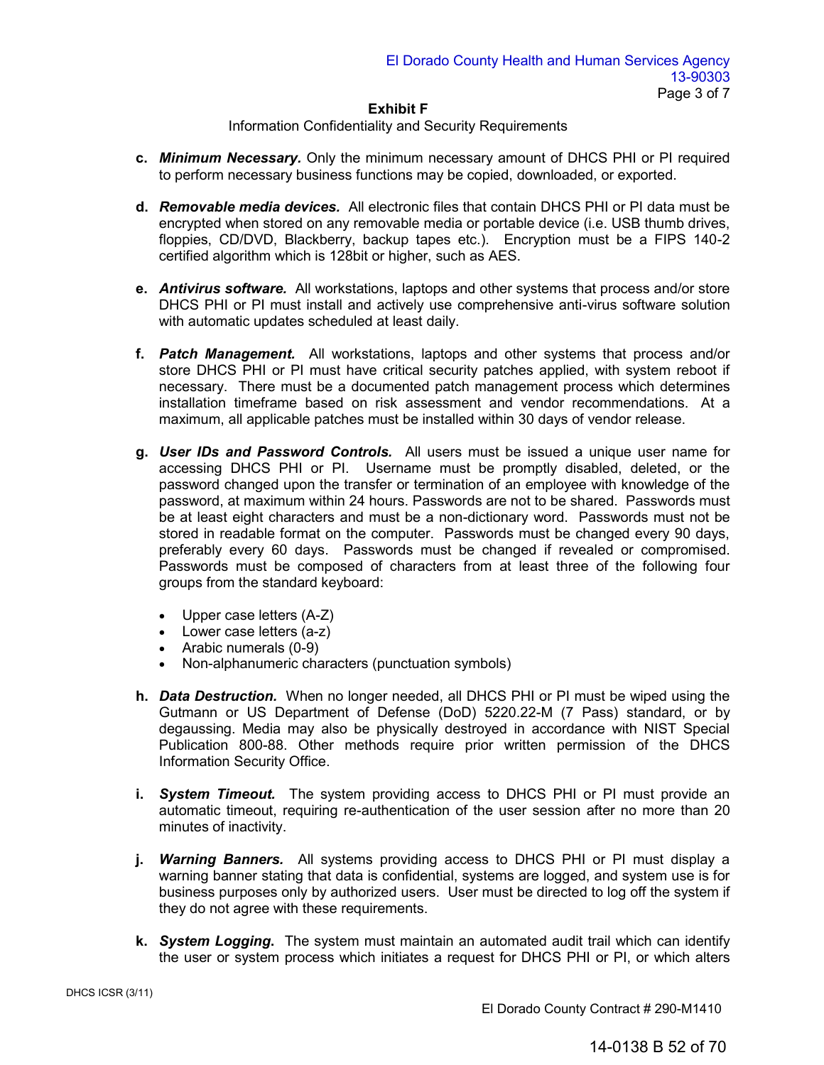**Exhibit F**

Information Confidentiality and Security Requirements

c. ***Minimum Necessary.*** Only the minimum necessary amount of DHCS PHI or PI required to perform necessary business functions may be copied, downloaded, or exported.

d. ***Removable media devices.*** All electronic files that contain DHCS PHI or PI data must be encrypted when stored on any removable media or portable device (i.e. USB thumb drives, floppies, CD/DVD, Blackberry, backup tapes etc.). Encryption must be a FIPS 140-2 certified algorithm which is 128bit or higher, such as AES.

e. ***Antivirus software.*** All workstations, laptops and other systems that process and/or store DHCS PHI or PI must install and actively use comprehensive anti-virus software solution with automatic updates scheduled at least daily.

f. ***Patch Management.*** All workstations, laptops and other systems that process and/or store DHCS PHI or PI must have critical security patches applied, with system reboot if necessary. There must be a documented patch management process which determines installation timeframe based on risk assessment and vendor recommendations. At a maximum, all applicable patches must be installed within 30 days of vendor release.

g. ***User IDs and Password Controls.*** All users must be issued a unique user name for accessing DHCS PHI or PI. Username must be promptly disabled, deleted, or the password changed upon the transfer or termination of an employee with knowledge of the password, at maximum within 24 hours. Passwords are not to be shared. Passwords must be at least eight characters and must be a non-dictionary word. Passwords must not be stored in readable format on the computer. Passwords must be changed every 90 days, preferably every 60 days. Passwords must be changed if revealed or compromised. Passwords must be composed of characters from at least three of the following four groups from the standard keyboard:

- Upper case letters (A-Z)
- Lower case letters (a-z)
- Arabic numerals (0-9)
- Non-alphanumeric characters (punctuation symbols)

h. ***Data Destruction.*** When no longer needed, all DHCS PHI or PI must be wiped using the Gutmann or US Department of Defense (DoD) 5220.22-M (7 Pass) standard, or by degaussing. Media may also be physically destroyed in accordance with NIST Special Publication 800-88. Other methods require prior written permission of the DHCS Information Security Office.

i. ***System Timeout.*** The system providing access to DHCS PHI or PI must provide an automatic timeout, requiring re-authentication of the user session after no more than 20 minutes of inactivity.

j. ***Warning Banners.*** All systems providing access to DHCS PHI or PI must display a warning banner stating that data is confidential, systems are logged, and system use is for business purposes only by authorized users. User must be directed to log off the system if they do not agree with these requirements.

k. ***System Logging.*** The system must maintain an automated audit trail which can identify the user or system process which initiates a request for DHCS PHI or PI, or which alters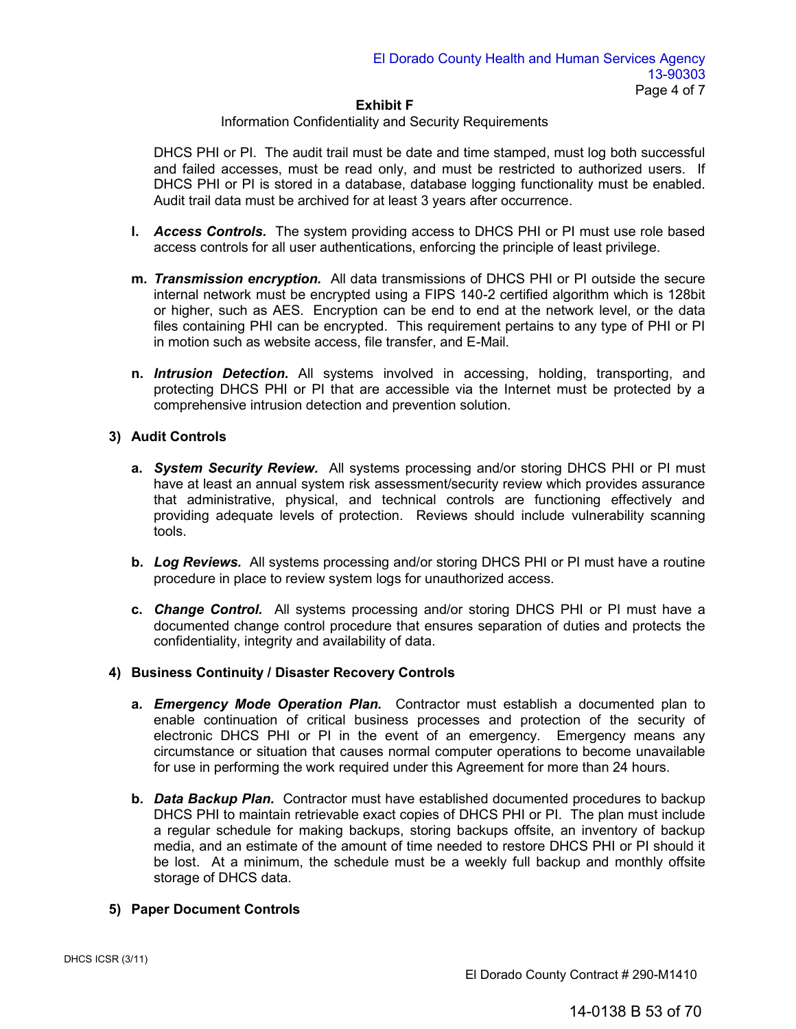DHCS PHI or PI. The audit trail must be date and time stamped, must log both successful and failed accesses, must be read only, and must be restricted to authorized users. If DHCS PHI or PI is stored in a database, database logging functionality must be enabled. Audit trail data must be archived for at least 3 years after occurrence.

**l.** ***Access Controls.*** The system providing access to DHCS PHI or PI must use role based access controls for all user authentications, enforcing the principle of least privilege.

**m.** ***Transmission encryption.*** All data transmissions of DHCS PHI or PI outside the secure internal network must be encrypted using a FIPS 140-2 certified algorithm which is 128bit or higher, such as AES. Encryption can be end to end at the network level, or the data files containing PHI can be encrypted. This requirement pertains to any type of PHI or PI in motion such as website access, file transfer, and E-Mail.

**n.** ***Intrusion Detection.*** All systems involved in accessing, holding, transporting, and protecting DHCS PHI or PI that are accessible via the Internet must be protected by a comprehensive intrusion detection and prevention solution.

**3) Audit Controls**

**a.** ***System Security Review.*** All systems processing and/or storing DHCS PHI or PI must have at least an annual system risk assessment/security review which provides assurance that administrative, physical, and technical controls are functioning effectively and providing adequate levels of protection. Reviews should include vulnerability scanning tools.

**b.** ***Log Reviews.*** All systems processing and/or storing DHCS PHI or PI must have a routine procedure in place to review system logs for unauthorized access.

**c.** ***Change Control.*** All systems processing and/or storing DHCS PHI or PI must have a documented change control procedure that ensures separation of duties and protects the confidentiality, integrity and availability of data.

**4) Business Continuity / Disaster Recovery Controls**

**a.** ***Emergency Mode Operation Plan.*** Contractor must establish a documented plan to enable continuation of critical business processes and protection of the security of electronic DHCS PHI or PI in the event of an emergency. Emergency means any circumstance or situation that causes normal computer operations to become unavailable for use in performing the work required under this Agreement for more than 24 hours.

**b.** ***Data Backup Plan.*** Contractor must have established documented procedures to backup DHCS PHI to maintain retrievable exact copies of DHCS PHI or PI. The plan must include a regular schedule for making backups, storing backups offsite, an inventory of backup media, and an estimate of the amount of time needed to restore DHCS PHI or PI should it be lost. At a minimum, the schedule must be a weekly full backup and monthly offsite storage of DHCS data.

**5) Paper Document Controls**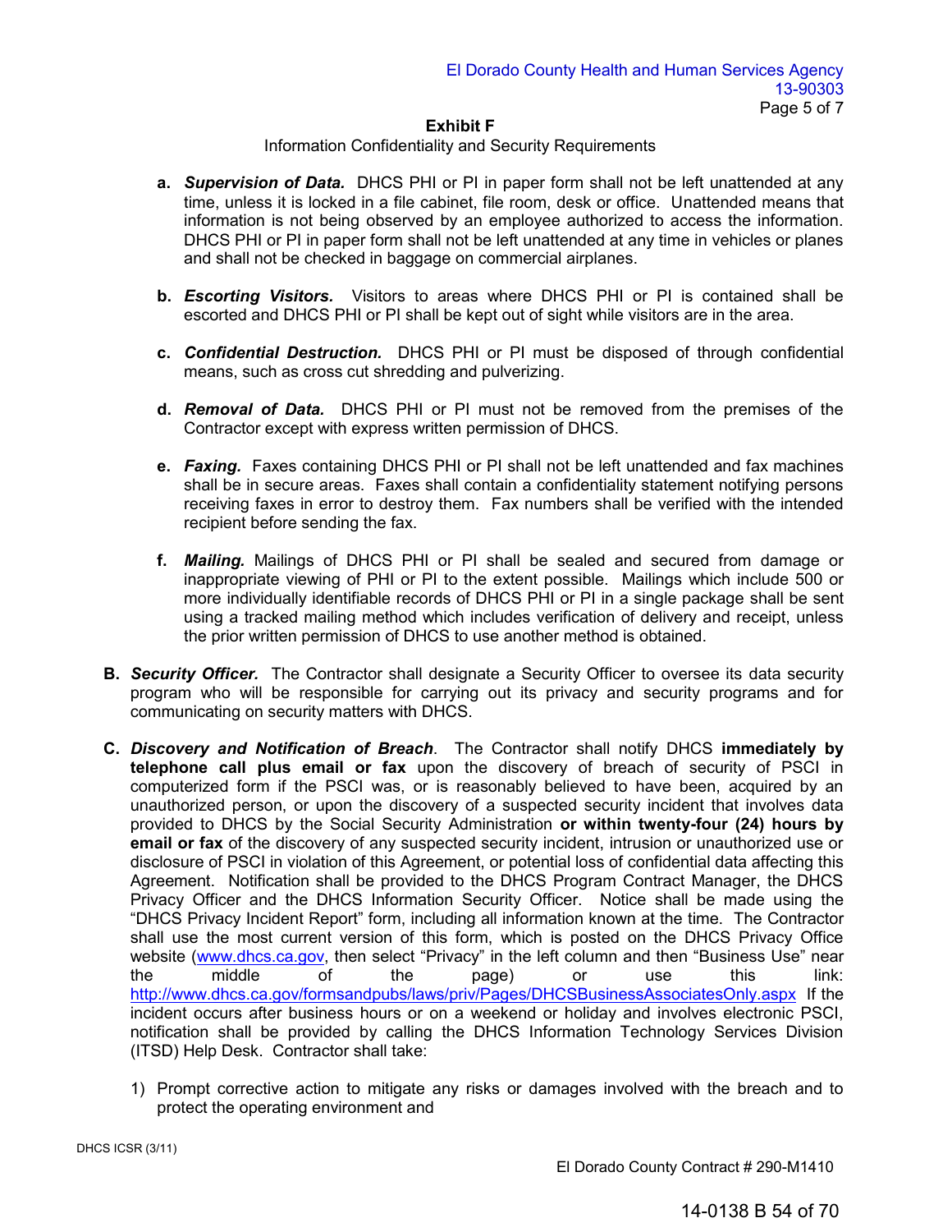## Exhibit F

Information Confidentiality and Security Requirements

a. ***Supervision of Data.*** DHCS PHI or PI in paper form shall not be left unattended at any time, unless it is locked in a file cabinet, file room, desk or office. Unattended means that information is not being observed by an employee authorized to access the information. DHCS PHI or PI in paper form shall not be left unattended at any time in vehicles or planes and shall not be checked in baggage on commercial airplanes.

b. ***Escorting Visitors.*** Visitors to areas where DHCS PHI or PI is contained shall be escorted and DHCS PHI or PI shall be kept out of sight while visitors are in the area.

c. ***Confidential Destruction.*** DHCS PHI or PI must be disposed of through confidential means, such as cross cut shredding and pulverizing.

d. ***Removal of Data.*** DHCS PHI or PI must not be removed from the premises of the Contractor except with express written permission of DHCS.

e. ***Faxing.*** Faxes containing DHCS PHI or PI shall not be left unattended and fax machines shall be in secure areas. Faxes shall contain a confidentiality statement notifying persons receiving faxes in error to destroy them. Fax numbers shall be verified with the intended recipient before sending the fax.

f. ***Mailing.*** Mailings of DHCS PHI or PI shall be sealed and secured from damage or inappropriate viewing of PHI or PI to the extent possible. Mailings which include 500 or more individually identifiable records of DHCS PHI or PI in a single package shall be sent using a tracked mailing method which includes verification of delivery and receipt, unless the prior written permission of DHCS to use another method is obtained.

**B.** ***Security Officer.*** The Contractor shall designate a Security Officer to oversee its data security program who will be responsible for carrying out its privacy and security programs and for communicating on security matters with DHCS.

**C.** ***Discovery and Notification of Breach***. The Contractor shall notify DHCS **immediately by telephone call plus email or fax** upon the discovery of breach of security of PSCI in computerized form if the PSCI was, or is reasonably believed to have been, acquired by an unauthorized person, or upon the discovery of a suspected security incident that involves data provided to DHCS by the Social Security Administration **or within twenty-four (24) hours by email or fax** of the discovery of any suspected security incident, intrusion or unauthorized use or disclosure of PSCI in violation of this Agreement, or potential loss of confidential data affecting this Agreement. Notification shall be provided to the DHCS Program Contract Manager, the DHCS Privacy Officer and the DHCS Information Security Officer. Notice shall be made using the "DHCS Privacy Incident Report" form, including all information known at the time. The Contractor shall use the most current version of this form, which is posted on the DHCS Privacy Office website (www.dhcs.ca.gov, then select "Privacy" in the left column and then "Business Use" near the middle of the page) or use this link: http://www.dhcs.ca.gov/formsandpubs/laws/priv/Pages/DHCSBusinessAssociatesOnly.aspx If the incident occurs after business hours or on a weekend or holiday and involves electronic PSCI, notification shall be provided by calling the DHCS Information Technology Services Division (ITSD) Help Desk. Contractor shall take:

1) Prompt corrective action to mitigate any risks or damages involved with the breach and to protect the operating environment and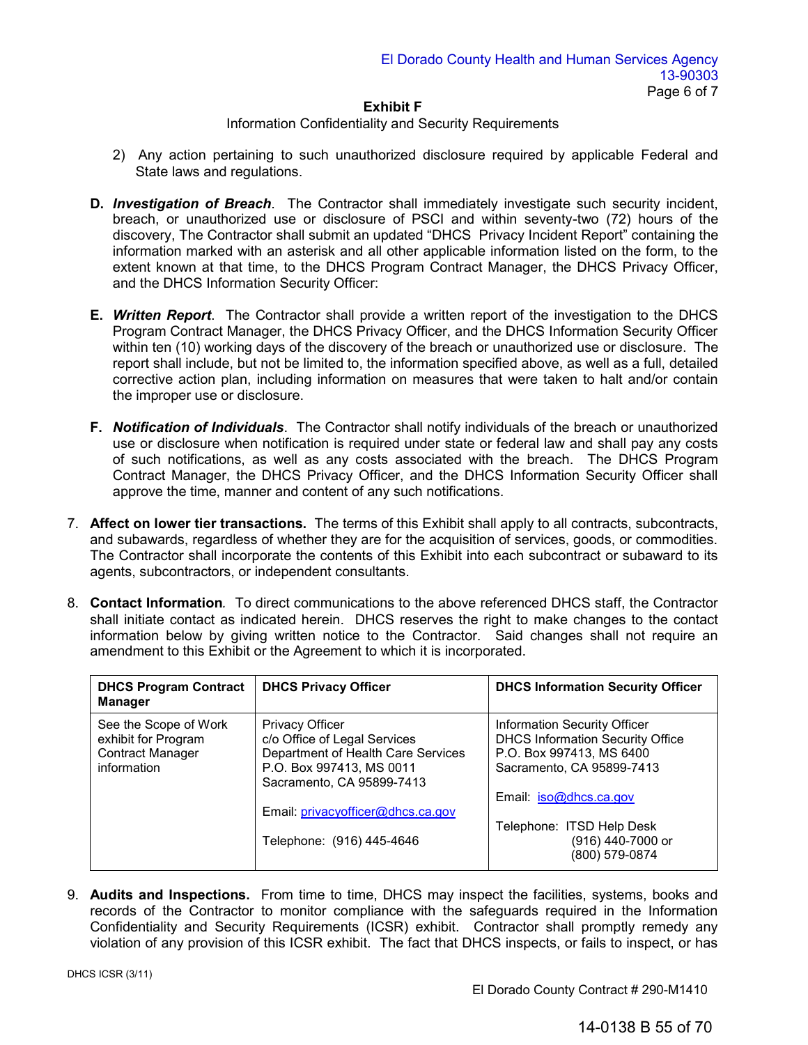### Exhibit F

Information Confidentiality and Security Requirements

2) Any action pertaining to such unauthorized disclosure required by applicable Federal and State laws and regulations.

**D.** ***Investigation of Breach***. The Contractor shall immediately investigate such security incident, breach, or unauthorized use or disclosure of PSCI and within seventy-two (72) hours of the discovery, The Contractor shall submit an updated "DHCS Privacy Incident Report" containing the information marked with an asterisk and all other applicable information listed on the form, to the extent known at that time, to the DHCS Program Contract Manager, the DHCS Privacy Officer, and the DHCS Information Security Officer:

**E.** ***Written Report***. The Contractor shall provide a written report of the investigation to the DHCS Program Contract Manager, the DHCS Privacy Officer, and the DHCS Information Security Officer within ten (10) working days of the discovery of the breach or unauthorized use or disclosure. The report shall include, but not be limited to, the information specified above, as well as a full, detailed corrective action plan, including information on measures that were taken to halt and/or contain the improper use or disclosure.

**F.** ***Notification of Individuals***. The Contractor shall notify individuals of the breach or unauthorized use or disclosure when notification is required under state or federal law and shall pay any costs of such notifications, as well as any costs associated with the breach. The DHCS Program Contract Manager, the DHCS Privacy Officer, and the DHCS Information Security Officer shall approve the time, manner and content of any such notifications.

7. **Affect on lower tier transactions.** The terms of this Exhibit shall apply to all contracts, subcontracts, and subawards, regardless of whether they are for the acquisition of services, goods, or commodities. The Contractor shall incorporate the contents of this Exhibit into each subcontract or subaward to its agents, subcontractors, or independent consultants.

8. **Contact Information***.* To direct communications to the above referenced DHCS staff, the Contractor shall initiate contact as indicated herein. DHCS reserves the right to make changes to the contact information below by giving written notice to the Contractor. Said changes shall not require an amendment to this Exhibit or the Agreement to which it is incorporated.

| DHCS Program Contract Manager | DHCS Privacy Officer | DHCS Information Security Officer |
|---|---|---|
| See the Scope of Work exhibit for Program Contract Manager information | Privacy Officer<br>c/o Office of Legal Services<br>Department of Health Care Services<br>P.O. Box 997413, MS 0011<br>Sacramento, CA 95899-7413<br><br>Email: privacyofficer@dhcs.ca.gov<br><br>Telephone: (916) 445-4646 | Information Security Officer<br>DHCS Information Security Office<br>P.O. Box 997413, MS 6400<br>Sacramento, CA 95899-7413<br><br>Email: iso@dhcs.ca.gov<br><br>Telephone: ITSD Help Desk<br>(916) 440-7000 or<br>(800) 579-0874 |

9. **Audits and Inspections.** From time to time, DHCS may inspect the facilities, systems, books and records of the Contractor to monitor compliance with the safeguards required in the Information Confidentiality and Security Requirements (ICSR) exhibit. Contractor shall promptly remedy any violation of any provision of this ICSR exhibit. The fact that DHCS inspects, or fails to inspect, or has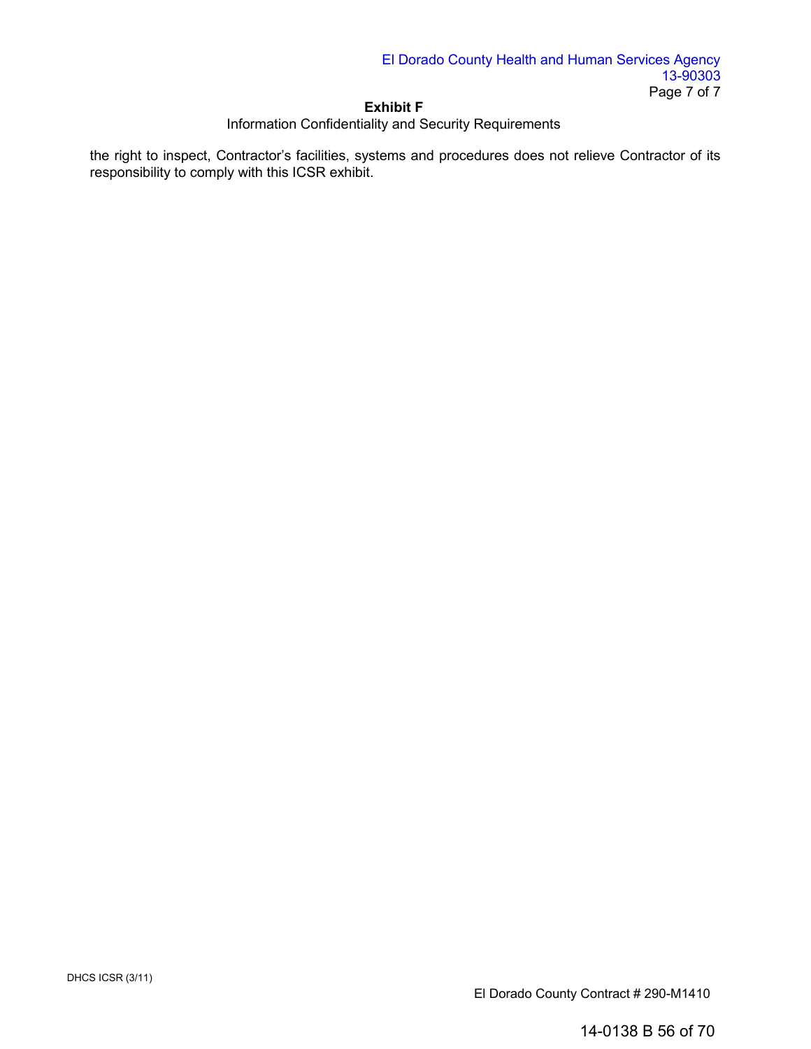the right to inspect, Contractor's facilities, systems and procedures does not relieve Contractor of its responsibility to comply with this ICSR exhibit.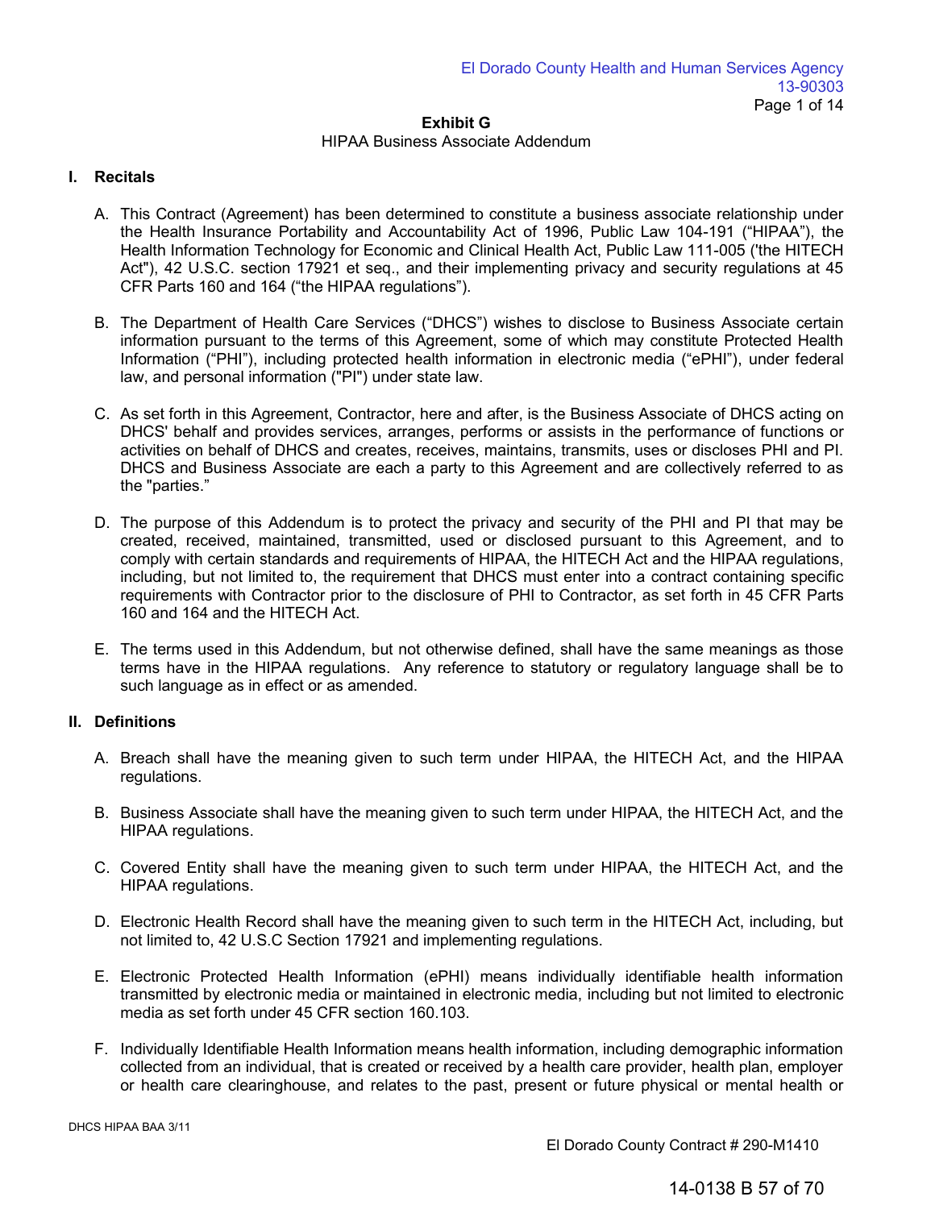**Exhibit G**

HIPAA Business Associate Addendum

## I. Recitals

A. This Contract (Agreement) has been determined to constitute a business associate relationship under the Health Insurance Portability and Accountability Act of 1996, Public Law 104-191 (“HIPAA”), the Health Information Technology for Economic and Clinical Health Act, Public Law 111-005 ('the HITECH Act"), 42 U.S.C. section 17921 et seq., and their implementing privacy and security regulations at 45 CFR Parts 160 and 164 (“the HIPAA regulations”).

B. The Department of Health Care Services (“DHCS”) wishes to disclose to Business Associate certain information pursuant to the terms of this Agreement, some of which may constitute Protected Health Information (“PHI”), including protected health information in electronic media (“ePHI”), under federal law, and personal information ("PI") under state law.

C. As set forth in this Agreement, Contractor, here and after, is the Business Associate of DHCS acting on DHCS' behalf and provides services, arranges, performs or assists in the performance of functions or activities on behalf of DHCS and creates, receives, maintains, transmits, uses or discloses PHI and PI. DHCS and Business Associate are each a party to this Agreement and are collectively referred to as the "parties."

D. The purpose of this Addendum is to protect the privacy and security of the PHI and PI that may be created, received, maintained, transmitted, used or disclosed pursuant to this Agreement, and to comply with certain standards and requirements of HIPAA, the HITECH Act and the HIPAA regulations, including, but not limited to, the requirement that DHCS must enter into a contract containing specific requirements with Contractor prior to the disclosure of PHI to Contractor, as set forth in 45 CFR Parts 160 and 164 and the HITECH Act.

E. The terms used in this Addendum, but not otherwise defined, shall have the same meanings as those terms have in the HIPAA regulations. Any reference to statutory or regulatory language shall be to such language as in effect or as amended.

## II. Definitions

A. Breach shall have the meaning given to such term under HIPAA, the HITECH Act, and the HIPAA regulations.

B. Business Associate shall have the meaning given to such term under HIPAA, the HITECH Act, and the HIPAA regulations.

C. Covered Entity shall have the meaning given to such term under HIPAA, the HITECH Act, and the HIPAA regulations.

D. Electronic Health Record shall have the meaning given to such term in the HITECH Act, including, but not limited to, 42 U.S.C Section 17921 and implementing regulations.

E. Electronic Protected Health Information (ePHI) means individually identifiable health information transmitted by electronic media or maintained in electronic media, including but not limited to electronic media as set forth under 45 CFR section 160.103.

F. Individually Identifiable Health Information means health information, including demographic information collected from an individual, that is created or received by a health care provider, health plan, employer or health care clearinghouse, and relates to the past, present or future physical or mental health or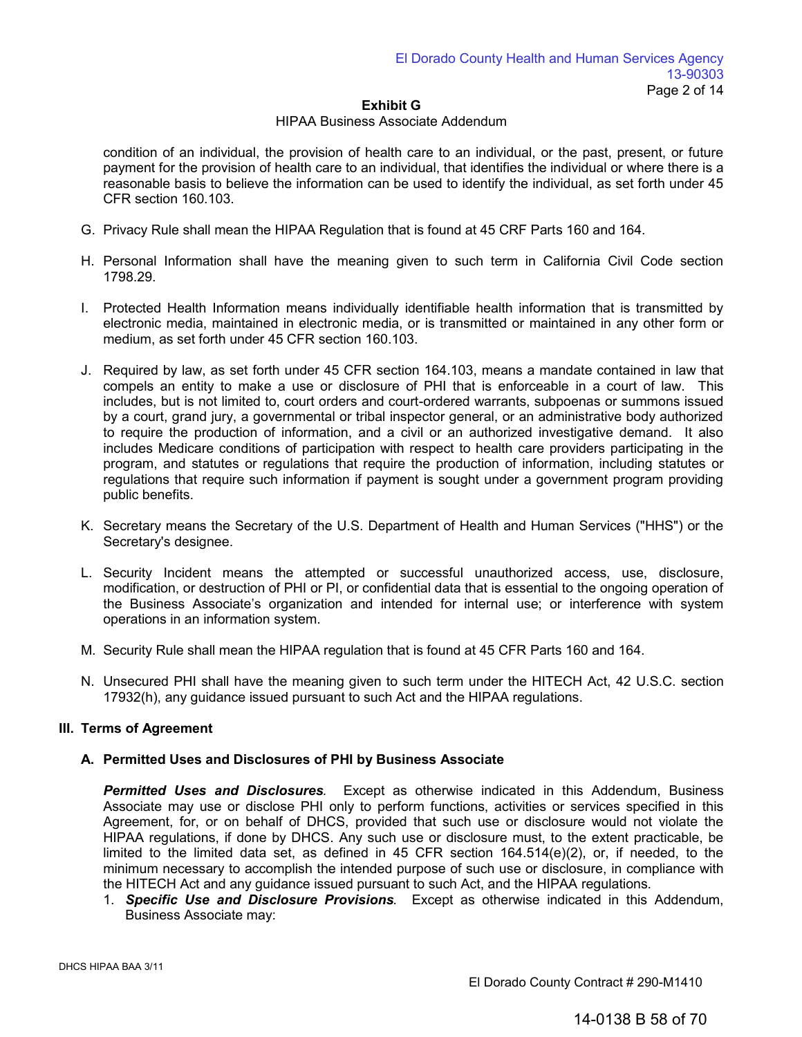**Exhibit G**

HIPAA Business Associate Addendum

condition of an individual, the provision of health care to an individual, or the past, present, or future payment for the provision of health care to an individual, that identifies the individual or where there is a reasonable basis to believe the information can be used to identify the individual, as set forth under 45 CFR section 160.103.

G. Privacy Rule shall mean the HIPAA Regulation that is found at 45 CRF Parts 160 and 164.

H. Personal Information shall have the meaning given to such term in California Civil Code section 1798.29.

I. Protected Health Information means individually identifiable health information that is transmitted by electronic media, maintained in electronic media, or is transmitted or maintained in any other form or medium, as set forth under 45 CFR section 160.103.

J. Required by law, as set forth under 45 CFR section 164.103, means a mandate contained in law that compels an entity to make a use or disclosure of PHI that is enforceable in a court of law. This includes, but is not limited to, court orders and court-ordered warrants, subpoenas or summons issued by a court, grand jury, a governmental or tribal inspector general, or an administrative body authorized to require the production of information, and a civil or an authorized investigative demand. It also includes Medicare conditions of participation with respect to health care providers participating in the program, and statutes or regulations that require the production of information, including statutes or regulations that require such information if payment is sought under a government program providing public benefits.

K. Secretary means the Secretary of the U.S. Department of Health and Human Services ("HHS") or the Secretary's designee.

L. Security Incident means the attempted or successful unauthorized access, use, disclosure, modification, or destruction of PHI or PI, or confidential data that is essential to the ongoing operation of the Business Associate's organization and intended for internal use; or interference with system operations in an information system.

M. Security Rule shall mean the HIPAA regulation that is found at 45 CFR Parts 160 and 164.

N. Unsecured PHI shall have the meaning given to such term under the HITECH Act, 42 U.S.C. section 17932(h), any guidance issued pursuant to such Act and the HIPAA regulations.

## III. Terms of Agreement

### A. Permitted Uses and Disclosures of PHI by Business Associate

***Permitted Uses and Disclosures**.* Except as otherwise indicated in this Addendum, Business Associate may use or disclose PHI only to perform functions, activities or services specified in this Agreement, for, or on behalf of DHCS, provided that such use or disclosure would not violate the HIPAA regulations, if done by DHCS. Any such use or disclosure must, to the extent practicable, be limited to the limited data set, as defined in 45 CFR section 164.514(e)(2), or, if needed, to the minimum necessary to accomplish the intended purpose of such use or disclosure, in compliance with the HITECH Act and any guidance issued pursuant to such Act, and the HIPAA regulations.

1. ***Specific Use and Disclosure Provisions**.* Except as otherwise indicated in this Addendum, Business Associate may: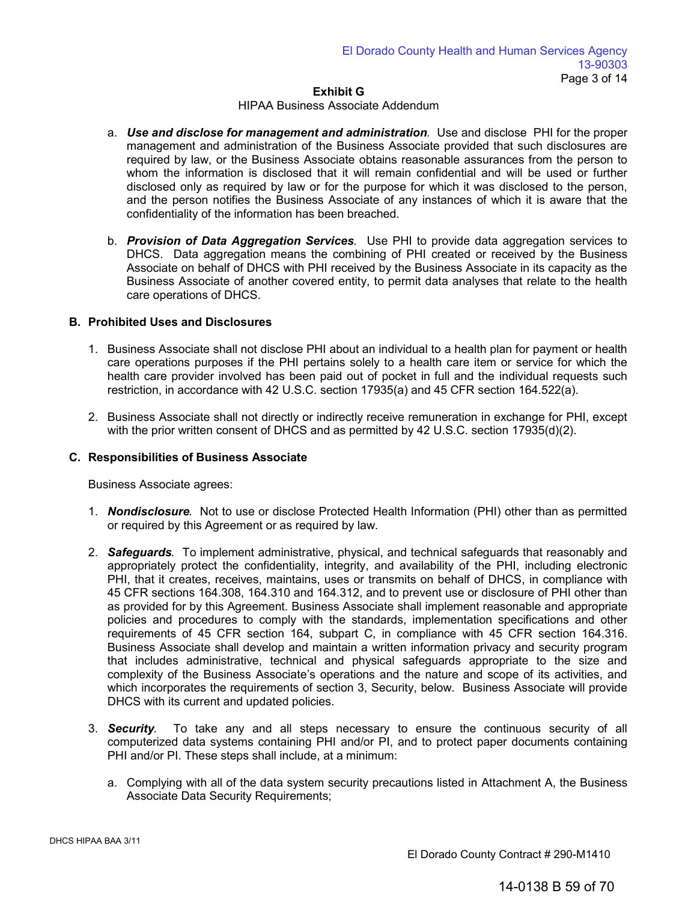**Exhibit G**

HIPAA Business Associate Addendum

a. ***Use and disclose for management and administration.*** Use and disclose PHI for the proper management and administration of the Business Associate provided that such disclosures are required by law, or the Business Associate obtains reasonable assurances from the person to whom the information is disclosed that it will remain confidential and will be used or further disclosed only as required by law or for the purpose for which it was disclosed to the person, and the person notifies the Business Associate of any instances of which it is aware that the confidentiality of the information has been breached.

b. ***Provision of Data Aggregation Services.*** Use PHI to provide data aggregation services to DHCS. Data aggregation means the combining of PHI created or received by the Business Associate on behalf of DHCS with PHI received by the Business Associate in its capacity as the Business Associate of another covered entity, to permit data analyses that relate to the health care operations of DHCS.

## B. Prohibited Uses and Disclosures

1. Business Associate shall not disclose PHI about an individual to a health plan for payment or health care operations purposes if the PHI pertains solely to a health care item or service for which the health care provider involved has been paid out of pocket in full and the individual requests such restriction, in accordance with 42 U.S.C. section 17935(a) and 45 CFR section 164.522(a).

2. Business Associate shall not directly or indirectly receive remuneration in exchange for PHI, except with the prior written consent of DHCS and as permitted by 42 U.S.C. section 17935(d)(2).

## C. Responsibilities of Business Associate

Business Associate agrees:

1. ***Nondisclosure.*** Not to use or disclose Protected Health Information (PHI) other than as permitted or required by this Agreement or as required by law.

2. ***Safeguards.*** To implement administrative, physical, and technical safeguards that reasonably and appropriately protect the confidentiality, integrity, and availability of the PHI, including electronic PHI, that it creates, receives, maintains, uses or transmits on behalf of DHCS, in compliance with 45 CFR sections 164.308, 164.310 and 164.312, and to prevent use or disclosure of PHI other than as provided for by this Agreement. Business Associate shall implement reasonable and appropriate policies and procedures to comply with the standards, implementation specifications and other requirements of 45 CFR section 164, subpart C, in compliance with 45 CFR section 164.316. Business Associate shall develop and maintain a written information privacy and security program that includes administrative, technical and physical safeguards appropriate to the size and complexity of the Business Associate's operations and the nature and scope of its activities, and which incorporates the requirements of section 3, Security, below. Business Associate will provide DHCS with its current and updated policies.

3. ***Security.*** To take any and all steps necessary to ensure the continuous security of all computerized data systems containing PHI and/or PI, and to protect paper documents containing PHI and/or PI. These steps shall include, at a minimum:

   a. Complying with all of the data system security precautions listed in Attachment A, the Business Associate Data Security Requirements;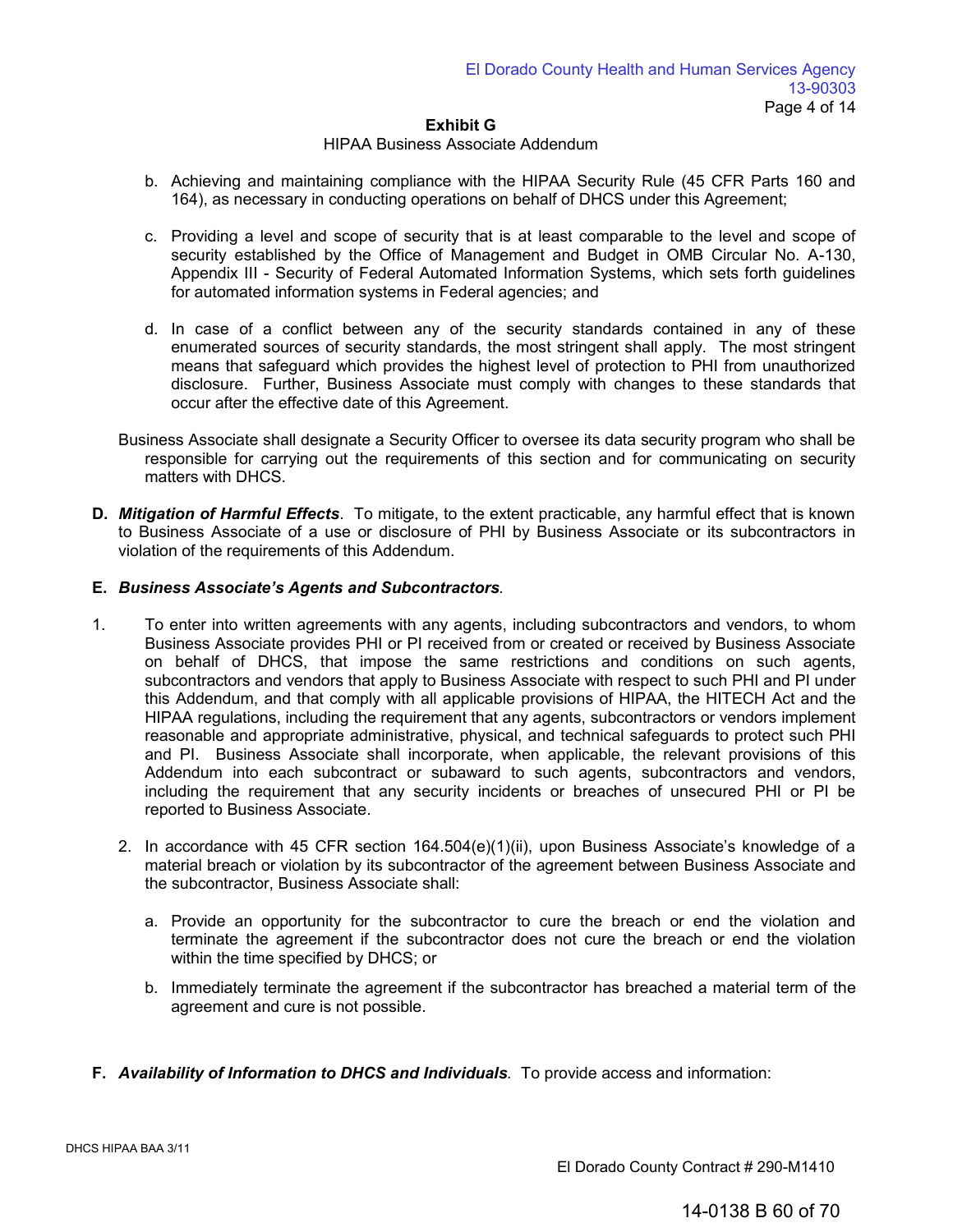**Exhibit G**

HIPAA Business Associate Addendum

b. Achieving and maintaining compliance with the HIPAA Security Rule (45 CFR Parts 160 and 164), as necessary in conducting operations on behalf of DHCS under this Agreement;

c. Providing a level and scope of security that is at least comparable to the level and scope of security established by the Office of Management and Budget in OMB Circular No. A-130, Appendix III - Security of Federal Automated Information Systems, which sets forth guidelines for automated information systems in Federal agencies; and

d. In case of a conflict between any of the security standards contained in any of these enumerated sources of security standards, the most stringent shall apply. The most stringent means that safeguard which provides the highest level of protection to PHI from unauthorized disclosure. Further, Business Associate must comply with changes to these standards that occur after the effective date of this Agreement.

Business Associate shall designate a Security Officer to oversee its data security program who shall be responsible for carrying out the requirements of this section and for communicating on security matters with DHCS.

**D.** ***Mitigation of Harmful Effects***. To mitigate, to the extent practicable, any harmful effect that is known to Business Associate of a use or disclosure of PHI by Business Associate or its subcontractors in violation of the requirements of this Addendum.

**E.** ***Business Associate's Agents and Subcontractors***.

1. To enter into written agreements with any agents, including subcontractors and vendors, to whom Business Associate provides PHI or PI received from or created or received by Business Associate on behalf of DHCS, that impose the same restrictions and conditions on such agents, subcontractors and vendors that apply to Business Associate with respect to such PHI and PI under this Addendum, and that comply with all applicable provisions of HIPAA, the HITECH Act and the HIPAA regulations, including the requirement that any agents, subcontractors or vendors implement reasonable and appropriate administrative, physical, and technical safeguards to protect such PHI and PI. Business Associate shall incorporate, when applicable, the relevant provisions of this Addendum into each subcontract or subaward to such agents, subcontractors and vendors, including the requirement that any security incidents or breaches of unsecured PHI or PI be reported to Business Associate.

2. In accordance with 45 CFR section 164.504(e)(1)(ii), upon Business Associate's knowledge of a material breach or violation by its subcontractor of the agreement between Business Associate and the subcontractor, Business Associate shall:

   a. Provide an opportunity for the subcontractor to cure the breach or end the violation and terminate the agreement if the subcontractor does not cure the breach or end the violation within the time specified by DHCS; or

   b. Immediately terminate the agreement if the subcontractor has breached a material term of the agreement and cure is not possible.

**F.** ***Availability of Information to DHCS and Individuals***. To provide access and information: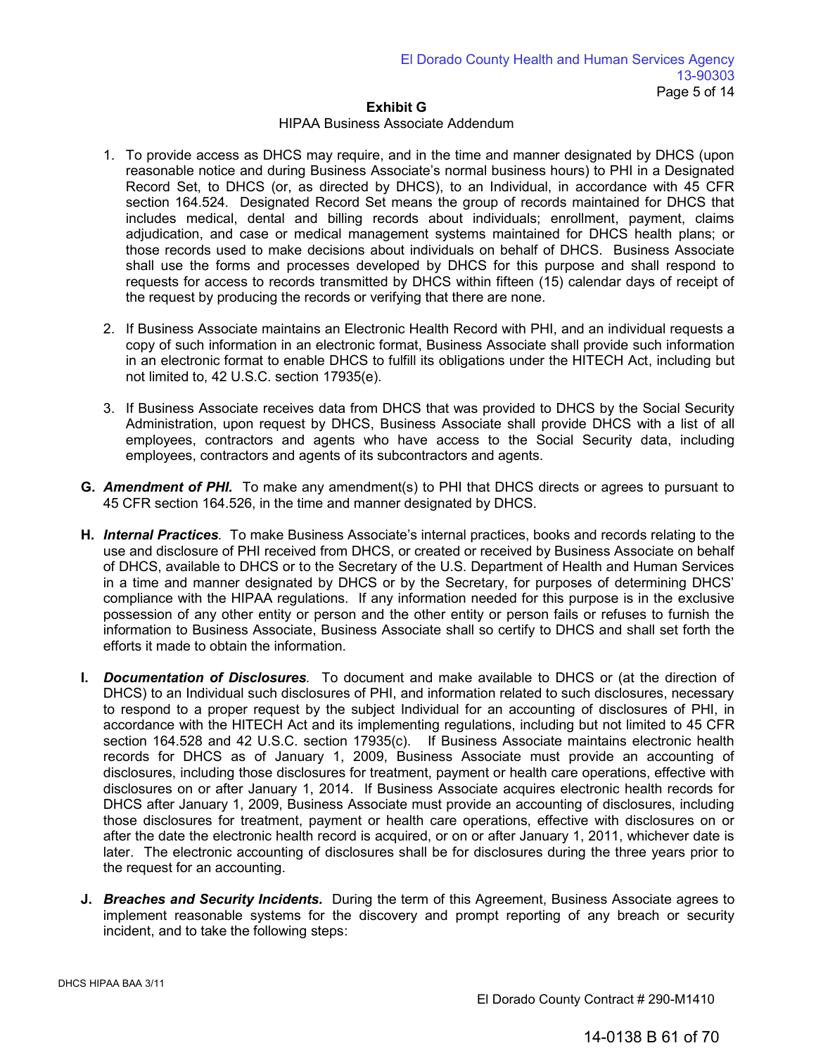**Exhibit G**

HIPAA Business Associate Addendum

1. To provide access as DHCS may require, and in the time and manner designated by DHCS (upon reasonable notice and during Business Associate's normal business hours) to PHI in a Designated Record Set, to DHCS (or, as directed by DHCS), to an Individual, in accordance with 45 CFR section 164.524. Designated Record Set means the group of records maintained for DHCS that includes medical, dental and billing records about individuals; enrollment, payment, claims adjudication, and case or medical management systems maintained for DHCS health plans; or those records used to make decisions about individuals on behalf of DHCS. Business Associate shall use the forms and processes developed by DHCS for this purpose and shall respond to requests for access to records transmitted by DHCS within fifteen (15) calendar days of receipt of the request by producing the records or verifying that there are none.

2. If Business Associate maintains an Electronic Health Record with PHI, and an individual requests a copy of such information in an electronic format, Business Associate shall provide such information in an electronic format to enable DHCS to fulfill its obligations under the HITECH Act, including but not limited to, 42 U.S.C. section 17935(e).

3. If Business Associate receives data from DHCS that was provided to DHCS by the Social Security Administration, upon request by DHCS, Business Associate shall provide DHCS with a list of all employees, contractors and agents who have access to the Social Security data, including employees, contractors and agents of its subcontractors and agents.

**G.** ***Amendment of PHI.*** To make any amendment(s) to PHI that DHCS directs or agrees to pursuant to 45 CFR section 164.526, in the time and manner designated by DHCS.

**H.** ***Internal Practices.*** To make Business Associate's internal practices, books and records relating to the use and disclosure of PHI received from DHCS, or created or received by Business Associate on behalf of DHCS, available to DHCS or to the Secretary of the U.S. Department of Health and Human Services in a time and manner designated by DHCS or by the Secretary, for purposes of determining DHCS' compliance with the HIPAA regulations. If any information needed for this purpose is in the exclusive possession of any other entity or person and the other entity or person fails or refuses to furnish the information to Business Associate, Business Associate shall so certify to DHCS and shall set forth the efforts it made to obtain the information.

**I.** ***Documentation of Disclosures.*** To document and make available to DHCS or (at the direction of DHCS) to an Individual such disclosures of PHI, and information related to such disclosures, necessary to respond to a proper request by the subject Individual for an accounting of disclosures of PHI, in accordance with the HITECH Act and its implementing regulations, including but not limited to 45 CFR section 164.528 and 42 U.S.C. section 17935(c). If Business Associate maintains electronic health records for DHCS as of January 1, 2009, Business Associate must provide an accounting of disclosures, including those disclosures for treatment, payment or health care operations, effective with disclosures on or after January 1, 2014. If Business Associate acquires electronic health records for DHCS after January 1, 2009, Business Associate must provide an accounting of disclosures, including those disclosures for treatment, payment or health care operations, effective with disclosures on or after the date the electronic health record is acquired, or on or after January 1, 2011, whichever date is later. The electronic accounting of disclosures shall be for disclosures during the three years prior to the request for an accounting.

**J.** ***Breaches and Security Incidents.*** During the term of this Agreement, Business Associate agrees to implement reasonable systems for the discovery and prompt reporting of any breach or security incident, and to take the following steps: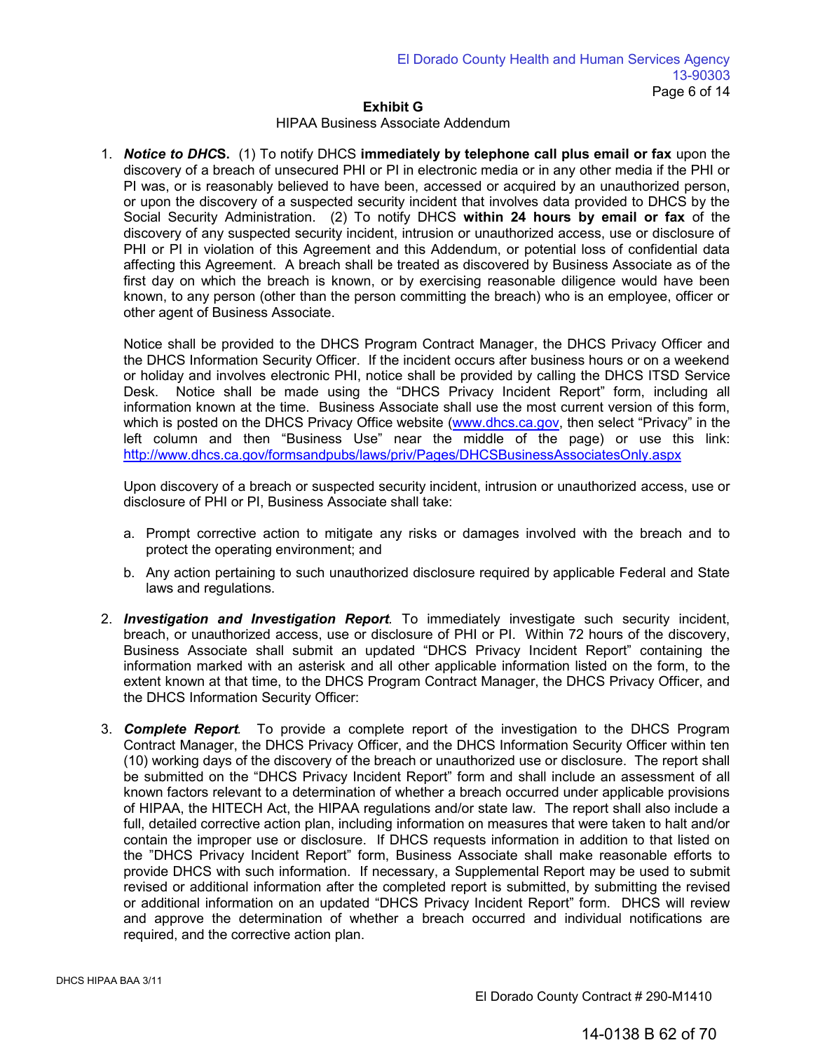**Exhibit G**

HIPAA Business Associate Addendum

1. ***Notice to DHCS*.** (1) To notify DHCS **immediately by telephone call plus email or fax** upon the discovery of a breach of unsecured PHI or PI in electronic media or in any other media if the PHI or PI was, or is reasonably believed to have been, accessed or acquired by an unauthorized person, or upon the discovery of a suspected security incident that involves data provided to DHCS by the Social Security Administration. (2) To notify DHCS **within 24 hours by email or fax** of the discovery of any suspected security incident, intrusion or unauthorized access, use or disclosure of PHI or PI in violation of this Agreement and this Addendum, or potential loss of confidential data affecting this Agreement. A breach shall be treated as discovered by Business Associate as of the first day on which the breach is known, or by exercising reasonable diligence would have been known, to any person (other than the person committing the breach) who is an employee, officer or other agent of Business Associate.

   Notice shall be provided to the DHCS Program Contract Manager, the DHCS Privacy Officer and the DHCS Information Security Officer. If the incident occurs after business hours or on a weekend or holiday and involves electronic PHI, notice shall be provided by calling the DHCS ITSD Service Desk. Notice shall be made using the "DHCS Privacy Incident Report" form, including all information known at the time. Business Associate shall use the most current version of this form, which is posted on the DHCS Privacy Office website (www.dhcs.ca.gov, then select "Privacy" in the left column and then "Business Use" near the middle of the page) or use this link: http://www.dhcs.ca.gov/formsandpubs/laws/priv/Pages/DHCSBusinessAssociatesOnly.aspx

   Upon discovery of a breach or suspected security incident, intrusion or unauthorized access, use or disclosure of PHI or PI, Business Associate shall take:

   a. Prompt corrective action to mitigate any risks or damages involved with the breach and to protect the operating environment; and

   b. Any action pertaining to such unauthorized disclosure required by applicable Federal and State laws and regulations.

2. ***Investigation and Investigation Report***. To immediately investigate such security incident, breach, or unauthorized access, use or disclosure of PHI or PI. Within 72 hours of the discovery, Business Associate shall submit an updated "DHCS Privacy Incident Report" containing the information marked with an asterisk and all other applicable information listed on the form, to the extent known at that time, to the DHCS Program Contract Manager, the DHCS Privacy Officer, and the DHCS Information Security Officer:

3. ***Complete Report***. To provide a complete report of the investigation to the DHCS Program Contract Manager, the DHCS Privacy Officer, and the DHCS Information Security Officer within ten (10) working days of the discovery of the breach or unauthorized use or disclosure. The report shall be submitted on the "DHCS Privacy Incident Report" form and shall include an assessment of all known factors relevant to a determination of whether a breach occurred under applicable provisions of HIPAA, the HITECH Act, the HIPAA regulations and/or state law. The report shall also include a full, detailed corrective action plan, including information on measures that were taken to halt and/or contain the improper use or disclosure. If DHCS requests information in addition to that listed on the "DHCS Privacy Incident Report" form, Business Associate shall make reasonable efforts to provide DHCS with such information. If necessary, a Supplemental Report may be used to submit revised or additional information after the completed report is submitted, by submitting the revised or additional information on an updated "DHCS Privacy Incident Report" form. DHCS will review and approve the determination of whether a breach occurred and individual notifications are required, and the corrective action plan.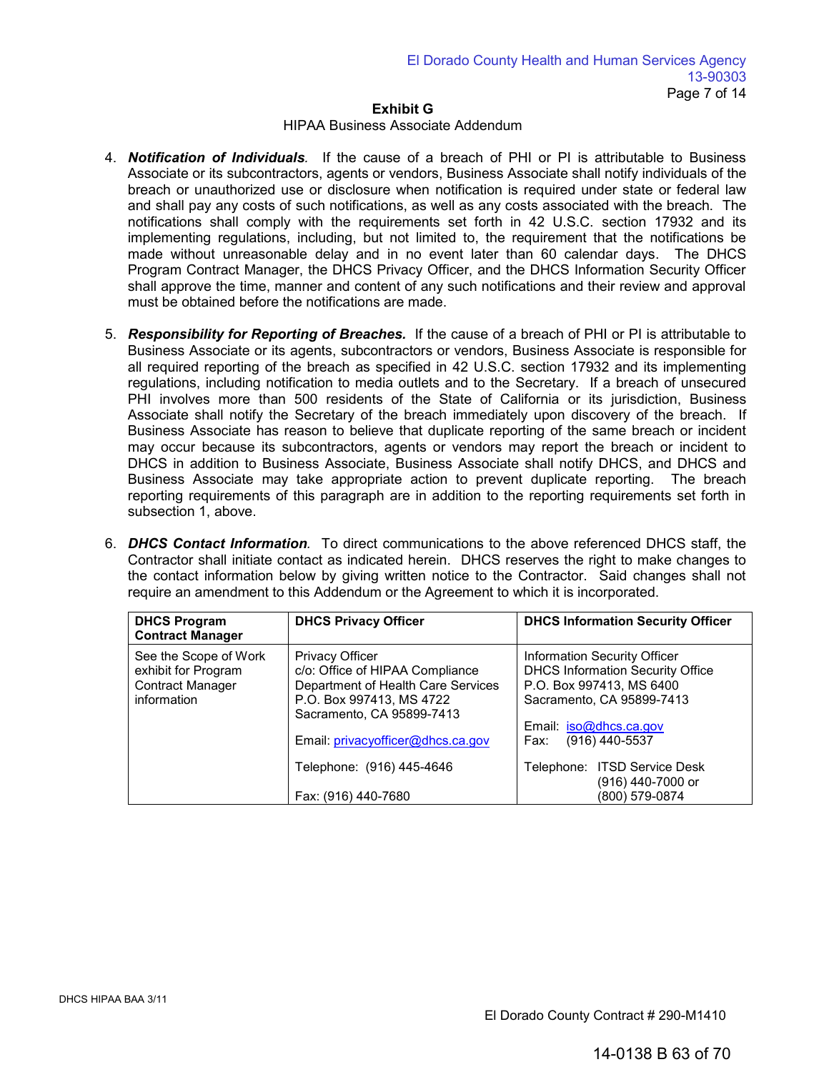## Exhibit G

HIPAA Business Associate Addendum

4. ***Notification of Individuals.*** If the cause of a breach of PHI or PI is attributable to Business Associate or its subcontractors, agents or vendors, Business Associate shall notify individuals of the breach or unauthorized use or disclosure when notification is required under state or federal law and shall pay any costs of such notifications, as well as any costs associated with the breach. The notifications shall comply with the requirements set forth in 42 U.S.C. section 17932 and its implementing regulations, including, but not limited to, the requirement that the notifications be made without unreasonable delay and in no event later than 60 calendar days. The DHCS Program Contract Manager, the DHCS Privacy Officer, and the DHCS Information Security Officer shall approve the time, manner and content of any such notifications and their review and approval must be obtained before the notifications are made.

5. ***Responsibility for Reporting of Breaches.*** If the cause of a breach of PHI or PI is attributable to Business Associate or its agents, subcontractors or vendors, Business Associate is responsible for all required reporting of the breach as specified in 42 U.S.C. section 17932 and its implementing regulations, including notification to media outlets and to the Secretary. If a breach of unsecured PHI involves more than 500 residents of the State of California or its jurisdiction, Business Associate shall notify the Secretary of the breach immediately upon discovery of the breach. If Business Associate has reason to believe that duplicate reporting of the same breach or incident may occur because its subcontractors, agents or vendors may report the breach or incident to DHCS in addition to Business Associate, Business Associate shall notify DHCS, and DHCS and Business Associate may take appropriate action to prevent duplicate reporting. The breach reporting requirements of this paragraph are in addition to the reporting requirements set forth in subsection 1, above.

6. ***DHCS Contact Information.*** To direct communications to the above referenced DHCS staff, the Contractor shall initiate contact as indicated herein. DHCS reserves the right to make changes to the contact information below by giving written notice to the Contractor. Said changes shall not require an amendment to this Addendum or the Agreement to which it is incorporated.

| DHCS Program Contract Manager | DHCS Privacy Officer | DHCS Information Security Officer |
|---|---|---|
| See the Scope of Work exhibit for Program Contract Manager information | Privacy Officer<br>c/o: Office of HIPAA Compliance<br>Department of Health Care Services<br>P.O. Box 997413, MS 4722<br>Sacramento, CA 95899-7413<br><br>Email: privacyofficer@dhcs.ca.gov<br><br>Telephone: (916) 445-4646<br><br>Fax: (916) 440-7680 | Information Security Officer<br>DHCS Information Security Office<br>P.O. Box 997413, MS 6400<br>Sacramento, CA 95899-7413<br><br>Email: iso@dhcs.ca.gov<br>Fax: (916) 440-5537<br><br>Telephone: ITSD Service Desk (916) 440-7000 or (800) 579-0874 |

DHCS HIPAA BAA 3/11

El Dorado County Contract # 290-M1410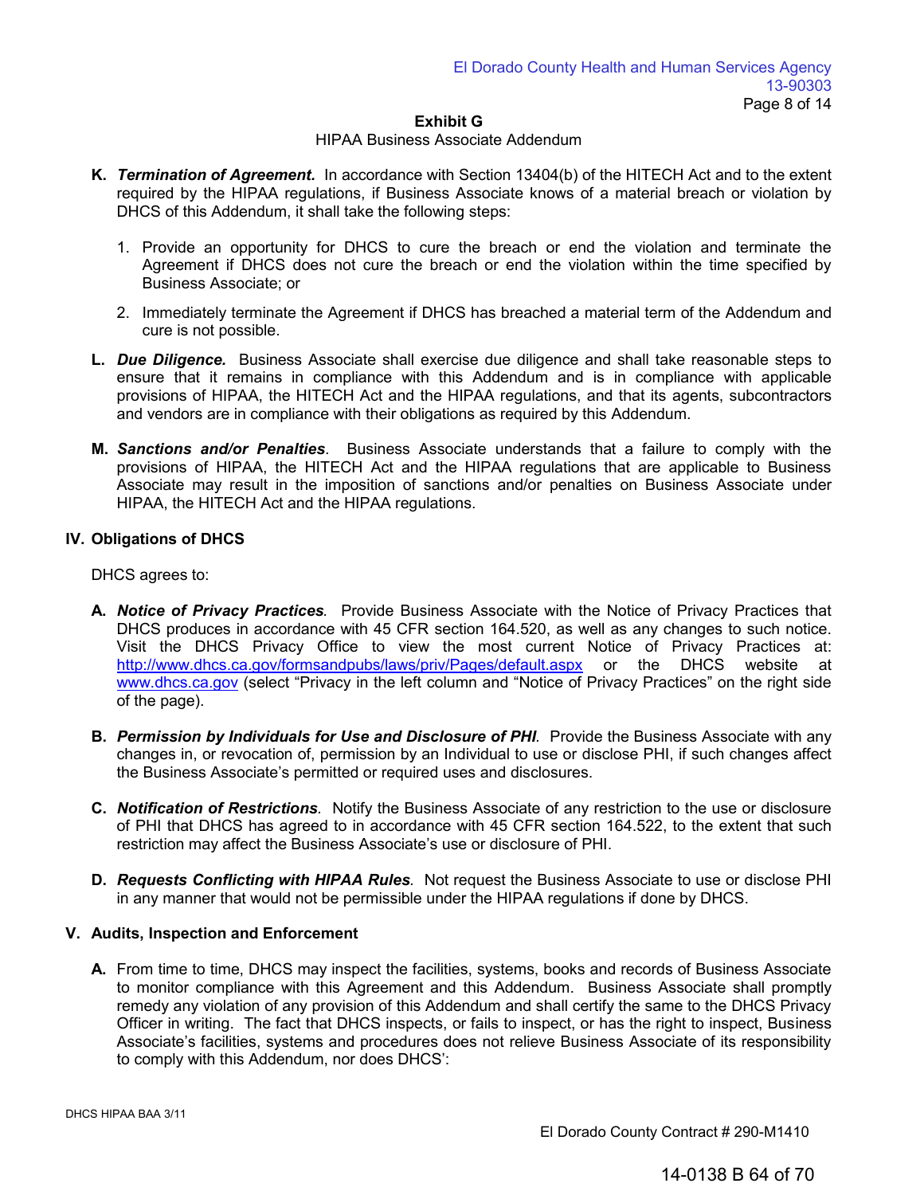## Exhibit G

HIPAA Business Associate Addendum

**K.** ***Termination of Agreement.*** In accordance with Section 13404(b) of the HITECH Act and to the extent required by the HIPAA regulations, if Business Associate knows of a material breach or violation by DHCS of this Addendum, it shall take the following steps:

1. Provide an opportunity for DHCS to cure the breach or end the violation and terminate the Agreement if DHCS does not cure the breach or end the violation within the time specified by Business Associate; or

2. Immediately terminate the Agreement if DHCS has breached a material term of the Addendum and cure is not possible.

**L.** ***Due Diligence.*** Business Associate shall exercise due diligence and shall take reasonable steps to ensure that it remains in compliance with this Addendum and is in compliance with applicable provisions of HIPAA, the HITECH Act and the HIPAA regulations, and that its agents, subcontractors and vendors are in compliance with their obligations as required by this Addendum.

**M.** ***Sanctions and/or Penalties***. Business Associate understands that a failure to comply with the provisions of HIPAA, the HITECH Act and the HIPAA regulations that are applicable to Business Associate may result in the imposition of sanctions and/or penalties on Business Associate under HIPAA, the HITECH Act and the HIPAA regulations.

### IV. Obligations of DHCS

DHCS agrees to:

**A.** ***Notice of Privacy Practices.*** Provide Business Associate with the Notice of Privacy Practices that DHCS produces in accordance with 45 CFR section 164.520, as well as any changes to such notice. Visit the DHCS Privacy Office to view the most current Notice of Privacy Practices at: http://www.dhcs.ca.gov/formsandpubs/laws/priv/Pages/default.aspx or the DHCS website at www.dhcs.ca.gov (select "Privacy in the left column and "Notice of Privacy Practices" on the right side of the page).

**B.** ***Permission by Individuals for Use and Disclosure of PHI.*** Provide the Business Associate with any changes in, or revocation of, permission by an Individual to use or disclose PHI, if such changes affect the Business Associate's permitted or required uses and disclosures.

**C.** ***Notification of Restrictions.*** Notify the Business Associate of any restriction to the use or disclosure of PHI that DHCS has agreed to in accordance with 45 CFR section 164.522, to the extent that such restriction may affect the Business Associate's use or disclosure of PHI.

**D.** ***Requests Conflicting with HIPAA Rules.*** Not request the Business Associate to use or disclose PHI in any manner that would not be permissible under the HIPAA regulations if done by DHCS.

### V. Audits, Inspection and Enforcement

**A.** From time to time, DHCS may inspect the facilities, systems, books and records of Business Associate to monitor compliance with this Agreement and this Addendum. Business Associate shall promptly remedy any violation of any provision of this Addendum and shall certify the same to the DHCS Privacy Officer in writing. The fact that DHCS inspects, or fails to inspect, or has the right to inspect, Business Associate's facilities, systems and procedures does not relieve Business Associate of its responsibility to comply with this Addendum, nor does DHCS':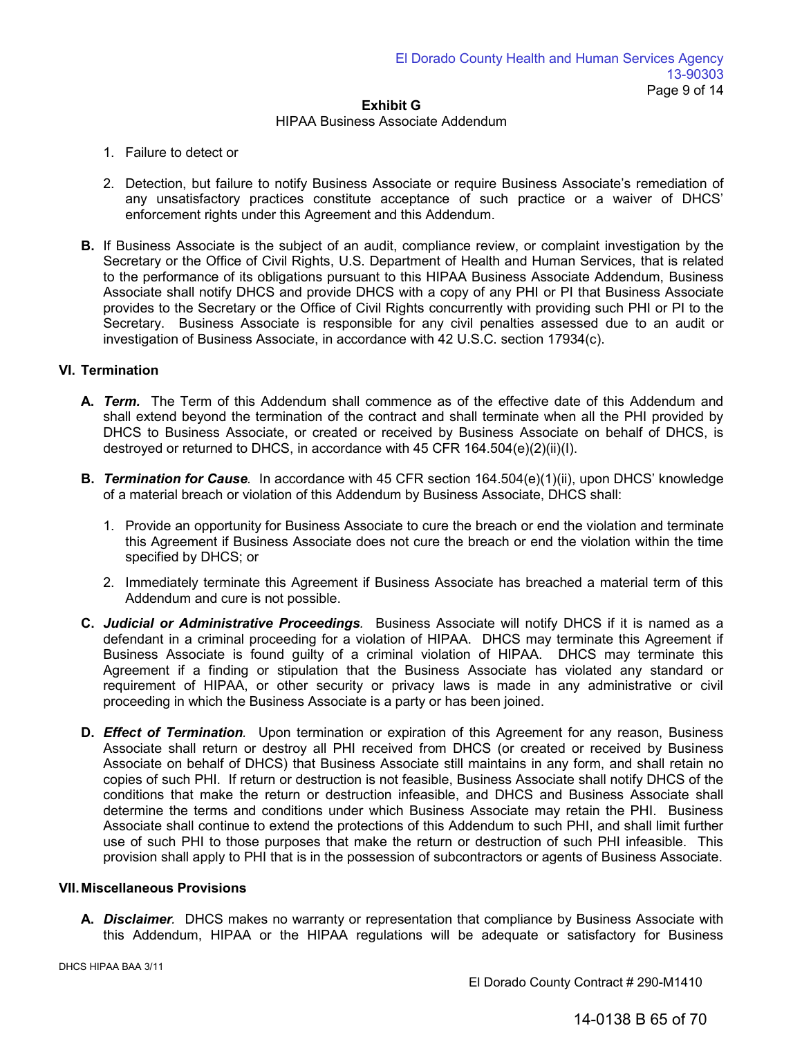1. Failure to detect or

2. Detection, but failure to notify Business Associate or require Business Associate's remediation of any unsatisfactory practices constitute acceptance of such practice or a waiver of DHCS' enforcement rights under this Agreement and this Addendum.

**B.** If Business Associate is the subject of an audit, compliance review, or complaint investigation by the Secretary or the Office of Civil Rights, U.S. Department of Health and Human Services, that is related to the performance of its obligations pursuant to this HIPAA Business Associate Addendum, Business Associate shall notify DHCS and provide DHCS with a copy of any PHI or PI that Business Associate provides to the Secretary or the Office of Civil Rights concurrently with providing such PHI or PI to the Secretary. Business Associate is responsible for any civil penalties assessed due to an audit or investigation of Business Associate, in accordance with 42 U.S.C. section 17934(c).

## VI. Termination

**A.** ***Term.*** The Term of this Addendum shall commence as of the effective date of this Addendum and shall extend beyond the termination of the contract and shall terminate when all the PHI provided by DHCS to Business Associate, or created or received by Business Associate on behalf of DHCS, is destroyed or returned to DHCS, in accordance with 45 CFR 164.504(e)(2)(ii)(I).

**B.** ***Termination for Cause.*** In accordance with 45 CFR section 164.504(e)(1)(ii), upon DHCS' knowledge of a material breach or violation of this Addendum by Business Associate, DHCS shall:

1. Provide an opportunity for Business Associate to cure the breach or end the violation and terminate this Agreement if Business Associate does not cure the breach or end the violation within the time specified by DHCS; or

2. Immediately terminate this Agreement if Business Associate has breached a material term of this Addendum and cure is not possible.

**C.** ***Judicial or Administrative Proceedings.*** Business Associate will notify DHCS if it is named as a defendant in a criminal proceeding for a violation of HIPAA. DHCS may terminate this Agreement if Business Associate is found guilty of a criminal violation of HIPAA. DHCS may terminate this Agreement if a finding or stipulation that the Business Associate has violated any standard or requirement of HIPAA, or other security or privacy laws is made in any administrative or civil proceeding in which the Business Associate is a party or has been joined.

**D.** ***Effect of Termination.*** Upon termination or expiration of this Agreement for any reason, Business Associate shall return or destroy all PHI received from DHCS (or created or received by Business Associate on behalf of DHCS) that Business Associate still maintains in any form, and shall retain no copies of such PHI. If return or destruction is not feasible, Business Associate shall notify DHCS of the conditions that make the return or destruction infeasible, and DHCS and Business Associate shall determine the terms and conditions under which Business Associate may retain the PHI. Business Associate shall continue to extend the protections of this Addendum to such PHI, and shall limit further use of such PHI to those purposes that make the return or destruction of such PHI infeasible. This provision shall apply to PHI that is in the possession of subcontractors or agents of Business Associate.

## VII. Miscellaneous Provisions

**A.** ***Disclaimer.*** DHCS makes no warranty or representation that compliance by Business Associate with this Addendum, HIPAA or the HIPAA regulations will be adequate or satisfactory for Business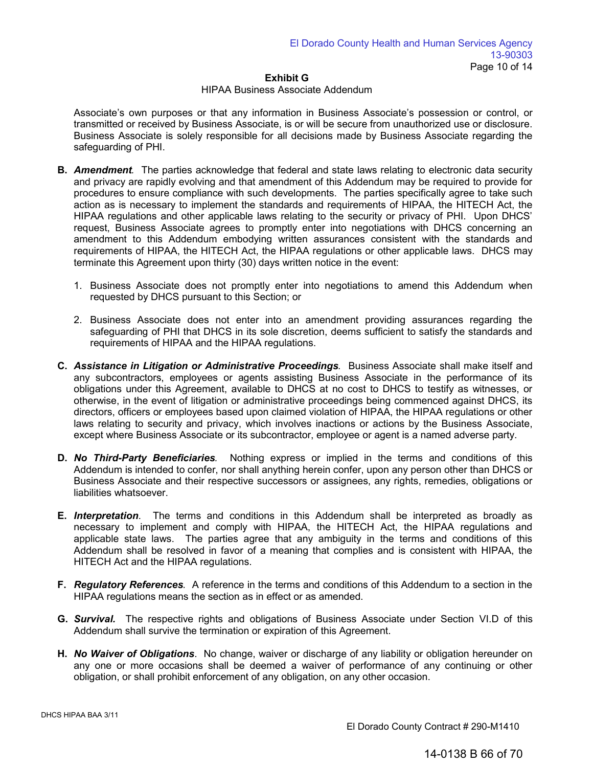Associate's own purposes or that any information in Business Associate's possession or control, or transmitted or received by Business Associate, is or will be secure from unauthorized use or disclosure. Business Associate is solely responsible for all decisions made by Business Associate regarding the safeguarding of PHI.

**B.** ***Amendment***. The parties acknowledge that federal and state laws relating to electronic data security and privacy are rapidly evolving and that amendment of this Addendum may be required to provide for procedures to ensure compliance with such developments. The parties specifically agree to take such action as is necessary to implement the standards and requirements of HIPAA, the HITECH Act, the HIPAA regulations and other applicable laws relating to the security or privacy of PHI. Upon DHCS' request, Business Associate agrees to promptly enter into negotiations with DHCS concerning an amendment to this Addendum embodying written assurances consistent with the standards and requirements of HIPAA, the HITECH Act, the HIPAA regulations or other applicable laws. DHCS may terminate this Agreement upon thirty (30) days written notice in the event:

1. Business Associate does not promptly enter into negotiations to amend this Addendum when requested by DHCS pursuant to this Section; or

2. Business Associate does not enter into an amendment providing assurances regarding the safeguarding of PHI that DHCS in its sole discretion, deems sufficient to satisfy the standards and requirements of HIPAA and the HIPAA regulations.

**C.** ***Assistance in Litigation or Administrative Proceedings***. Business Associate shall make itself and any subcontractors, employees or agents assisting Business Associate in the performance of its obligations under this Agreement, available to DHCS at no cost to DHCS to testify as witnesses, or otherwise, in the event of litigation or administrative proceedings being commenced against DHCS, its directors, officers or employees based upon claimed violation of HIPAA, the HIPAA regulations or other laws relating to security and privacy, which involves inactions or actions by the Business Associate, except where Business Associate or its subcontractor, employee or agent is a named adverse party.

**D.** ***No Third-Party Beneficiaries***. Nothing express or implied in the terms and conditions of this Addendum is intended to confer, nor shall anything herein confer, upon any person other than DHCS or Business Associate and their respective successors or assignees, any rights, remedies, obligations or liabilities whatsoever.

**E.** ***Interpretation***. The terms and conditions in this Addendum shall be interpreted as broadly as necessary to implement and comply with HIPAA, the HITECH Act, the HIPAA regulations and applicable state laws. The parties agree that any ambiguity in the terms and conditions of this Addendum shall be resolved in favor of a meaning that complies and is consistent with HIPAA, the HITECH Act and the HIPAA regulations.

**F.** ***Regulatory References***. A reference in the terms and conditions of this Addendum to a section in the HIPAA regulations means the section as in effect or as amended.

**G.** ***Survival.*** The respective rights and obligations of Business Associate under Section VI.D of this Addendum shall survive the termination or expiration of this Agreement.

**H.** ***No Waiver of Obligations***. No change, waiver or discharge of any liability or obligation hereunder on any one or more occasions shall be deemed a waiver of performance of any continuing or other obligation, or shall prohibit enforcement of any obligation, on any other occasion.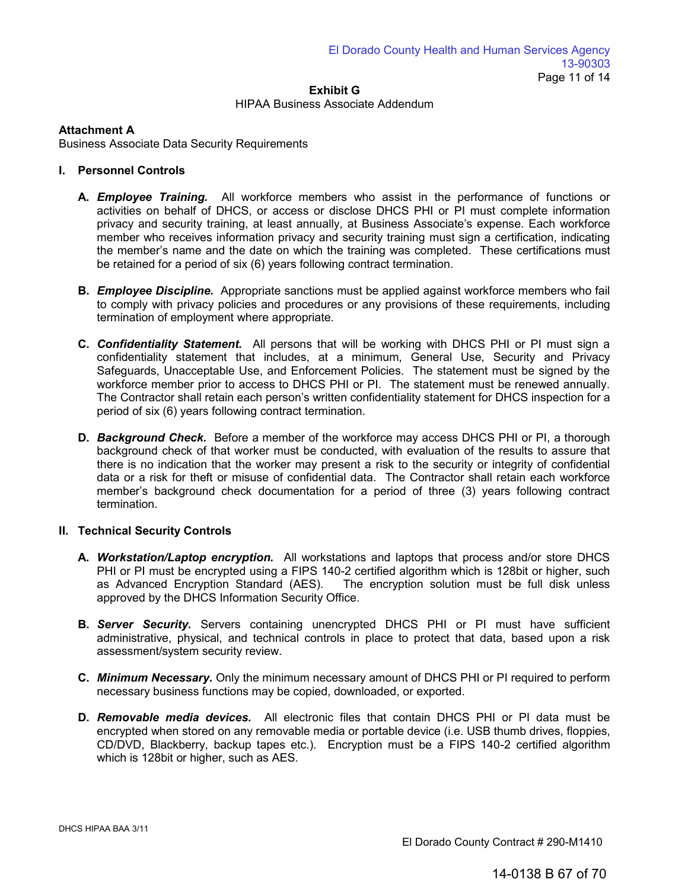**Exhibit G**

HIPAA Business Associate Addendum

**Attachment A**

Business Associate Data Security Requirements

## I. Personnel Controls

**A.** ***Employee Training.*** All workforce members who assist in the performance of functions or activities on behalf of DHCS, or access or disclose DHCS PHI or PI must complete information privacy and security training, at least annually, at Business Associate's expense. Each workforce member who receives information privacy and security training must sign a certification, indicating the member's name and the date on which the training was completed. These certifications must be retained for a period of six (6) years following contract termination.

**B.** ***Employee Discipline.*** Appropriate sanctions must be applied against workforce members who fail to comply with privacy policies and procedures or any provisions of these requirements, including termination of employment where appropriate.

**C.** ***Confidentiality Statement.*** All persons that will be working with DHCS PHI or PI must sign a confidentiality statement that includes, at a minimum, General Use, Security and Privacy Safeguards, Unacceptable Use, and Enforcement Policies. The statement must be signed by the workforce member prior to access to DHCS PHI or PI. The statement must be renewed annually. The Contractor shall retain each person's written confidentiality statement for DHCS inspection for a period of six (6) years following contract termination.

**D.** ***Background Check.*** Before a member of the workforce may access DHCS PHI or PI, a thorough background check of that worker must be conducted, with evaluation of the results to assure that there is no indication that the worker may present a risk to the security or integrity of confidential data or a risk for theft or misuse of confidential data. The Contractor shall retain each workforce member's background check documentation for a period of three (3) years following contract termination.

## II. Technical Security Controls

**A.** ***Workstation/Laptop encryption.*** All workstations and laptops that process and/or store DHCS PHI or PI must be encrypted using a FIPS 140-2 certified algorithm which is 128bit or higher, such as Advanced Encryption Standard (AES). The encryption solution must be full disk unless approved by the DHCS Information Security Office.

**B.** ***Server Security.*** Servers containing unencrypted DHCS PHI or PI must have sufficient administrative, physical, and technical controls in place to protect that data, based upon a risk assessment/system security review.

**C.** ***Minimum Necessary.*** Only the minimum necessary amount of DHCS PHI or PI required to perform necessary business functions may be copied, downloaded, or exported.

**D.** ***Removable media devices.*** All electronic files that contain DHCS PHI or PI data must be encrypted when stored on any removable media or portable device (i.e. USB thumb drives, floppies, CD/DVD, Blackberry, backup tapes etc.). Encryption must be a FIPS 140-2 certified algorithm which is 128bit or higher, such as AES.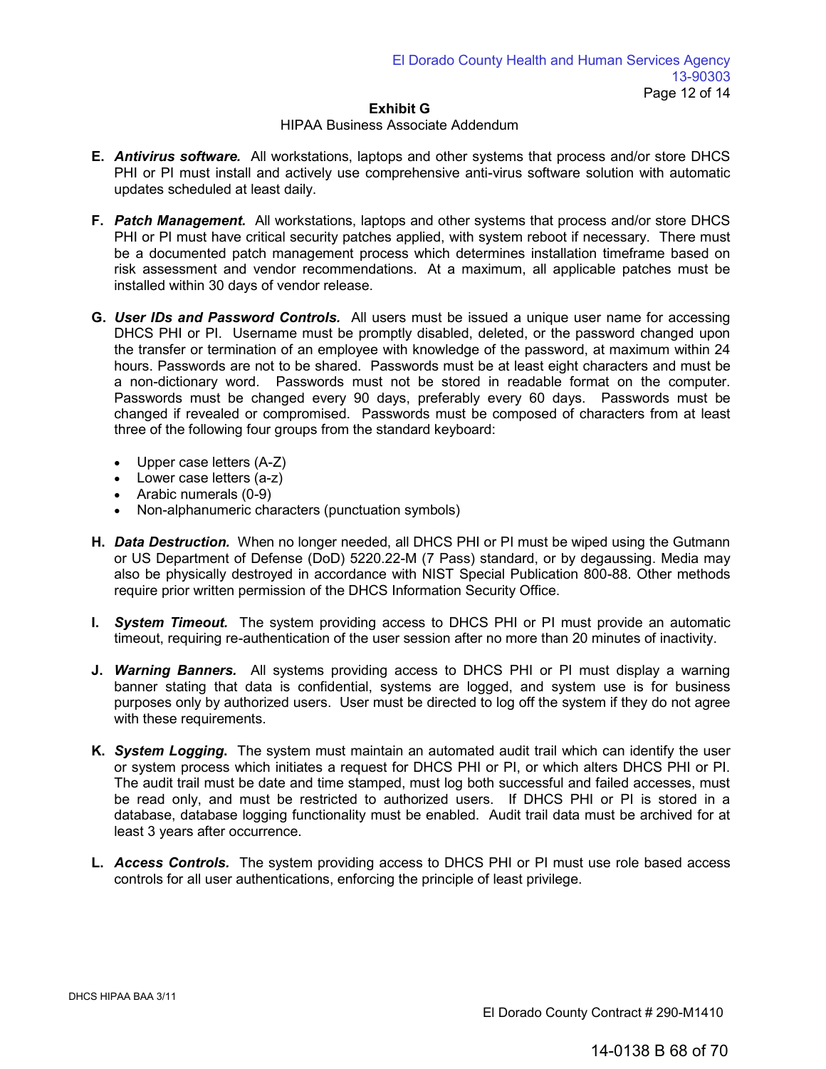**Exhibit G**

HIPAA Business Associate Addendum

**E.** ***Antivirus software.*** All workstations, laptops and other systems that process and/or store DHCS PHI or PI must install and actively use comprehensive anti-virus software solution with automatic updates scheduled at least daily.

**F.** ***Patch Management.*** All workstations, laptops and other systems that process and/or store DHCS PHI or PI must have critical security patches applied, with system reboot if necessary. There must be a documented patch management process which determines installation timeframe based on risk assessment and vendor recommendations. At a maximum, all applicable patches must be installed within 30 days of vendor release.

**G.** ***User IDs and Password Controls.*** All users must be issued a unique user name for accessing DHCS PHI or PI. Username must be promptly disabled, deleted, or the password changed upon the transfer or termination of an employee with knowledge of the password, at maximum within 24 hours. Passwords are not to be shared. Passwords must be at least eight characters and must be a non-dictionary word. Passwords must not be stored in readable format on the computer. Passwords must be changed every 90 days, preferably every 60 days. Passwords must be changed if revealed or compromised. Passwords must be composed of characters from at least three of the following four groups from the standard keyboard:

- Upper case letters (A-Z)
- Lower case letters (a-z)
- Arabic numerals (0-9)
- Non-alphanumeric characters (punctuation symbols)

**H.** ***Data Destruction.*** When no longer needed, all DHCS PHI or PI must be wiped using the Gutmann or US Department of Defense (DoD) 5220.22-M (7 Pass) standard, or by degaussing. Media may also be physically destroyed in accordance with NIST Special Publication 800-88. Other methods require prior written permission of the DHCS Information Security Office.

**I.** ***System Timeout.*** The system providing access to DHCS PHI or PI must provide an automatic timeout, requiring re-authentication of the user session after no more than 20 minutes of inactivity.

**J.** ***Warning Banners.*** All systems providing access to DHCS PHI or PI must display a warning banner stating that data is confidential, systems are logged, and system use is for business purposes only by authorized users. User must be directed to log off the system if they do not agree with these requirements.

**K.** ***System Logging.*** The system must maintain an automated audit trail which can identify the user or system process which initiates a request for DHCS PHI or PI, or which alters DHCS PHI or PI. The audit trail must be date and time stamped, must log both successful and failed accesses, must be read only, and must be restricted to authorized users. If DHCS PHI or PI is stored in a database, database logging functionality must be enabled. Audit trail data must be archived for at least 3 years after occurrence.

**L.** ***Access Controls.*** The system providing access to DHCS PHI or PI must use role based access controls for all user authentications, enforcing the principle of least privilege.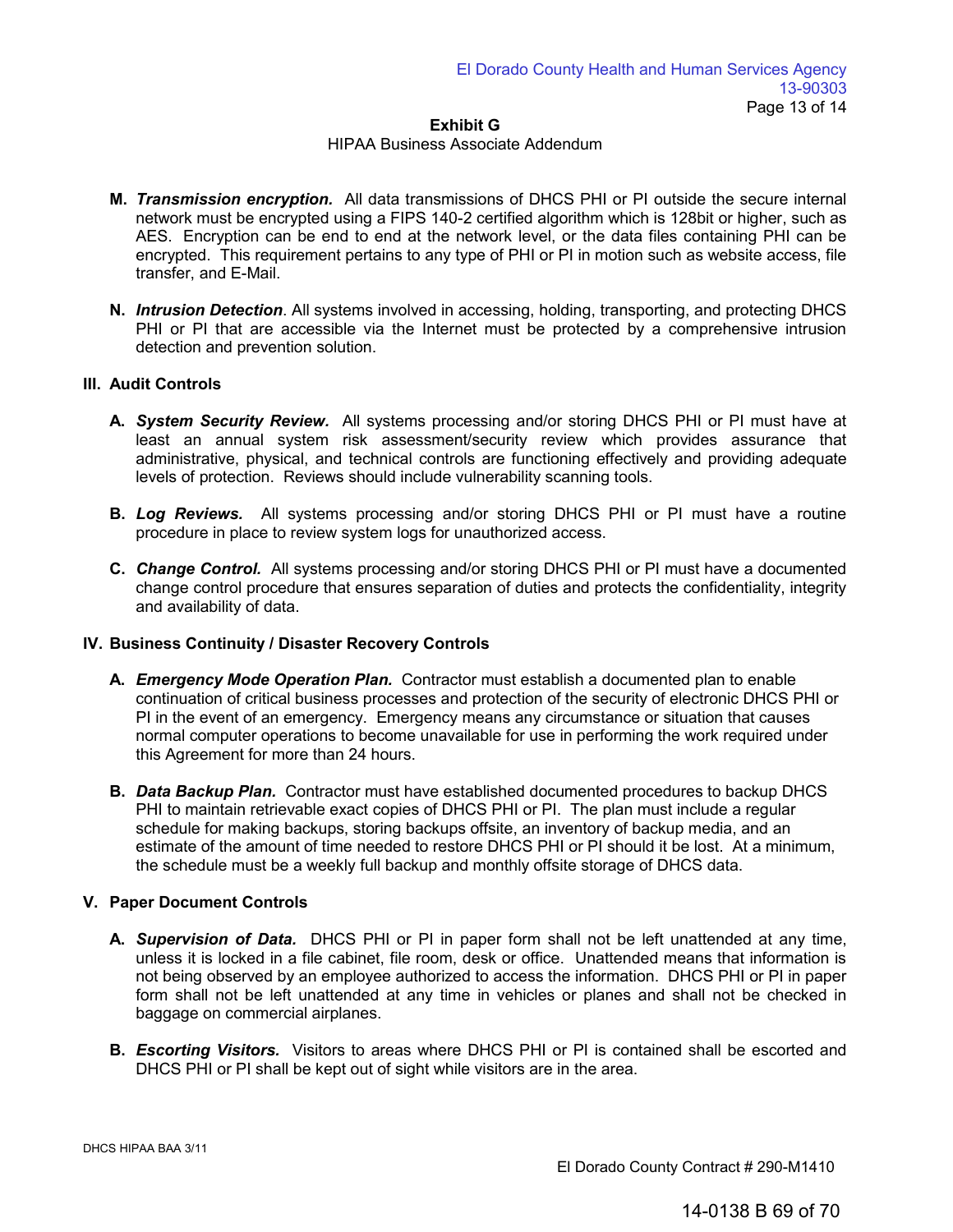**Exhibit G**

HIPAA Business Associate Addendum

**M.** ***Transmission encryption.*** All data transmissions of DHCS PHI or PI outside the secure internal network must be encrypted using a FIPS 140-2 certified algorithm which is 128bit or higher, such as AES. Encryption can be end to end at the network level, or the data files containing PHI can be encrypted. This requirement pertains to any type of PHI or PI in motion such as website access, file transfer, and E-Mail.

**N.** ***Intrusion Detection***. All systems involved in accessing, holding, transporting, and protecting DHCS PHI or PI that are accessible via the Internet must be protected by a comprehensive intrusion detection and prevention solution.

## III. Audit Controls

**A.** ***System Security Review.*** All systems processing and/or storing DHCS PHI or PI must have at least an annual system risk assessment/security review which provides assurance that administrative, physical, and technical controls are functioning effectively and providing adequate levels of protection. Reviews should include vulnerability scanning tools.

**B.** ***Log Reviews.*** All systems processing and/or storing DHCS PHI or PI must have a routine procedure in place to review system logs for unauthorized access.

**C.** ***Change Control.*** All systems processing and/or storing DHCS PHI or PI must have a documented change control procedure that ensures separation of duties and protects the confidentiality, integrity and availability of data.

## IV. Business Continuity / Disaster Recovery Controls

**A.** ***Emergency Mode Operation Plan.*** Contractor must establish a documented plan to enable continuation of critical business processes and protection of the security of electronic DHCS PHI or PI in the event of an emergency. Emergency means any circumstance or situation that causes normal computer operations to become unavailable for use in performing the work required under this Agreement for more than 24 hours.

**B.** ***Data Backup Plan.*** Contractor must have established documented procedures to backup DHCS PHI to maintain retrievable exact copies of DHCS PHI or PI. The plan must include a regular schedule for making backups, storing backups offsite, an inventory of backup media, and an estimate of the amount of time needed to restore DHCS PHI or PI should it be lost. At a minimum, the schedule must be a weekly full backup and monthly offsite storage of DHCS data.

## V. Paper Document Controls

**A.** ***Supervision of Data.*** DHCS PHI or PI in paper form shall not be left unattended at any time, unless it is locked in a file cabinet, file room, desk or office. Unattended means that information is not being observed by an employee authorized to access the information. DHCS PHI or PI in paper form shall not be left unattended at any time in vehicles or planes and shall not be checked in baggage on commercial airplanes.

**B.** ***Escorting Visitors.*** Visitors to areas where DHCS PHI or PI is contained shall be escorted and DHCS PHI or PI shall be kept out of sight while visitors are in the area.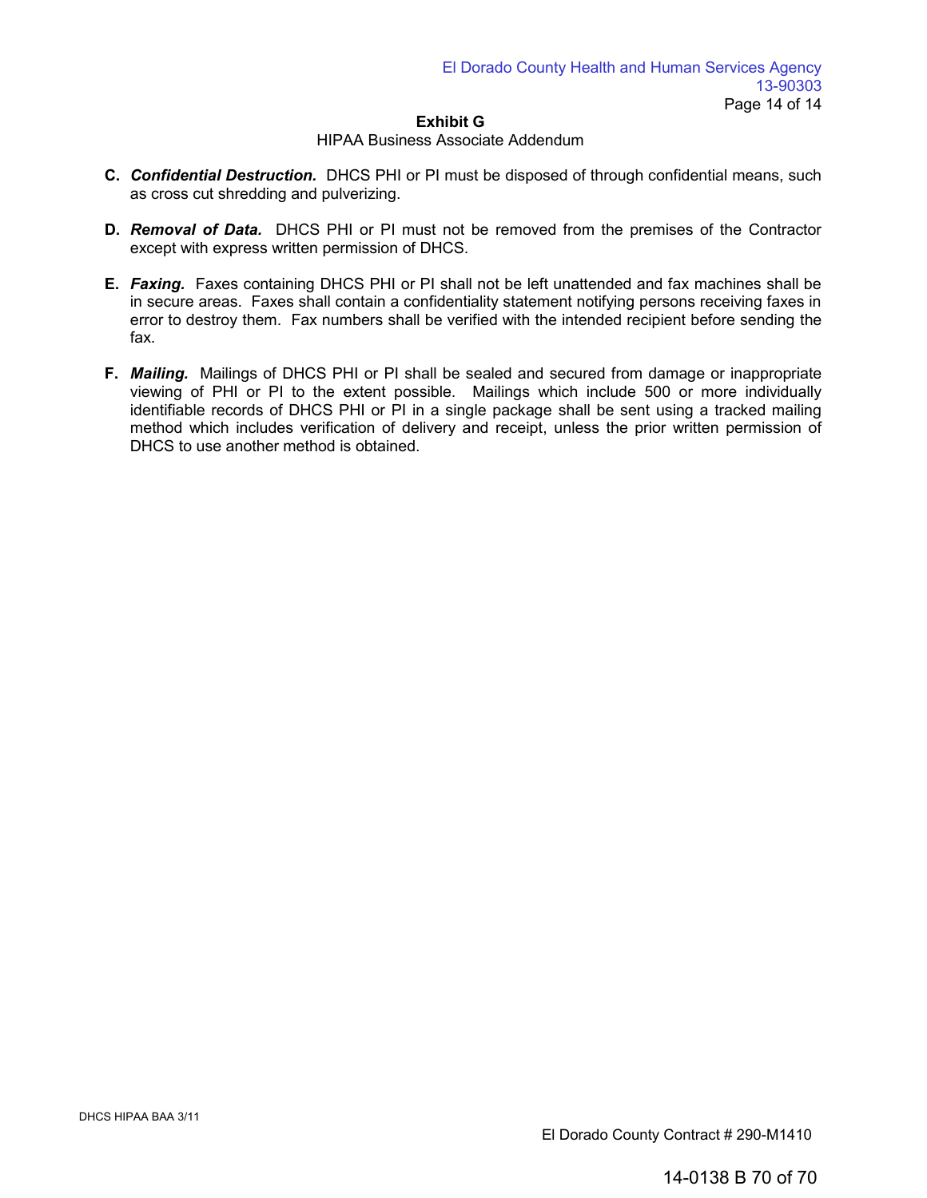**Exhibit G**

HIPAA Business Associate Addendum

**C.** ***Confidential Destruction.*** DHCS PHI or PI must be disposed of through confidential means, such as cross cut shredding and pulverizing.

**D.** ***Removal of Data.*** DHCS PHI or PI must not be removed from the premises of the Contractor except with express written permission of DHCS.

**E.** ***Faxing.*** Faxes containing DHCS PHI or PI shall not be left unattended and fax machines shall be in secure areas. Faxes shall contain a confidentiality statement notifying persons receiving faxes in error to destroy them. Fax numbers shall be verified with the intended recipient before sending the fax.

**F.** ***Mailing.*** Mailings of DHCS PHI or PI shall be sealed and secured from damage or inappropriate viewing of PHI or PI to the extent possible. Mailings which include 500 or more individually identifiable records of DHCS PHI or PI in a single package shall be sent using a tracked mailing method which includes verification of delivery and receipt, unless the prior written permission of DHCS to use another method is obtained.